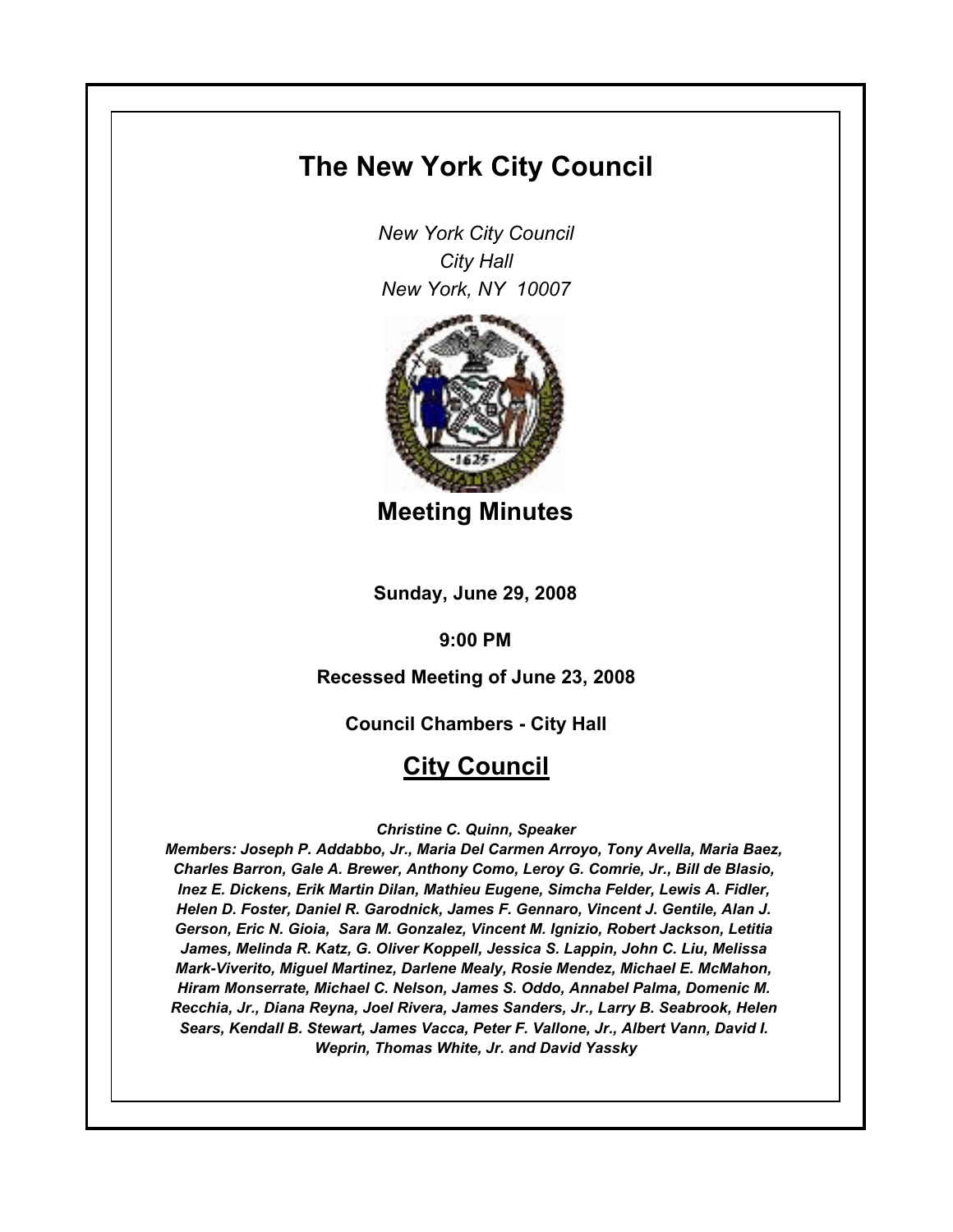# The New York City Council

*New York City Council*
*City Hall*
*New York, NY 10007*

## Meeting Minutes

**Sunday, June 29, 2008**

**9:00 PM**

**Recessed Meeting of June 23, 2008**

**Council Chambers - City Hall**

## City Council

***Christine C. Quinn, Speaker***

***Members: Joseph P. Addabbo, Jr., Maria Del Carmen Arroyo, Tony Avella, Maria Baez, Charles Barron, Gale A. Brewer, Anthony Como, Leroy G. Comrie, Jr., Bill de Blasio, Inez E. Dickens, Erik Martin Dilan, Mathieu Eugene, Simcha Felder, Lewis A. Fidler, Helen D. Foster, Daniel R. Garodnick, James F. Gennaro, Vincent J. Gentile, Alan J. Gerson, Eric N. Gioia, Sara M. Gonzalez, Vincent M. Ignizio, Robert Jackson, Letitia James, Melinda R. Katz, G. Oliver Koppell, Jessica S. Lappin, John C. Liu, Melissa Mark-Viverito, Miguel Martinez, Darlene Mealy, Rosie Mendez, Michael E. McMahon, Hiram Monserrate, Michael C. Nelson, James S. Oddo, Annabel Palma, Domenic M. Recchia, Jr., Diana Reyna, Joel Rivera, James Sanders, Jr., Larry B. Seabrook, Helen Sears, Kendall B. Stewart, James Vacca, Peter F. Vallone, Jr., Albert Vann, David I. Weprin, Thomas White, Jr. and David Yassky***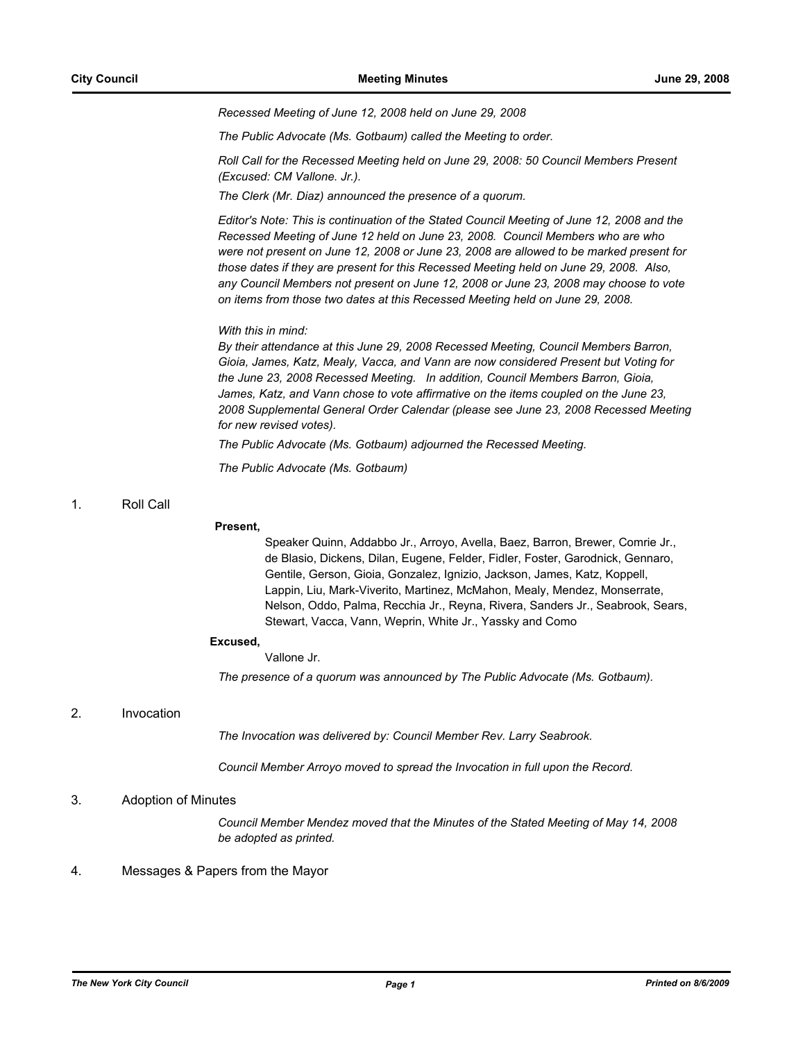*Recessed Meeting of June 12, 2008 held on June 29, 2008*

*The Public Advocate (Ms. Gotbaum) called the Meeting to order.*

*Roll Call for the Recessed Meeting held on June 29, 2008: 50 Council Members Present (Excused: CM Vallone. Jr.).*

*The Clerk (Mr. Diaz) announced the presence of a quorum.*

*Editor's Note: This is continuation of the Stated Council Meeting of June 12, 2008 and the Recessed Meeting of June 12 held on June 23, 2008. Council Members are who were not present on June 12, 2008 or June 23, 2008 are allowed to be marked present for those dates if they are present for this Recessed Meeting held on June 29, 2008. Also, any Council Members not present on June 12, 2008 or June 23, 2008 may choose to vote on items from those two dates at this Recessed Meeting held on June 29, 2008.*

*With this in mind:*
*By their attendance at this June 29, 2008 Recessed Meeting, Council Members Barron, Gioia, James, Katz, Mealy, Vacca, and Vann are now considered Present but Voting for the June 23, 2008 Recessed Meeting. In addition, Council Members Barron, Gioia, James, Katz, and Vann chose to vote affirmative on the items coupled on the June 23, 2008 Supplemental General Order Calendar (please see June 23, 2008 Recessed Meeting for new revised votes).*

*The Public Advocate (Ms. Gotbaum) adjourned the Recessed Meeting.*

*The Public Advocate (Ms. Gotbaum)*

## 1. Roll Call

**Present,**

Speaker Quinn, Addabbo Jr., Arroyo, Avella, Baez, Barron, Brewer, Comrie Jr., de Blasio, Dickens, Dilan, Eugene, Felder, Fidler, Foster, Garodnick, Gennaro, Gentile, Gerson, Gioia, Gonzalez, Ignizio, Jackson, James, Katz, Koppell, Lappin, Liu, Mark-Viverito, Martinez, McMahon, Mealy, Mendez, Monserrate, Nelson, Oddo, Palma, Recchia Jr., Reyna, Rivera, Sanders Jr., Seabrook, Sears, Stewart, Vacca, Vann, Weprin, White Jr., Yassky and Como

**Excused,**

Vallone Jr.

*The presence of a quorum was announced by The Public Advocate (Ms. Gotbaum).*

## 2. Invocation

*The Invocation was delivered by: Council Member Rev. Larry Seabrook.*

*Council Member Arroyo moved to spread the Invocation in full upon the Record.*

## 3. Adoption of Minutes

*Council Member Mendez moved that the Minutes of the Stated Meeting of May 14, 2008 be adopted as printed.*

## 4. Messages & Papers from the Mayor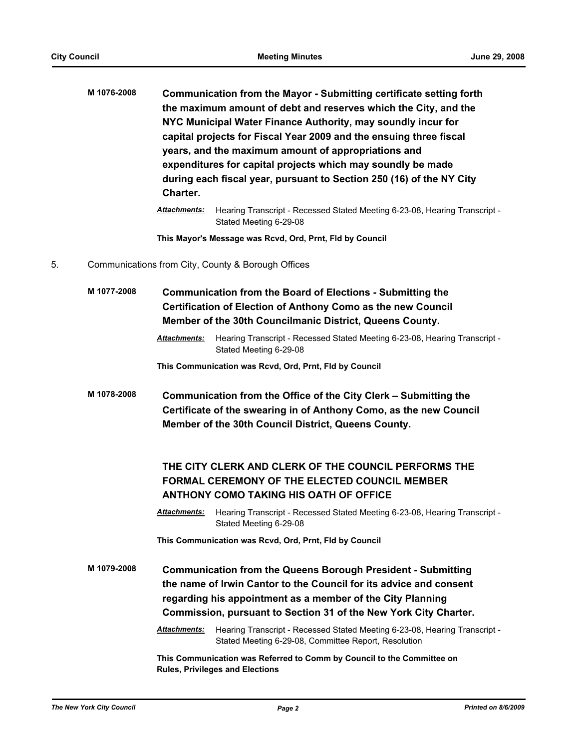**M 1076-2008** **Communication from the Mayor - Submitting certificate setting forth the maximum amount of debt and reserves which the City, and the NYC Municipal Water Finance Authority, may soundly incur for capital projects for Fiscal Year 2009 and the ensuing three fiscal years, and the maximum amount of appropriations and expenditures for capital projects which may soundly be made during each fiscal year, pursuant to Section 250 (16) of the NY City Charter.**

***Attachments:*** Hearing Transcript - Recessed Stated Meeting 6-23-08, Hearing Transcript - Stated Meeting 6-29-08

**This Mayor's Message was Rcvd, Ord, Prnt, Fld by Council**

5. Communications from City, County & Borough Offices

**M 1077-2008** **Communication from the Board of Elections - Submitting the Certification of Election of Anthony Como as the new Council Member of the 30th Councilmanic District, Queens County.**

***Attachments:*** Hearing Transcript - Recessed Stated Meeting 6-23-08, Hearing Transcript - Stated Meeting 6-29-08

**This Communication was Rcvd, Ord, Prnt, Fld by Council**

**M 1078-2008** **Communication from the Office of the City Clerk – Submitting the Certificate of the swearing in of Anthony Como, as the new Council Member of the 30th Council District, Queens County.**

**THE CITY CLERK AND CLERK OF THE COUNCIL PERFORMS THE FORMAL CEREMONY OF THE ELECTED COUNCIL MEMBER ANTHONY COMO TAKING HIS OATH OF OFFICE**

***Attachments:*** Hearing Transcript - Recessed Stated Meeting 6-23-08, Hearing Transcript - Stated Meeting 6-29-08

**This Communication was Rcvd, Ord, Prnt, Fld by Council**

**M 1079-2008** **Communication from the Queens Borough President - Submitting the name of Irwin Cantor to the Council for its advice and consent regarding his appointment as a member of the City Planning Commission, pursuant to Section 31 of the New York City Charter.**

***Attachments:*** Hearing Transcript - Recessed Stated Meeting 6-23-08, Hearing Transcript - Stated Meeting 6-29-08, Committee Report, Resolution

**This Communication was Referred to Comm by Council to the Committee on Rules, Privileges and Elections**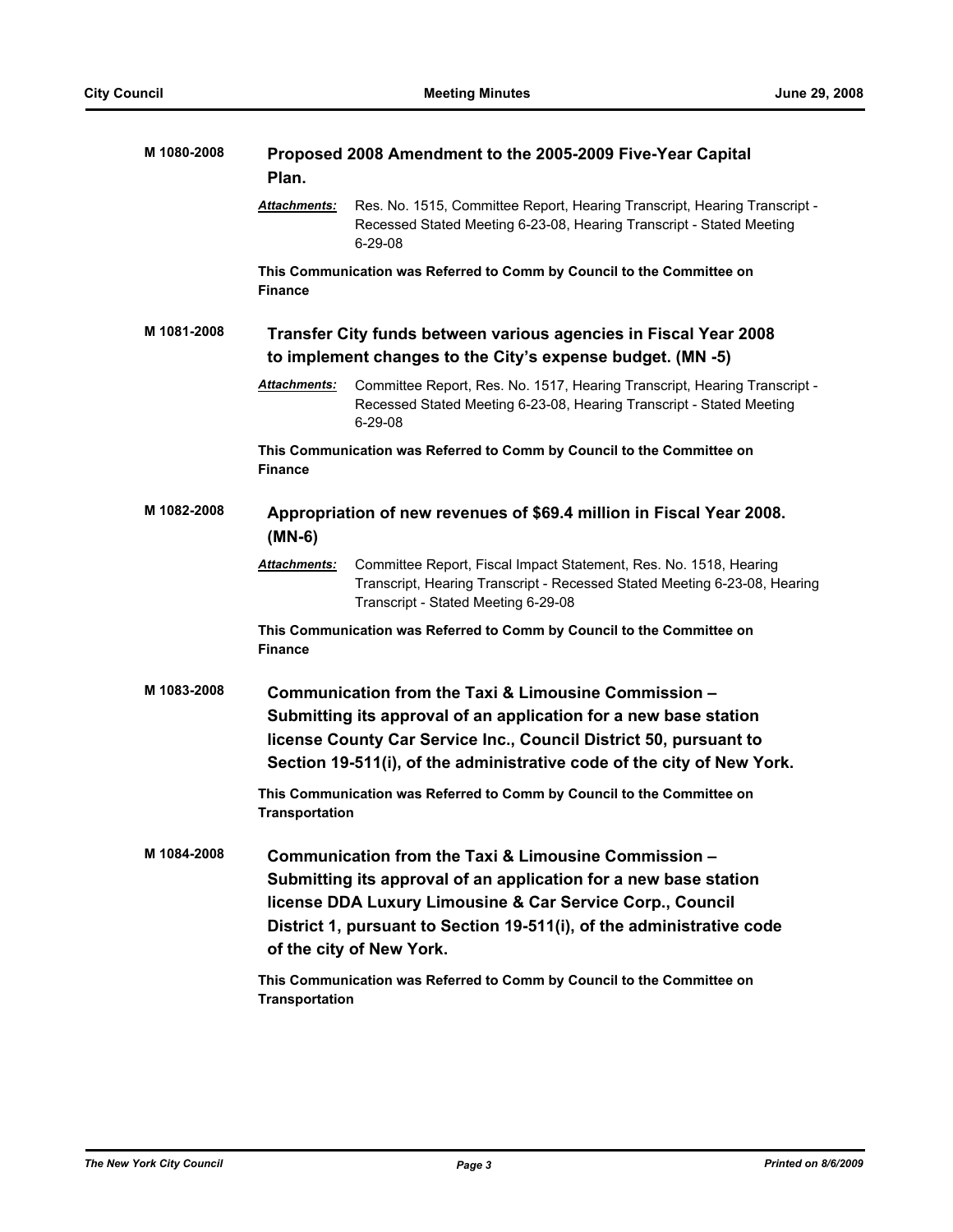**M 1080-2008** **Proposed 2008 Amendment to the 2005-2009 Five-Year Capital Plan.**

***Attachments:*** Res. No. 1515, Committee Report, Hearing Transcript, Hearing Transcript - Recessed Stated Meeting 6-23-08, Hearing Transcript - Stated Meeting 6-29-08

**This Communication was Referred to Comm by Council to the Committee on Finance**

**M 1081-2008** **Transfer City funds between various agencies in Fiscal Year 2008 to implement changes to the City's expense budget. (MN -5)**

***Attachments:*** Committee Report, Res. No. 1517, Hearing Transcript, Hearing Transcript - Recessed Stated Meeting 6-23-08, Hearing Transcript - Stated Meeting 6-29-08

**This Communication was Referred to Comm by Council to the Committee on Finance**

**M 1082-2008** **Appropriation of new revenues of $69.4 million in Fiscal Year 2008. (MN-6)**

***Attachments:*** Committee Report, Fiscal Impact Statement, Res. No. 1518, Hearing Transcript, Hearing Transcript - Recessed Stated Meeting 6-23-08, Hearing Transcript - Stated Meeting 6-29-08

**This Communication was Referred to Comm by Council to the Committee on Finance**

**M 1083-2008** **Communication from the Taxi & Limousine Commission – Submitting its approval of an application for a new base station license County Car Service Inc., Council District 50, pursuant to Section 19-511(i), of the administrative code of the city of New York.**

**This Communication was Referred to Comm by Council to the Committee on Transportation**

**M 1084-2008** **Communication from the Taxi & Limousine Commission – Submitting its approval of an application for a new base station license DDA Luxury Limousine & Car Service Corp., Council District 1, pursuant to Section 19-511(i), of the administrative code of the city of New York.**

**This Communication was Referred to Comm by Council to the Committee on Transportation**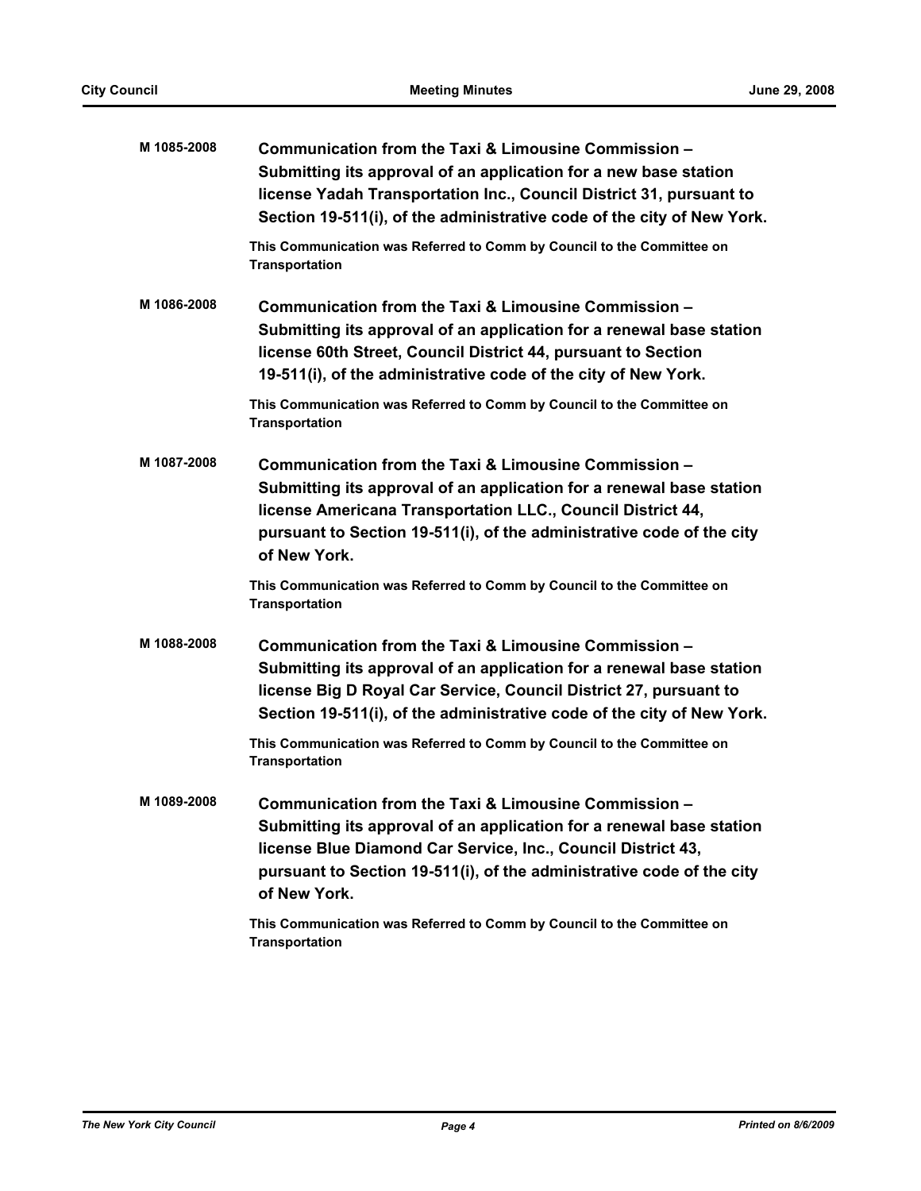**M 1085-2008** **Communication from the Taxi & Limousine Commission – Submitting its approval of an application for a new base station license Yadah Transportation Inc., Council District 31, pursuant to Section 19-511(i), of the administrative code of the city of New York.**

**This Communication was Referred to Comm by Council to the Committee on Transportation**

**M 1086-2008** **Communication from the Taxi & Limousine Commission – Submitting its approval of an application for a renewal base station license 60th Street, Council District 44, pursuant to Section 19-511(i), of the administrative code of the city of New York.**

**This Communication was Referred to Comm by Council to the Committee on Transportation**

**M 1087-2008** **Communication from the Taxi & Limousine Commission – Submitting its approval of an application for a renewal base station license Americana Transportation LLC., Council District 44, pursuant to Section 19-511(i), of the administrative code of the city of New York.**

**This Communication was Referred to Comm by Council to the Committee on Transportation**

**M 1088-2008** **Communication from the Taxi & Limousine Commission – Submitting its approval of an application for a renewal base station license Big D Royal Car Service, Council District 27, pursuant to Section 19-511(i), of the administrative code of the city of New York.**

**This Communication was Referred to Comm by Council to the Committee on Transportation**

**M 1089-2008** **Communication from the Taxi & Limousine Commission – Submitting its approval of an application for a renewal base station license Blue Diamond Car Service, Inc., Council District 43, pursuant to Section 19-511(i), of the administrative code of the city of New York.**

**This Communication was Referred to Comm by Council to the Committee on Transportation**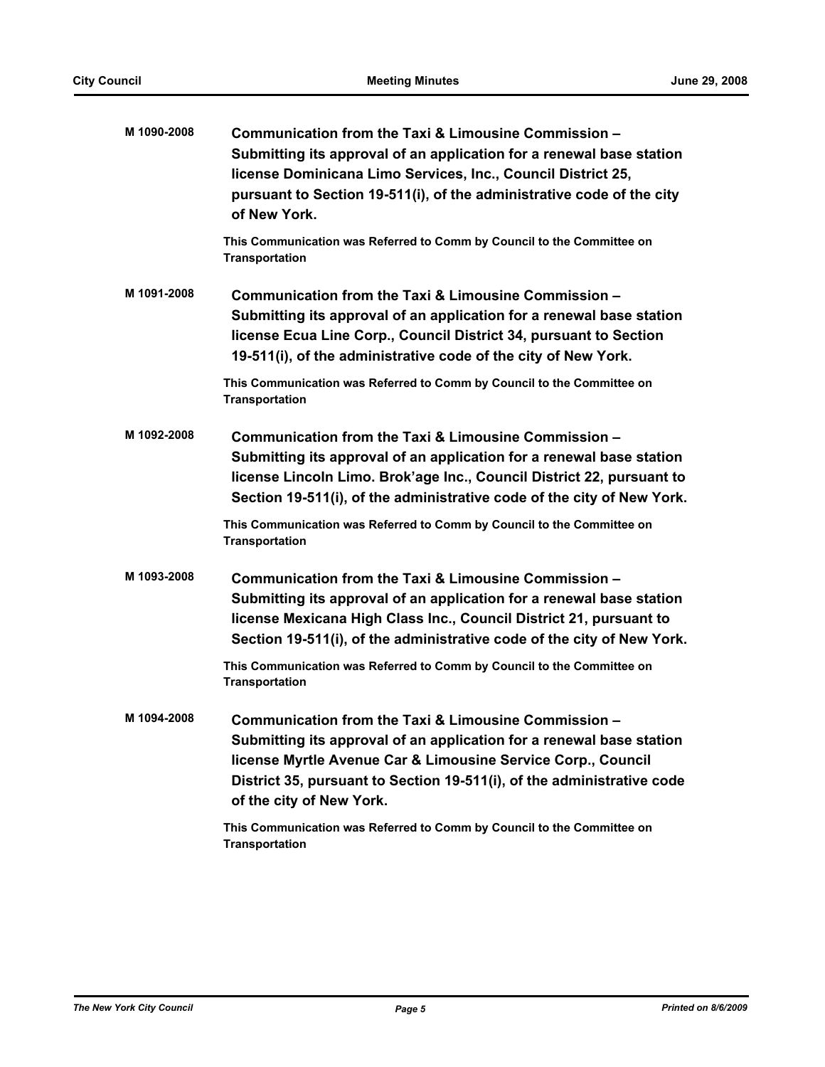**M 1090-2008** **Communication from the Taxi & Limousine Commission – Submitting its approval of an application for a renewal base station license Dominicana Limo Services, Inc., Council District 25, pursuant to Section 19-511(i), of the administrative code of the city of New York.**

**This Communication was Referred to Comm by Council to the Committee on Transportation**

**M 1091-2008** **Communication from the Taxi & Limousine Commission – Submitting its approval of an application for a renewal base station license Ecua Line Corp., Council District 34, pursuant to Section 19-511(i), of the administrative code of the city of New York.**

**This Communication was Referred to Comm by Council to the Committee on Transportation**

**M 1092-2008** **Communication from the Taxi & Limousine Commission – Submitting its approval of an application for a renewal base station license Lincoln Limo. Brok'age Inc., Council District 22, pursuant to Section 19-511(i), of the administrative code of the city of New York.**

**This Communication was Referred to Comm by Council to the Committee on Transportation**

**M 1093-2008** **Communication from the Taxi & Limousine Commission – Submitting its approval of an application for a renewal base station license Mexicana High Class Inc., Council District 21, pursuant to Section 19-511(i), of the administrative code of the city of New York.**

**This Communication was Referred to Comm by Council to the Committee on Transportation**

**M 1094-2008** **Communication from the Taxi & Limousine Commission – Submitting its approval of an application for a renewal base station license Myrtle Avenue Car & Limousine Service Corp., Council District 35, pursuant to Section 19-511(i), of the administrative code of the city of New York.**

**This Communication was Referred to Comm by Council to the Committee on Transportation**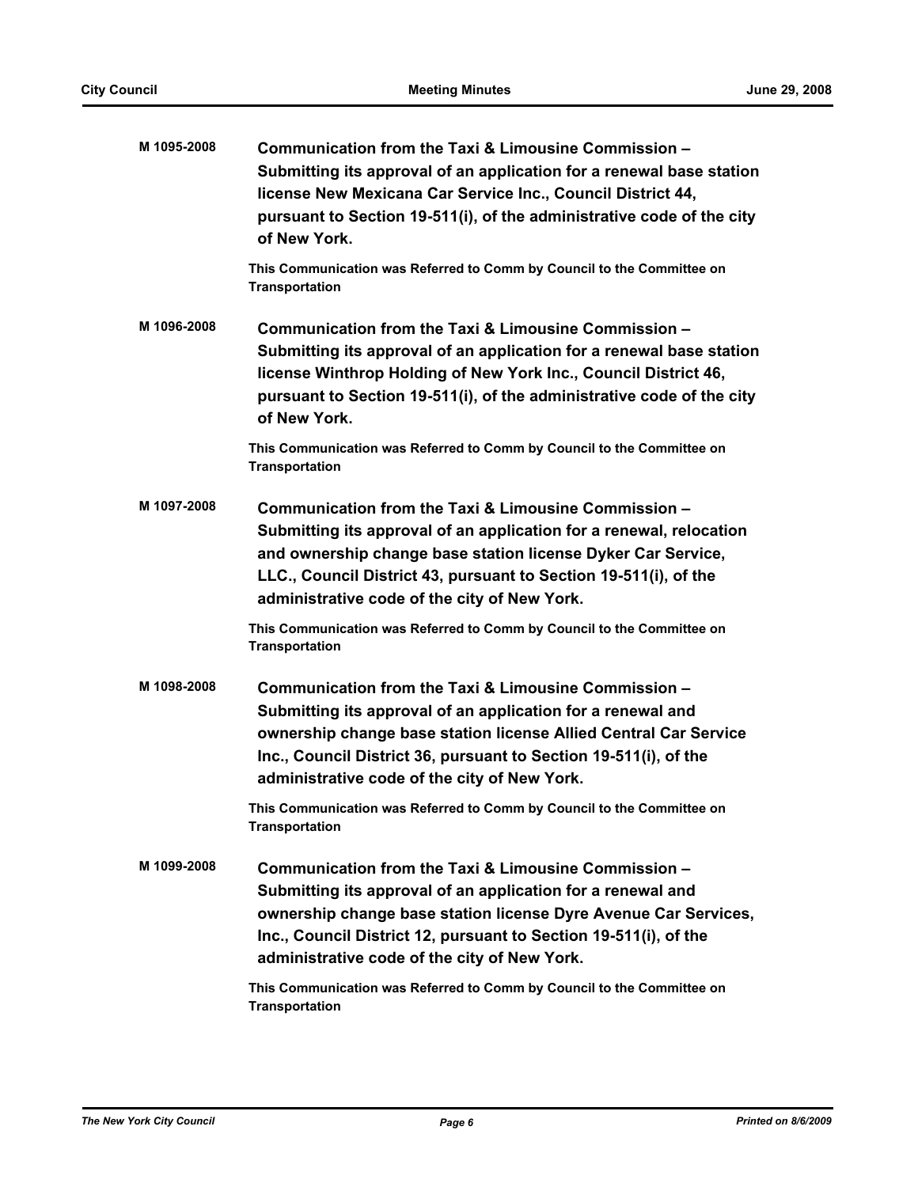**M 1095-2008** **Communication from the Taxi & Limousine Commission – Submitting its approval of an application for a renewal base station license New Mexicana Car Service Inc., Council District 44, pursuant to Section 19-511(i), of the administrative code of the city of New York.**

**This Communication was Referred to Comm by Council to the Committee on Transportation**

**M 1096-2008** **Communication from the Taxi & Limousine Commission – Submitting its approval of an application for a renewal base station license Winthrop Holding of New York Inc., Council District 46, pursuant to Section 19-511(i), of the administrative code of the city of New York.**

**This Communication was Referred to Comm by Council to the Committee on Transportation**

**M 1097-2008** **Communication from the Taxi & Limousine Commission – Submitting its approval of an application for a renewal, relocation and ownership change base station license Dyker Car Service, LLC., Council District 43, pursuant to Section 19-511(i), of the administrative code of the city of New York.**

**This Communication was Referred to Comm by Council to the Committee on Transportation**

**M 1098-2008** **Communication from the Taxi & Limousine Commission – Submitting its approval of an application for a renewal and ownership change base station license Allied Central Car Service Inc., Council District 36, pursuant to Section 19-511(i), of the administrative code of the city of New York.**

**This Communication was Referred to Comm by Council to the Committee on Transportation**

**M 1099-2008** **Communication from the Taxi & Limousine Commission – Submitting its approval of an application for a renewal and ownership change base station license Dyre Avenue Car Services, Inc., Council District 12, pursuant to Section 19-511(i), of the administrative code of the city of New York.**

**This Communication was Referred to Comm by Council to the Committee on Transportation**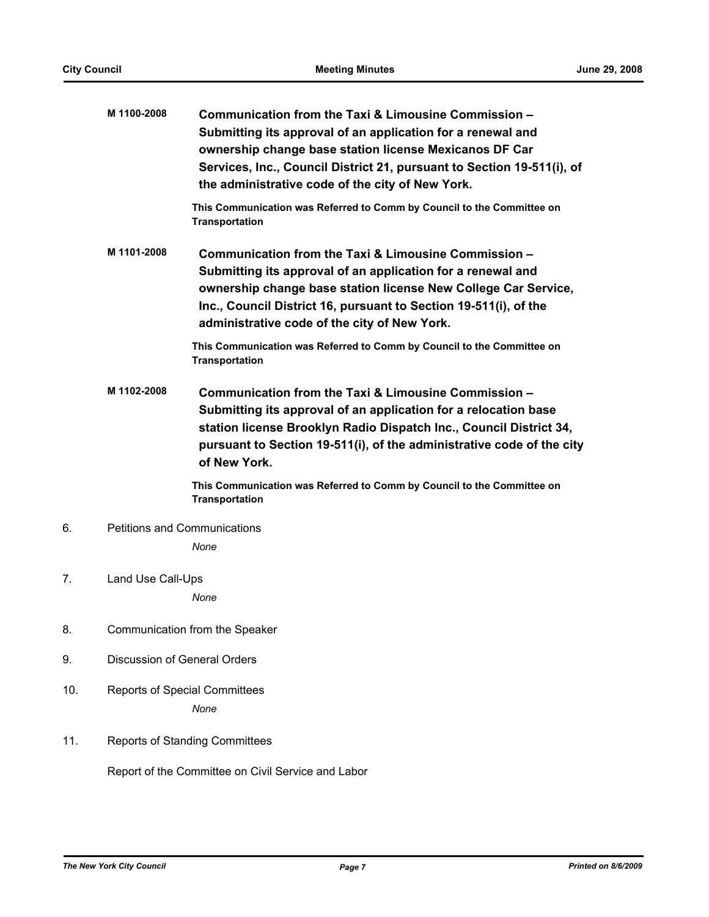**M 1100-2008** **Communication from the Taxi & Limousine Commission – Submitting its approval of an application for a renewal and ownership change base station license Mexicanos DF Car Services, Inc., Council District 21, pursuant to Section 19-511(i), of the administrative code of the city of New York.**

**This Communication was Referred to Comm by Council to the Committee on Transportation**

**M 1101-2008** **Communication from the Taxi & Limousine Commission – Submitting its approval of an application for a renewal and ownership change base station license New College Car Service, Inc., Council District 16, pursuant to Section 19-511(i), of the administrative code of the city of New York.**

**This Communication was Referred to Comm by Council to the Committee on Transportation**

**M 1102-2008** **Communication from the Taxi & Limousine Commission – Submitting its approval of an application for a relocation base station license Brooklyn Radio Dispatch Inc., Council District 34, pursuant to Section 19-511(i), of the administrative code of the city of New York.**

**This Communication was Referred to Comm by Council to the Committee on Transportation**

6. Petitions and Communications

   *None*

7. Land Use Call-Ups

   *None*

8. Communication from the Speaker

9. Discussion of General Orders

10. Reports of Special Committees

    *None*

11. Reports of Standing Committees

Report of the Committee on Civil Service and Labor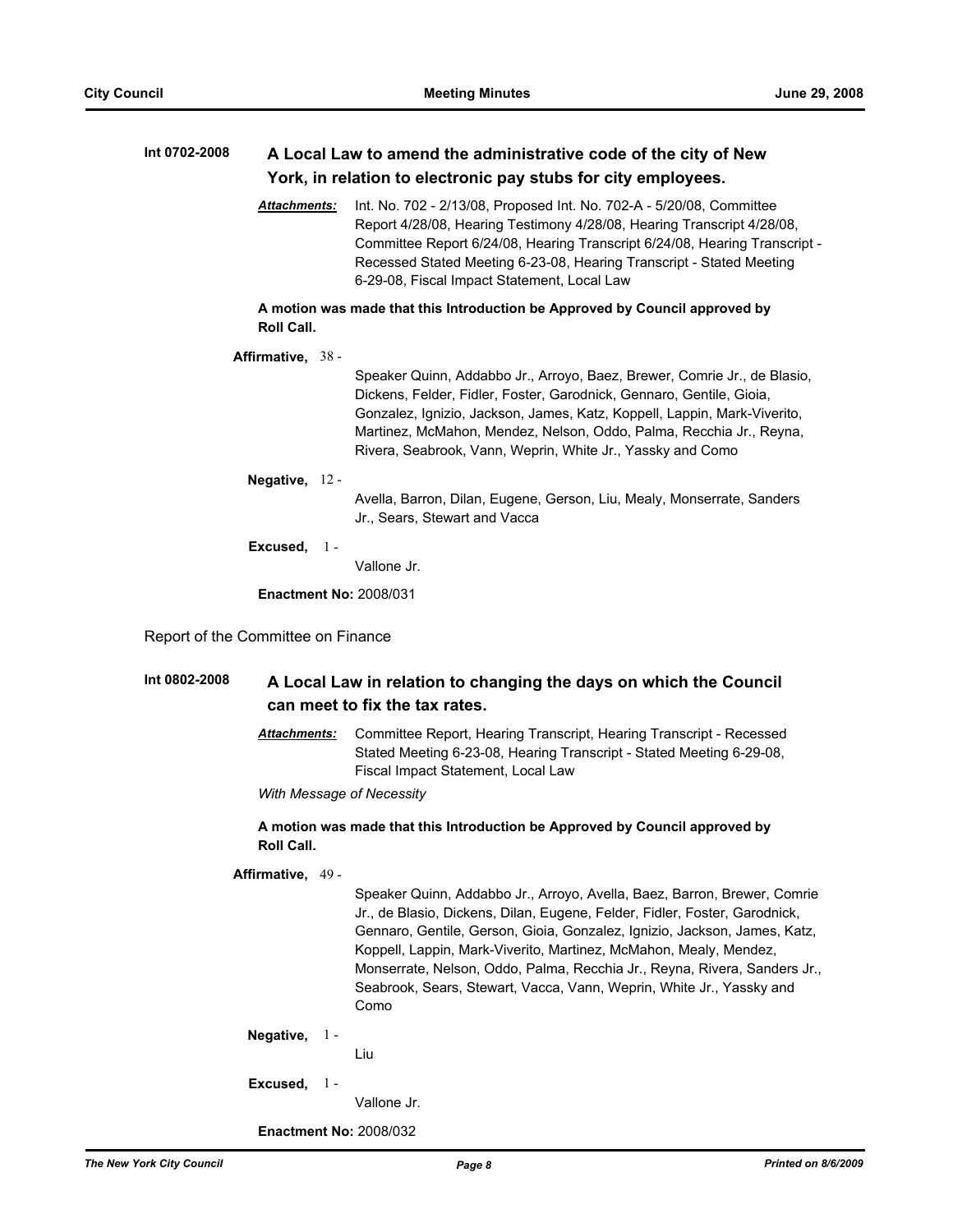**Int 0702-2008** **A Local Law to amend the administrative code of the city of New York, in relation to electronic pay stubs for city employees.**

***Attachments:*** Int. No. 702 - 2/13/08, Proposed Int. No. 702-A - 5/20/08, Committee Report 4/28/08, Hearing Testimony 4/28/08, Hearing Transcript 4/28/08, Committee Report 6/24/08, Hearing Transcript 6/24/08, Hearing Transcript - Recessed Stated Meeting 6-23-08, Hearing Transcript - Stated Meeting 6-29-08, Fiscal Impact Statement, Local Law

**A motion was made that this Introduction be Approved by Council approved by Roll Call.**

**Affirmative,** 38 - Speaker Quinn, Addabbo Jr., Arroyo, Baez, Brewer, Comrie Jr., de Blasio, Dickens, Felder, Fidler, Foster, Garodnick, Gennaro, Gentile, Gioia, Gonzalez, Ignizio, Jackson, James, Katz, Koppell, Lappin, Mark-Viverito, Martinez, McMahon, Mendez, Nelson, Oddo, Palma, Recchia Jr., Reyna, Rivera, Seabrook, Vann, Weprin, White Jr., Yassky and Como

**Negative,** 12 - Avella, Barron, Dilan, Eugene, Gerson, Liu, Mealy, Monserrate, Sanders Jr., Sears, Stewart and Vacca

**Excused,** 1 - Vallone Jr.

**Enactment No:** 2008/031

Report of the Committee on Finance

**Int 0802-2008** **A Local Law in relation to changing the days on which the Council can meet to fix the tax rates.**

***Attachments:*** Committee Report, Hearing Transcript, Hearing Transcript - Recessed Stated Meeting 6-23-08, Hearing Transcript - Stated Meeting 6-29-08, Fiscal Impact Statement, Local Law

*With Message of Necessity*

**A motion was made that this Introduction be Approved by Council approved by Roll Call.**

**Affirmative,** 49 - Speaker Quinn, Addabbo Jr., Arroyo, Avella, Baez, Barron, Brewer, Comrie Jr., de Blasio, Dickens, Dilan, Eugene, Felder, Fidler, Foster, Garodnick, Gennaro, Gentile, Gerson, Gioia, Gonzalez, Ignizio, Jackson, James, Katz, Koppell, Lappin, Mark-Viverito, Martinez, McMahon, Mealy, Mendez, Monserrate, Nelson, Oddo, Palma, Recchia Jr., Reyna, Rivera, Sanders Jr., Seabrook, Sears, Stewart, Vacca, Vann, Weprin, White Jr., Yassky and Como

**Negative,** 1 - Liu

**Excused,** 1 - Vallone Jr.

**Enactment No:** 2008/032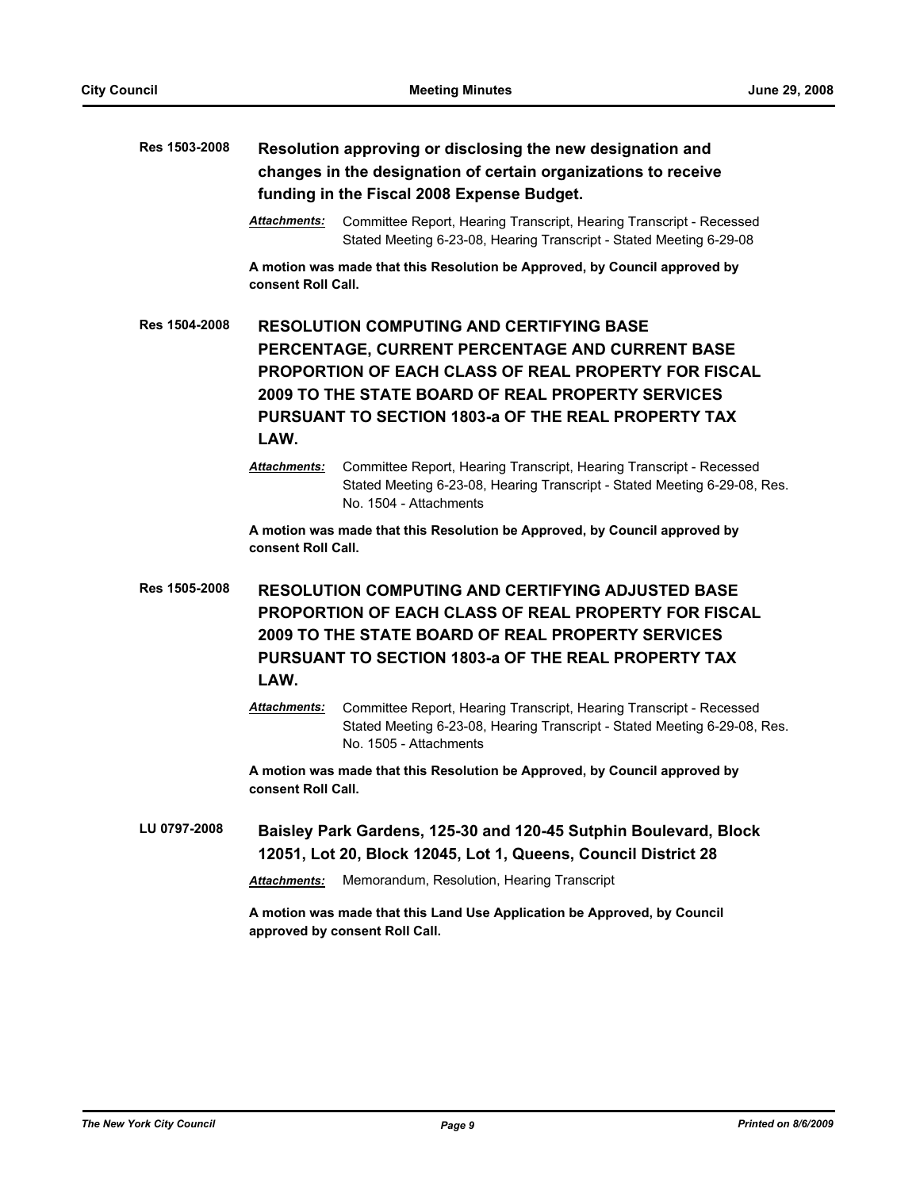**Res 1503-2008** **Resolution approving or disclosing the new designation and changes in the designation of certain organizations to receive funding in the Fiscal 2008 Expense Budget.**

***Attachments:*** Committee Report, Hearing Transcript, Hearing Transcript - Recessed Stated Meeting 6-23-08, Hearing Transcript - Stated Meeting 6-29-08

**A motion was made that this Resolution be Approved, by Council approved by consent Roll Call.**

**Res 1504-2008** **RESOLUTION COMPUTING AND CERTIFYING BASE PERCENTAGE, CURRENT PERCENTAGE AND CURRENT BASE PROPORTION OF EACH CLASS OF REAL PROPERTY FOR FISCAL 2009 TO THE STATE BOARD OF REAL PROPERTY SERVICES PURSUANT TO SECTION 1803-a OF THE REAL PROPERTY TAX LAW.**

***Attachments:*** Committee Report, Hearing Transcript, Hearing Transcript - Recessed Stated Meeting 6-23-08, Hearing Transcript - Stated Meeting 6-29-08, Res. No. 1504 - Attachments

**A motion was made that this Resolution be Approved, by Council approved by consent Roll Call.**

**Res 1505-2008** **RESOLUTION COMPUTING AND CERTIFYING ADJUSTED BASE PROPORTION OF EACH CLASS OF REAL PROPERTY FOR FISCAL 2009 TO THE STATE BOARD OF REAL PROPERTY SERVICES PURSUANT TO SECTION 1803-a OF THE REAL PROPERTY TAX LAW.**

***Attachments:*** Committee Report, Hearing Transcript, Hearing Transcript - Recessed Stated Meeting 6-23-08, Hearing Transcript - Stated Meeting 6-29-08, Res. No. 1505 - Attachments

**A motion was made that this Resolution be Approved, by Council approved by consent Roll Call.**

**LU 0797-2008** **Baisley Park Gardens, 125-30 and 120-45 Sutphin Boulevard, Block 12051, Lot 20, Block 12045, Lot 1, Queens, Council District 28**

***Attachments:*** Memorandum, Resolution, Hearing Transcript

**A motion was made that this Land Use Application be Approved, by Council approved by consent Roll Call.**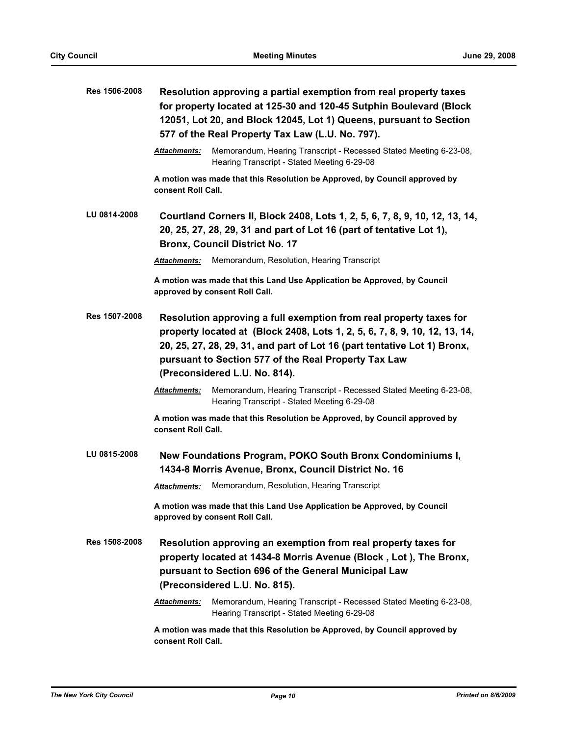**Res 1506-2008** **Resolution approving a partial exemption from real property taxes for property located at 125-30 and 120-45 Sutphin Boulevard (Block 12051, Lot 20, and Block 12045, Lot 1) Queens, pursuant to Section 577 of the Real Property Tax Law (L.U. No. 797).**

*Attachments:* Memorandum, Hearing Transcript - Recessed Stated Meeting 6-23-08, Hearing Transcript - Stated Meeting 6-29-08

**A motion was made that this Resolution be Approved, by Council approved by consent Roll Call.**

**LU 0814-2008** **Courtland Corners II, Block 2408, Lots 1, 2, 5, 6, 7, 8, 9, 10, 12, 13, 14, 20, 25, 27, 28, 29, 31 and part of Lot 16 (part of tentative Lot 1), Bronx, Council District No. 17**

*Attachments:* Memorandum, Resolution, Hearing Transcript

**A motion was made that this Land Use Application be Approved, by Council approved by consent Roll Call.**

**Res 1507-2008** **Resolution approving a full exemption from real property taxes for property located at (Block 2408, Lots 1, 2, 5, 6, 7, 8, 9, 10, 12, 13, 14, 20, 25, 27, 28, 29, 31, and part of Lot 16 (part tentative Lot 1) Bronx, pursuant to Section 577 of the Real Property Tax Law (Preconsidered L.U. No. 814).**

*Attachments:* Memorandum, Hearing Transcript - Recessed Stated Meeting 6-23-08, Hearing Transcript - Stated Meeting 6-29-08

**A motion was made that this Resolution be Approved, by Council approved by consent Roll Call.**

**LU 0815-2008** **New Foundations Program, POKO South Bronx Condominiums I, 1434-8 Morris Avenue, Bronx, Council District No. 16**

*Attachments:* Memorandum, Resolution, Hearing Transcript

**A motion was made that this Land Use Application be Approved, by Council approved by consent Roll Call.**

**Res 1508-2008** **Resolution approving an exemption from real property taxes for property located at 1434-8 Morris Avenue (Block , Lot ), The Bronx, pursuant to Section 696 of the General Municipal Law (Preconsidered L.U. No. 815).**

*Attachments:* Memorandum, Hearing Transcript - Recessed Stated Meeting 6-23-08, Hearing Transcript - Stated Meeting 6-29-08

**A motion was made that this Resolution be Approved, by Council approved by consent Roll Call.**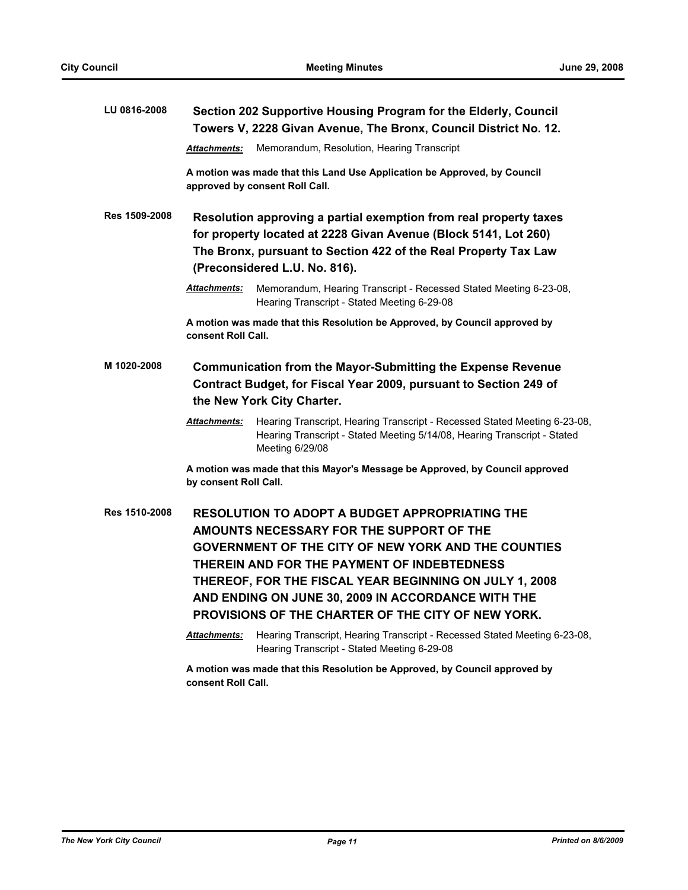**LU 0816-2008** **Section 202 Supportive Housing Program for the Elderly, Council Towers V, 2228 Givan Avenue, The Bronx, Council District No. 12.**

***Attachments:*** Memorandum, Resolution, Hearing Transcript

**A motion was made that this Land Use Application be Approved, by Council approved by consent Roll Call.**

**Res 1509-2008** **Resolution approving a partial exemption from real property taxes for property located at 2228 Givan Avenue (Block 5141, Lot 260) The Bronx, pursuant to Section 422 of the Real Property Tax Law (Preconsidered L.U. No. 816).**

***Attachments:*** Memorandum, Hearing Transcript - Recessed Stated Meeting 6-23-08, Hearing Transcript - Stated Meeting 6-29-08

**A motion was made that this Resolution be Approved, by Council approved by consent Roll Call.**

**M 1020-2008** **Communication from the Mayor-Submitting the Expense Revenue Contract Budget, for Fiscal Year 2009, pursuant to Section 249 of the New York City Charter.**

***Attachments:*** Hearing Transcript, Hearing Transcript - Recessed Stated Meeting 6-23-08, Hearing Transcript - Stated Meeting 5/14/08, Hearing Transcript - Stated Meeting 6/29/08

**A motion was made that this Mayor's Message be Approved, by Council approved by consent Roll Call.**

**Res 1510-2008** **RESOLUTION TO ADOPT A BUDGET APPROPRIATING THE AMOUNTS NECESSARY FOR THE SUPPORT OF THE GOVERNMENT OF THE CITY OF NEW YORK AND THE COUNTIES THEREIN AND FOR THE PAYMENT OF INDEBTEDNESS THEREOF, FOR THE FISCAL YEAR BEGINNING ON JULY 1, 2008 AND ENDING ON JUNE 30, 2009 IN ACCORDANCE WITH THE PROVISIONS OF THE CHARTER OF THE CITY OF NEW YORK.**

***Attachments:*** Hearing Transcript, Hearing Transcript - Recessed Stated Meeting 6-23-08, Hearing Transcript - Stated Meeting 6-29-08

**A motion was made that this Resolution be Approved, by Council approved by consent Roll Call.**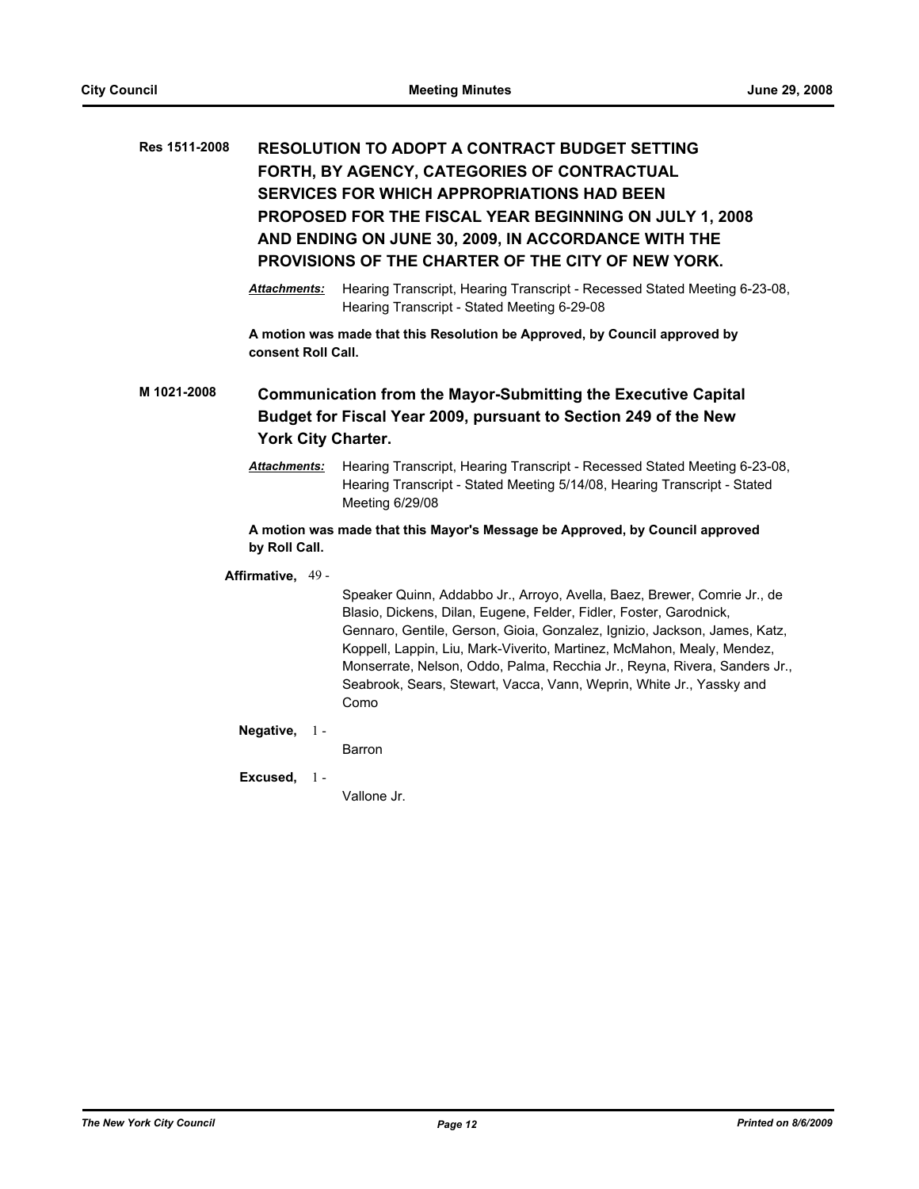**Res 1511-2008** **RESOLUTION TO ADOPT A CONTRACT BUDGET SETTING FORTH, BY AGENCY, CATEGORIES OF CONTRACTUAL SERVICES FOR WHICH APPROPRIATIONS HAD BEEN PROPOSED FOR THE FISCAL YEAR BEGINNING ON JULY 1, 2008 AND ENDING ON JUNE 30, 2009, IN ACCORDANCE WITH THE PROVISIONS OF THE CHARTER OF THE CITY OF NEW YORK.**

***Attachments:*** Hearing Transcript, Hearing Transcript - Recessed Stated Meeting 6-23-08, Hearing Transcript - Stated Meeting 6-29-08

**A motion was made that this Resolution be Approved, by Council approved by consent Roll Call.**

**M 1021-2008** **Communication from the Mayor-Submitting the Executive Capital Budget for Fiscal Year 2009, pursuant to Section 249 of the New York City Charter.**

***Attachments:*** Hearing Transcript, Hearing Transcript - Recessed Stated Meeting 6-23-08, Hearing Transcript - Stated Meeting 5/14/08, Hearing Transcript - Stated Meeting 6/29/08

**A motion was made that this Mayor's Message be Approved, by Council approved by Roll Call.**

**Affirmative,** 49 - Speaker Quinn, Addabbo Jr., Arroyo, Avella, Baez, Brewer, Comrie Jr., de Blasio, Dickens, Dilan, Eugene, Felder, Fidler, Foster, Garodnick, Gennaro, Gentile, Gerson, Gioia, Gonzalez, Ignizio, Jackson, James, Katz, Koppell, Lappin, Liu, Mark-Viverito, Martinez, McMahon, Mealy, Mendez, Monserrate, Nelson, Oddo, Palma, Recchia Jr., Reyna, Rivera, Sanders Jr., Seabrook, Sears, Stewart, Vacca, Vann, Weprin, White Jr., Yassky and Como

**Negative,** 1 - Barron

**Excused,** 1 - Vallone Jr.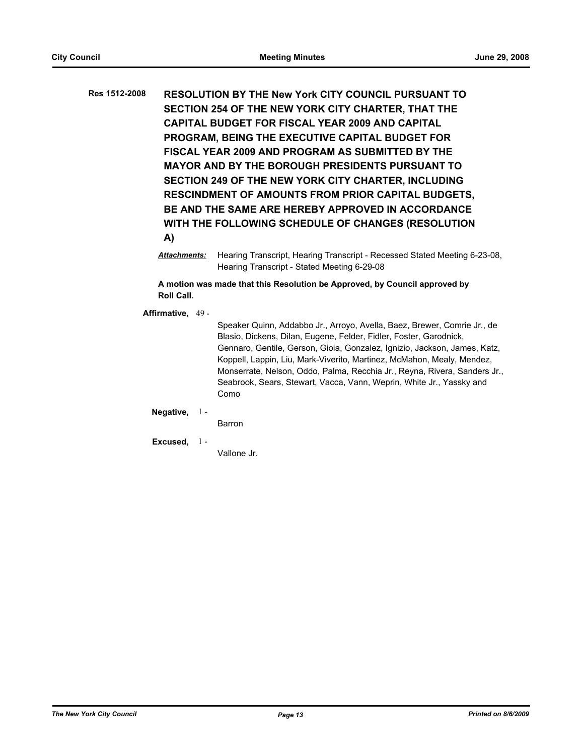**Res 1512-2008** **RESOLUTION BY THE New York CITY COUNCIL PURSUANT TO SECTION 254 OF THE NEW YORK CITY CHARTER, THAT THE CAPITAL BUDGET FOR FISCAL YEAR 2009 AND CAPITAL PROGRAM, BEING THE EXECUTIVE CAPITAL BUDGET FOR FISCAL YEAR 2009 AND PROGRAM AS SUBMITTED BY THE MAYOR AND BY THE BOROUGH PRESIDENTS PURSUANT TO SECTION 249 OF THE NEW YORK CITY CHARTER, INCLUDING RESCINDMENT OF AMOUNTS FROM PRIOR CAPITAL BUDGETS, BE AND THE SAME ARE HEREBY APPROVED IN ACCORDANCE WITH THE FOLLOWING SCHEDULE OF CHANGES (RESOLUTION A)**

***Attachments:*** Hearing Transcript, Hearing Transcript - Recessed Stated Meeting 6-23-08, Hearing Transcript - Stated Meeting 6-29-08

**A motion was made that this Resolution be Approved, by Council approved by Roll Call.**

**Affirmative,** 49 - Speaker Quinn, Addabbo Jr., Arroyo, Avella, Baez, Brewer, Comrie Jr., de Blasio, Dickens, Dilan, Eugene, Felder, Fidler, Foster, Garodnick, Gennaro, Gentile, Gerson, Gioia, Gonzalez, Ignizio, Jackson, James, Katz, Koppell, Lappin, Liu, Mark-Viverito, Martinez, McMahon, Mealy, Mendez, Monserrate, Nelson, Oddo, Palma, Recchia Jr., Reyna, Rivera, Sanders Jr., Seabrook, Sears, Stewart, Vacca, Vann, Weprin, White Jr., Yassky and Como

**Negative,** 1 - Barron

**Excused,** 1 - Vallone Jr.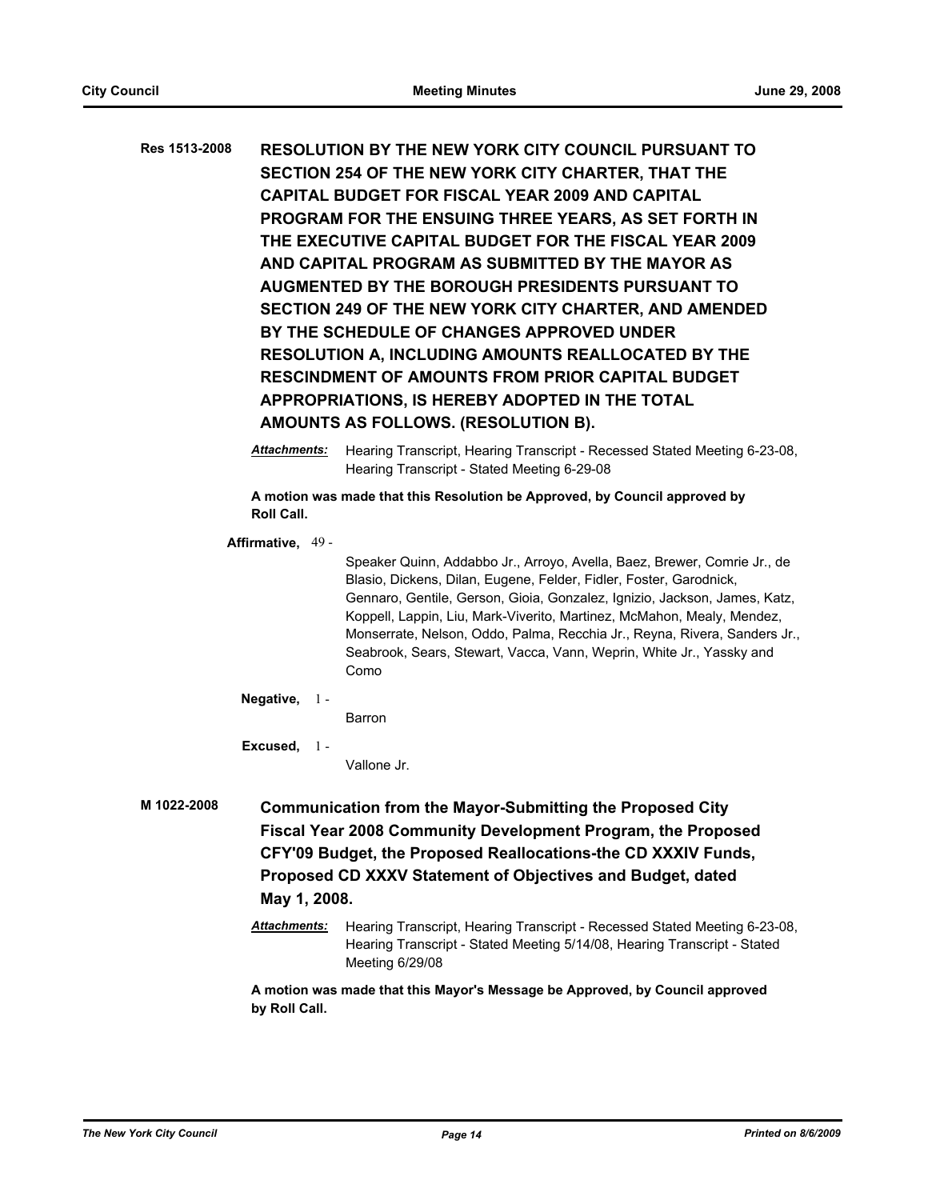**Res 1513-2008** **RESOLUTION BY THE NEW YORK CITY COUNCIL PURSUANT TO SECTION 254 OF THE NEW YORK CITY CHARTER, THAT THE CAPITAL BUDGET FOR FISCAL YEAR 2009 AND CAPITAL PROGRAM FOR THE ENSUING THREE YEARS, AS SET FORTH IN THE EXECUTIVE CAPITAL BUDGET FOR THE FISCAL YEAR 2009 AND CAPITAL PROGRAM AS SUBMITTED BY THE MAYOR AS AUGMENTED BY THE BOROUGH PRESIDENTS PURSUANT TO SECTION 249 OF THE NEW YORK CITY CHARTER, AND AMENDED BY THE SCHEDULE OF CHANGES APPROVED UNDER RESOLUTION A, INCLUDING AMOUNTS REALLOCATED BY THE RESCINDMENT OF AMOUNTS FROM PRIOR CAPITAL BUDGET APPROPRIATIONS, IS HEREBY ADOPTED IN THE TOTAL AMOUNTS AS FOLLOWS. (RESOLUTION B).**

***Attachments:*** Hearing Transcript, Hearing Transcript - Recessed Stated Meeting 6-23-08, Hearing Transcript - Stated Meeting 6-29-08

**A motion was made that this Resolution be Approved, by Council approved by Roll Call.**

**Affirmative,** 49 -

Speaker Quinn, Addabbo Jr., Arroyo, Avella, Baez, Brewer, Comrie Jr., de Blasio, Dickens, Dilan, Eugene, Felder, Fidler, Foster, Garodnick, Gennaro, Gentile, Gerson, Gioia, Gonzalez, Ignizio, Jackson, James, Katz, Koppell, Lappin, Liu, Mark-Viverito, Martinez, McMahon, Mealy, Mendez, Monserrate, Nelson, Oddo, Palma, Recchia Jr., Reyna, Rivera, Sanders Jr., Seabrook, Sears, Stewart, Vacca, Vann, Weprin, White Jr., Yassky and Como

**Negative,** 1 -

Barron

**Excused,** 1 -

Vallone Jr.

**M 1022-2008** **Communication from the Mayor-Submitting the Proposed City Fiscal Year 2008 Community Development Program, the Proposed CFY'09 Budget, the Proposed Reallocations-the CD XXXIV Funds, Proposed CD XXXV Statement of Objectives and Budget, dated May 1, 2008.**

***Attachments:*** Hearing Transcript, Hearing Transcript - Recessed Stated Meeting 6-23-08, Hearing Transcript - Stated Meeting 5/14/08, Hearing Transcript - Stated Meeting 6/29/08

**A motion was made that this Mayor's Message be Approved, by Council approved by Roll Call.**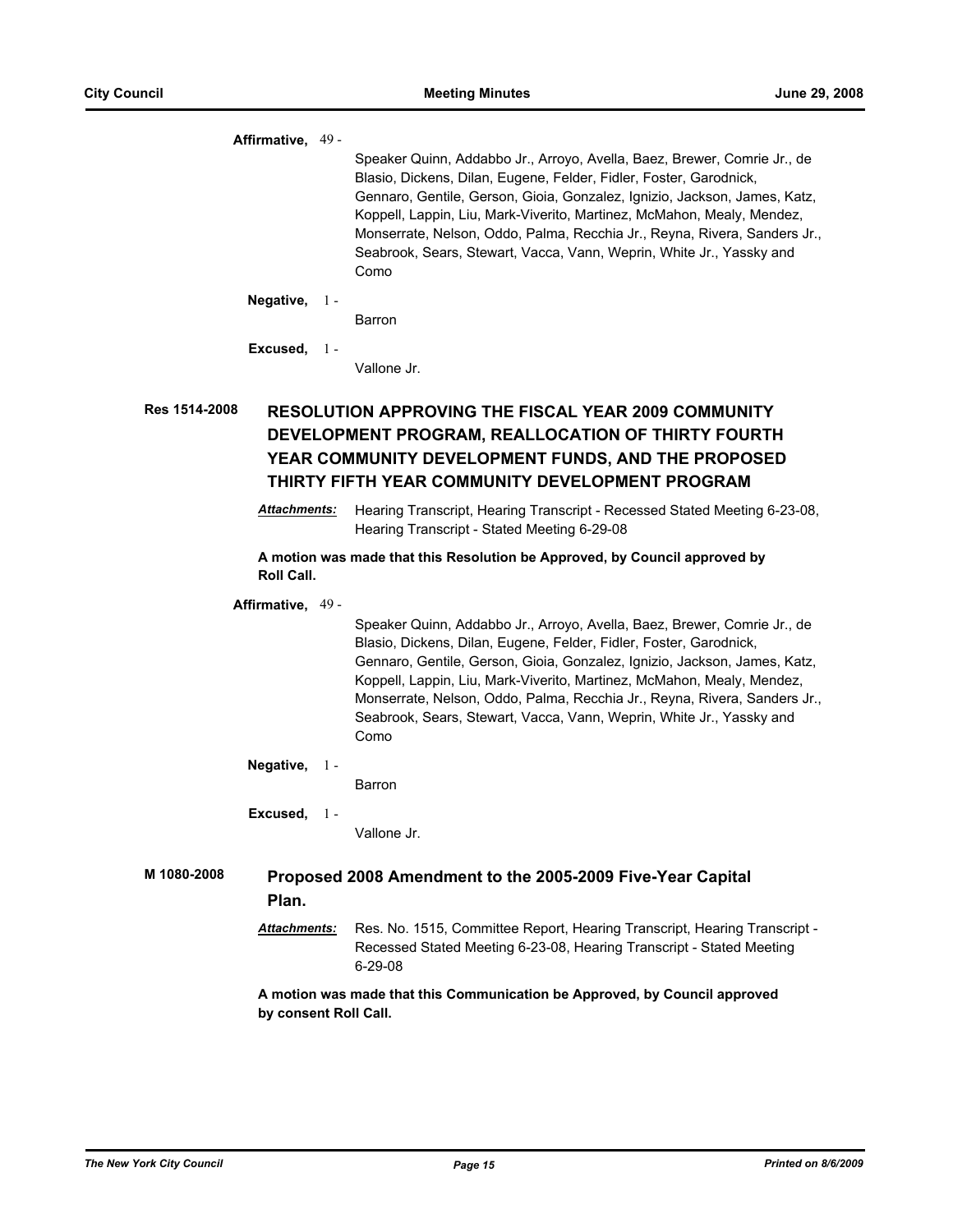**Affirmative,** 49 -

Speaker Quinn, Addabbo Jr., Arroyo, Avella, Baez, Brewer, Comrie Jr., de Blasio, Dickens, Dilan, Eugene, Felder, Fidler, Foster, Garodnick, Gennaro, Gentile, Gerson, Gioia, Gonzalez, Ignizio, Jackson, James, Katz, Koppell, Lappin, Liu, Mark-Viverito, Martinez, McMahon, Mealy, Mendez, Monserrate, Nelson, Oddo, Palma, Recchia Jr., Reyna, Rivera, Sanders Jr., Seabrook, Sears, Stewart, Vacca, Vann, Weprin, White Jr., Yassky and Como

**Negative,** 1 -

Barron

**Excused,** 1 -

Vallone Jr.

## Res 1514-2008 RESOLUTION APPROVING THE FISCAL YEAR 2009 COMMUNITY DEVELOPMENT PROGRAM, REALLOCATION OF THIRTY FOURTH YEAR COMMUNITY DEVELOPMENT FUNDS, AND THE PROPOSED THIRTY FIFTH YEAR COMMUNITY DEVELOPMENT PROGRAM

***Attachments:*** Hearing Transcript, Hearing Transcript - Recessed Stated Meeting 6-23-08, Hearing Transcript - Stated Meeting 6-29-08

**A motion was made that this Resolution be Approved, by Council approved by Roll Call.**

**Affirmative,** 49 -

Speaker Quinn, Addabbo Jr., Arroyo, Avella, Baez, Brewer, Comrie Jr., de Blasio, Dickens, Dilan, Eugene, Felder, Fidler, Foster, Garodnick, Gennaro, Gentile, Gerson, Gioia, Gonzalez, Ignizio, Jackson, James, Katz, Koppell, Lappin, Liu, Mark-Viverito, Martinez, McMahon, Mealy, Mendez, Monserrate, Nelson, Oddo, Palma, Recchia Jr., Reyna, Rivera, Sanders Jr., Seabrook, Sears, Stewart, Vacca, Vann, Weprin, White Jr., Yassky and Como

**Negative,** 1 -

Barron

**Excused,** 1 -

Vallone Jr.

## M 1080-2008 Proposed 2008 Amendment to the 2005-2009 Five-Year Capital Plan.

***Attachments:*** Res. No. 1515, Committee Report, Hearing Transcript, Hearing Transcript - Recessed Stated Meeting 6-23-08, Hearing Transcript - Stated Meeting 6-29-08

**A motion was made that this Communication be Approved, by Council approved by consent Roll Call.**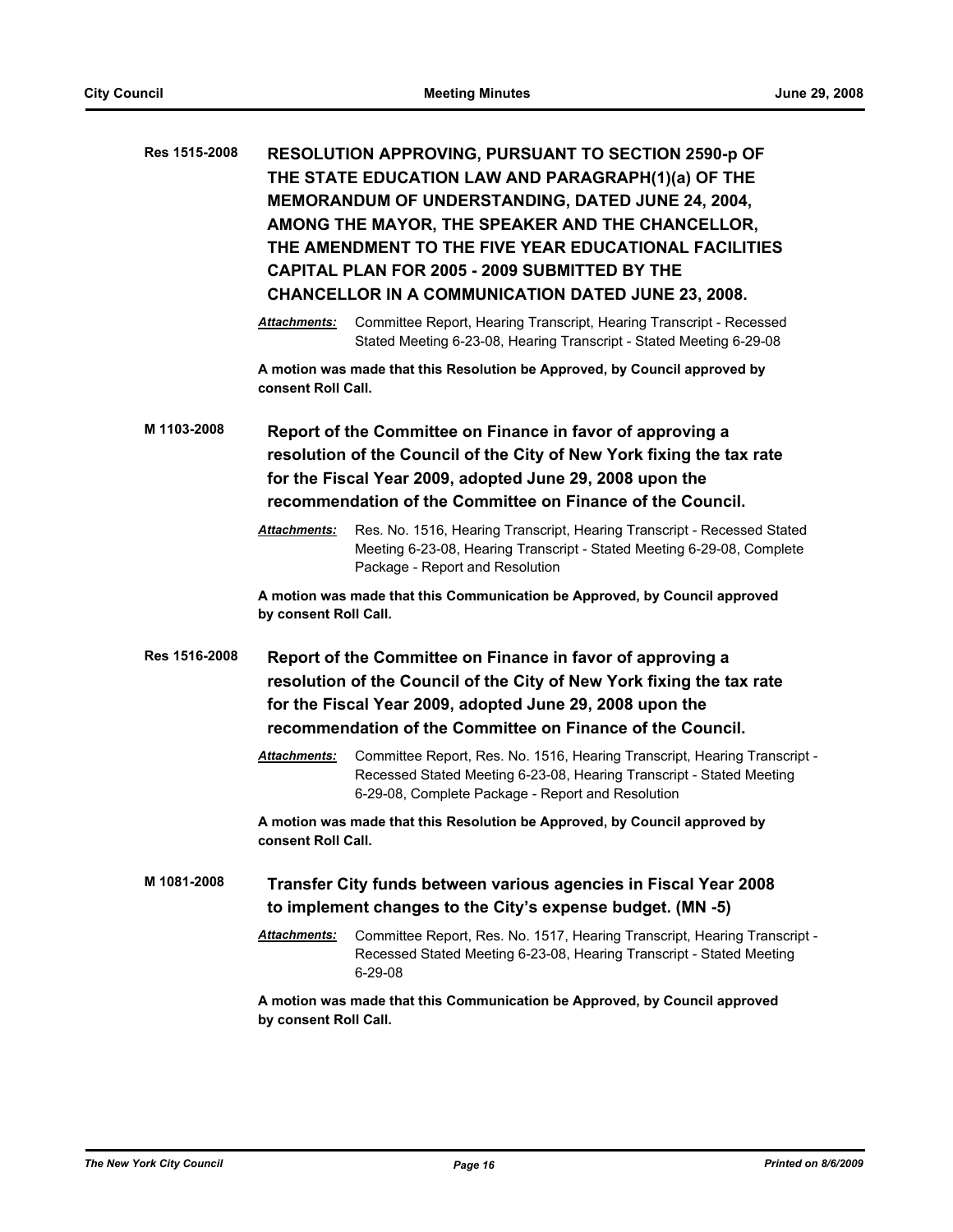**Res 1515-2008** **RESOLUTION APPROVING, PURSUANT TO SECTION 2590-p OF THE STATE EDUCATION LAW AND PARAGRAPH(1)(a) OF THE MEMORANDUM OF UNDERSTANDING, DATED JUNE 24, 2004, AMONG THE MAYOR, THE SPEAKER AND THE CHANCELLOR, THE AMENDMENT TO THE FIVE YEAR EDUCATIONAL FACILITIES CAPITAL PLAN FOR 2005 - 2009 SUBMITTED BY THE CHANCELLOR IN A COMMUNICATION DATED JUNE 23, 2008.**

***Attachments:*** Committee Report, Hearing Transcript, Hearing Transcript - Recessed Stated Meeting 6-23-08, Hearing Transcript - Stated Meeting 6-29-08

**A motion was made that this Resolution be Approved, by Council approved by consent Roll Call.**

**M 1103-2008** **Report of the Committee on Finance in favor of approving a resolution of the Council of the City of New York fixing the tax rate for the Fiscal Year 2009, adopted June 29, 2008 upon the recommendation of the Committee on Finance of the Council.**

***Attachments:*** Res. No. 1516, Hearing Transcript, Hearing Transcript - Recessed Stated Meeting 6-23-08, Hearing Transcript - Stated Meeting 6-29-08, Complete Package - Report and Resolution

**A motion was made that this Communication be Approved, by Council approved by consent Roll Call.**

**Res 1516-2008** **Report of the Committee on Finance in favor of approving a resolution of the Council of the City of New York fixing the tax rate for the Fiscal Year 2009, adopted June 29, 2008 upon the recommendation of the Committee on Finance of the Council.**

***Attachments:*** Committee Report, Res. No. 1516, Hearing Transcript, Hearing Transcript - Recessed Stated Meeting 6-23-08, Hearing Transcript - Stated Meeting 6-29-08, Complete Package - Report and Resolution

**A motion was made that this Resolution be Approved, by Council approved by consent Roll Call.**

**M 1081-2008** **Transfer City funds between various agencies in Fiscal Year 2008 to implement changes to the City's expense budget. (MN -5)**

***Attachments:*** Committee Report, Res. No. 1517, Hearing Transcript, Hearing Transcript - Recessed Stated Meeting 6-23-08, Hearing Transcript - Stated Meeting 6-29-08

**A motion was made that this Communication be Approved, by Council approved by consent Roll Call.**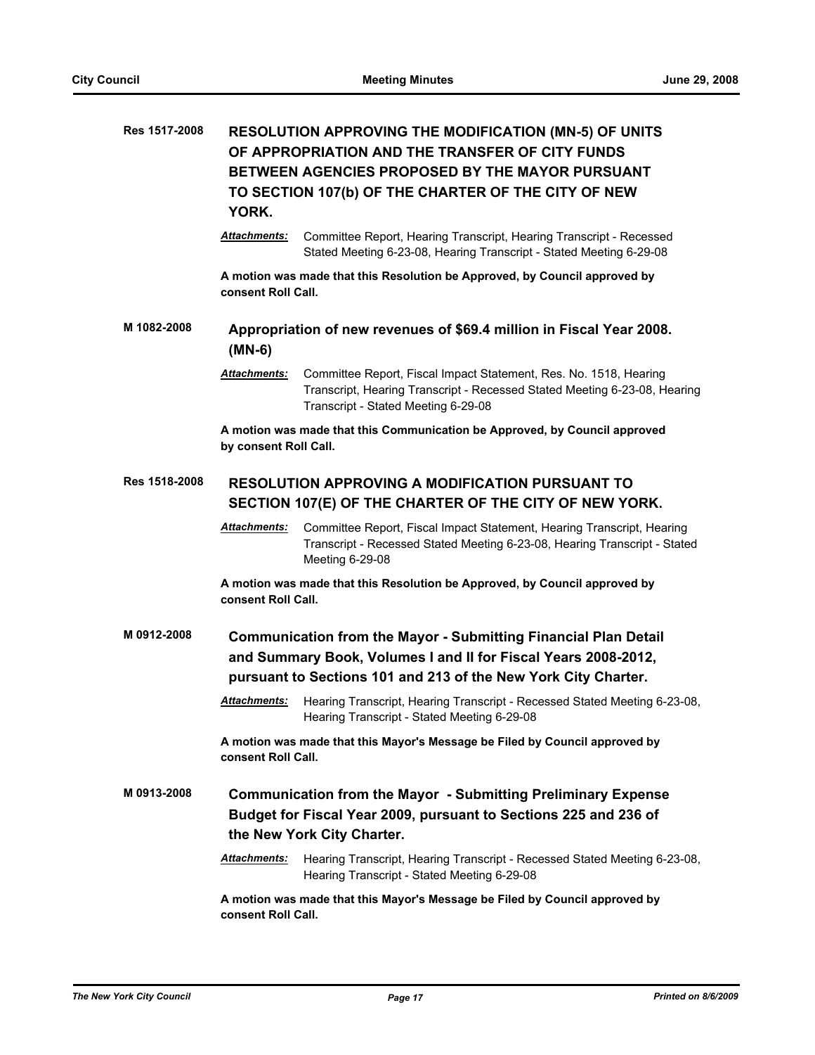**Res 1517-2008** **RESOLUTION APPROVING THE MODIFICATION (MN-5) OF UNITS OF APPROPRIATION AND THE TRANSFER OF CITY FUNDS BETWEEN AGENCIES PROPOSED BY THE MAYOR PURSUANT TO SECTION 107(b) OF THE CHARTER OF THE CITY OF NEW YORK.**

***Attachments:*** Committee Report, Hearing Transcript, Hearing Transcript - Recessed Stated Meeting 6-23-08, Hearing Transcript - Stated Meeting 6-29-08

**A motion was made that this Resolution be Approved, by Council approved by consent Roll Call.**

**M 1082-2008** **Appropriation of new revenues of $69.4 million in Fiscal Year 2008. (MN-6)**

***Attachments:*** Committee Report, Fiscal Impact Statement, Res. No. 1518, Hearing Transcript, Hearing Transcript - Recessed Stated Meeting 6-23-08, Hearing Transcript - Stated Meeting 6-29-08

**A motion was made that this Communication be Approved, by Council approved by consent Roll Call.**

**Res 1518-2008** **RESOLUTION APPROVING A MODIFICATION PURSUANT TO SECTION 107(E) OF THE CHARTER OF THE CITY OF NEW YORK.**

***Attachments:*** Committee Report, Fiscal Impact Statement, Hearing Transcript, Hearing Transcript - Recessed Stated Meeting 6-23-08, Hearing Transcript - Stated Meeting 6-29-08

**A motion was made that this Resolution be Approved, by Council approved by consent Roll Call.**

**M 0912-2008** **Communication from the Mayor - Submitting Financial Plan Detail and Summary Book, Volumes I and II for Fiscal Years 2008-2012, pursuant to Sections 101 and 213 of the New York City Charter.**

***Attachments:*** Hearing Transcript, Hearing Transcript - Recessed Stated Meeting 6-23-08, Hearing Transcript - Stated Meeting 6-29-08

**A motion was made that this Mayor's Message be Filed by Council approved by consent Roll Call.**

**M 0913-2008** **Communication from the Mayor - Submitting Preliminary Expense Budget for Fiscal Year 2009, pursuant to Sections 225 and 236 of the New York City Charter.**

***Attachments:*** Hearing Transcript, Hearing Transcript - Recessed Stated Meeting 6-23-08, Hearing Transcript - Stated Meeting 6-29-08

**A motion was made that this Mayor's Message be Filed by Council approved by consent Roll Call.**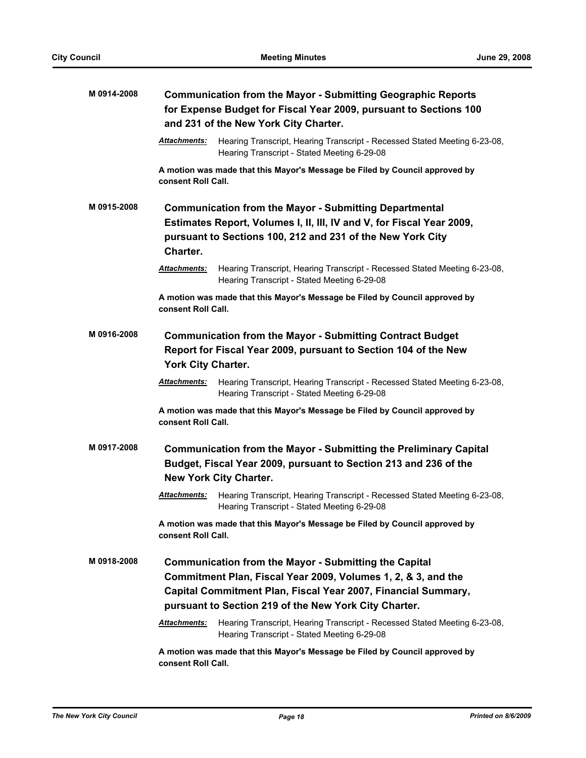**M 0914-2008** **Communication from the Mayor - Submitting Geographic Reports for Expense Budget for Fiscal Year 2009, pursuant to Sections 100 and 231 of the New York City Charter.**

*Attachments:* Hearing Transcript, Hearing Transcript - Recessed Stated Meeting 6-23-08, Hearing Transcript - Stated Meeting 6-29-08

**A motion was made that this Mayor's Message be Filed by Council approved by consent Roll Call.**

**M 0915-2008** **Communication from the Mayor - Submitting Departmental Estimates Report, Volumes I, II, III, IV and V, for Fiscal Year 2009, pursuant to Sections 100, 212 and 231 of the New York City Charter.**

*Attachments:* Hearing Transcript, Hearing Transcript - Recessed Stated Meeting 6-23-08, Hearing Transcript - Stated Meeting 6-29-08

**A motion was made that this Mayor's Message be Filed by Council approved by consent Roll Call.**

**M 0916-2008** **Communication from the Mayor - Submitting Contract Budget Report for Fiscal Year 2009, pursuant to Section 104 of the New York City Charter.**

*Attachments:* Hearing Transcript, Hearing Transcript - Recessed Stated Meeting 6-23-08, Hearing Transcript - Stated Meeting 6-29-08

**A motion was made that this Mayor's Message be Filed by Council approved by consent Roll Call.**

**M 0917-2008** **Communication from the Mayor - Submitting the Preliminary Capital Budget, Fiscal Year 2009, pursuant to Section 213 and 236 of the New York City Charter.**

*Attachments:* Hearing Transcript, Hearing Transcript - Recessed Stated Meeting 6-23-08, Hearing Transcript - Stated Meeting 6-29-08

**A motion was made that this Mayor's Message be Filed by Council approved by consent Roll Call.**

**M 0918-2008** **Communication from the Mayor - Submitting the Capital Commitment Plan, Fiscal Year 2009, Volumes 1, 2, & 3, and the Capital Commitment Plan, Fiscal Year 2007, Financial Summary, pursuant to Section 219 of the New York City Charter.**

*Attachments:* Hearing Transcript, Hearing Transcript - Recessed Stated Meeting 6-23-08, Hearing Transcript - Stated Meeting 6-29-08

**A motion was made that this Mayor's Message be Filed by Council approved by consent Roll Call.**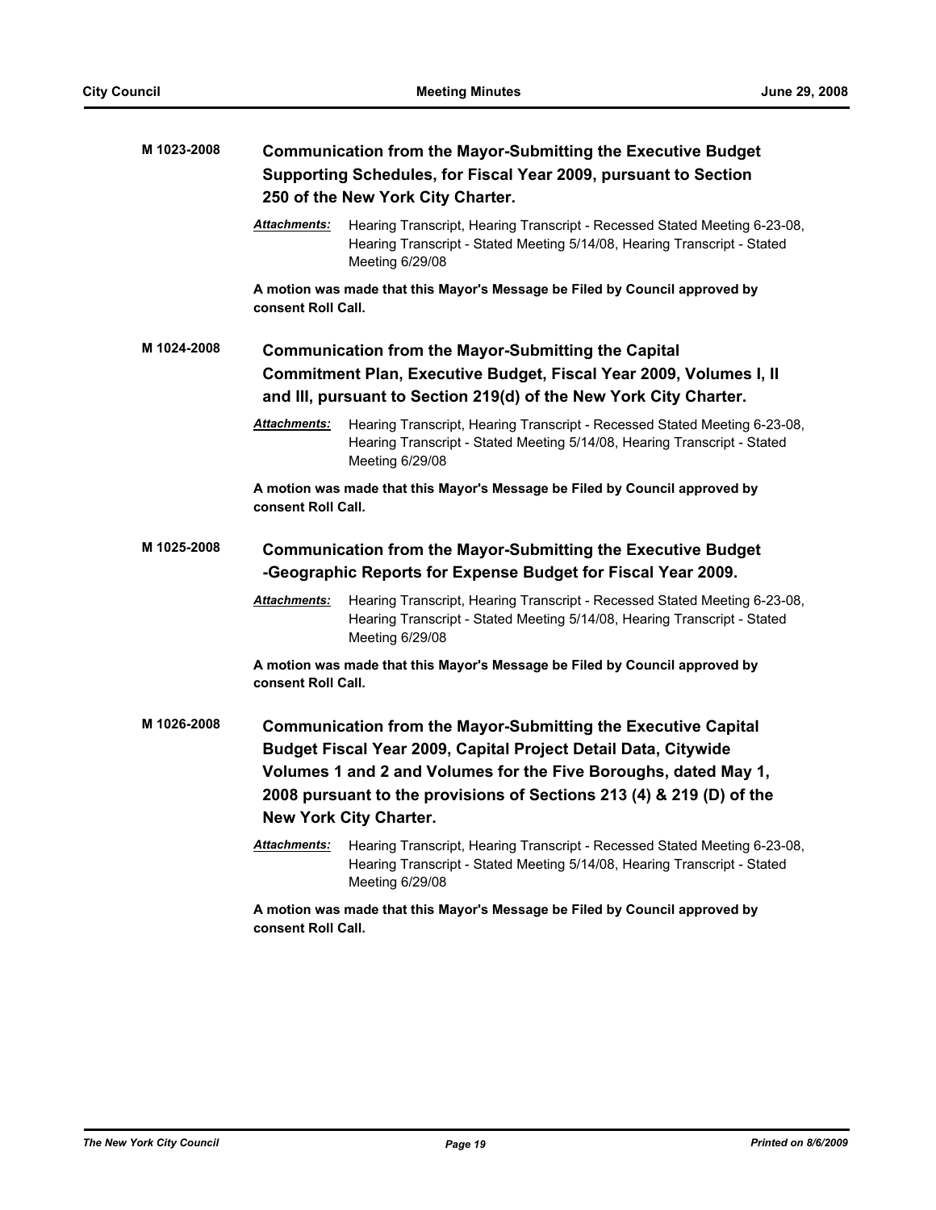**M 1023-2008** **Communication from the Mayor-Submitting the Executive Budget Supporting Schedules, for Fiscal Year 2009, pursuant to Section 250 of the New York City Charter.**

***Attachments:*** Hearing Transcript, Hearing Transcript - Recessed Stated Meeting 6-23-08, Hearing Transcript - Stated Meeting 5/14/08, Hearing Transcript - Stated Meeting 6/29/08

**A motion was made that this Mayor's Message be Filed by Council approved by consent Roll Call.**

**M 1024-2008** **Communication from the Mayor-Submitting the Capital Commitment Plan, Executive Budget, Fiscal Year 2009, Volumes I, II and III, pursuant to Section 219(d) of the New York City Charter.**

***Attachments:*** Hearing Transcript, Hearing Transcript - Recessed Stated Meeting 6-23-08, Hearing Transcript - Stated Meeting 5/14/08, Hearing Transcript - Stated Meeting 6/29/08

**A motion was made that this Mayor's Message be Filed by Council approved by consent Roll Call.**

**M 1025-2008** **Communication from the Mayor-Submitting the Executive Budget -Geographic Reports for Expense Budget for Fiscal Year 2009.**

***Attachments:*** Hearing Transcript, Hearing Transcript - Recessed Stated Meeting 6-23-08, Hearing Transcript - Stated Meeting 5/14/08, Hearing Transcript - Stated Meeting 6/29/08

**A motion was made that this Mayor's Message be Filed by Council approved by consent Roll Call.**

**M 1026-2008** **Communication from the Mayor-Submitting the Executive Capital Budget Fiscal Year 2009, Capital Project Detail Data, Citywide Volumes 1 and 2 and Volumes for the Five Boroughs, dated May 1, 2008 pursuant to the provisions of Sections 213 (4) & 219 (D) of the New York City Charter.**

***Attachments:*** Hearing Transcript, Hearing Transcript - Recessed Stated Meeting 6-23-08, Hearing Transcript - Stated Meeting 5/14/08, Hearing Transcript - Stated Meeting 6/29/08

**A motion was made that this Mayor's Message be Filed by Council approved by consent Roll Call.**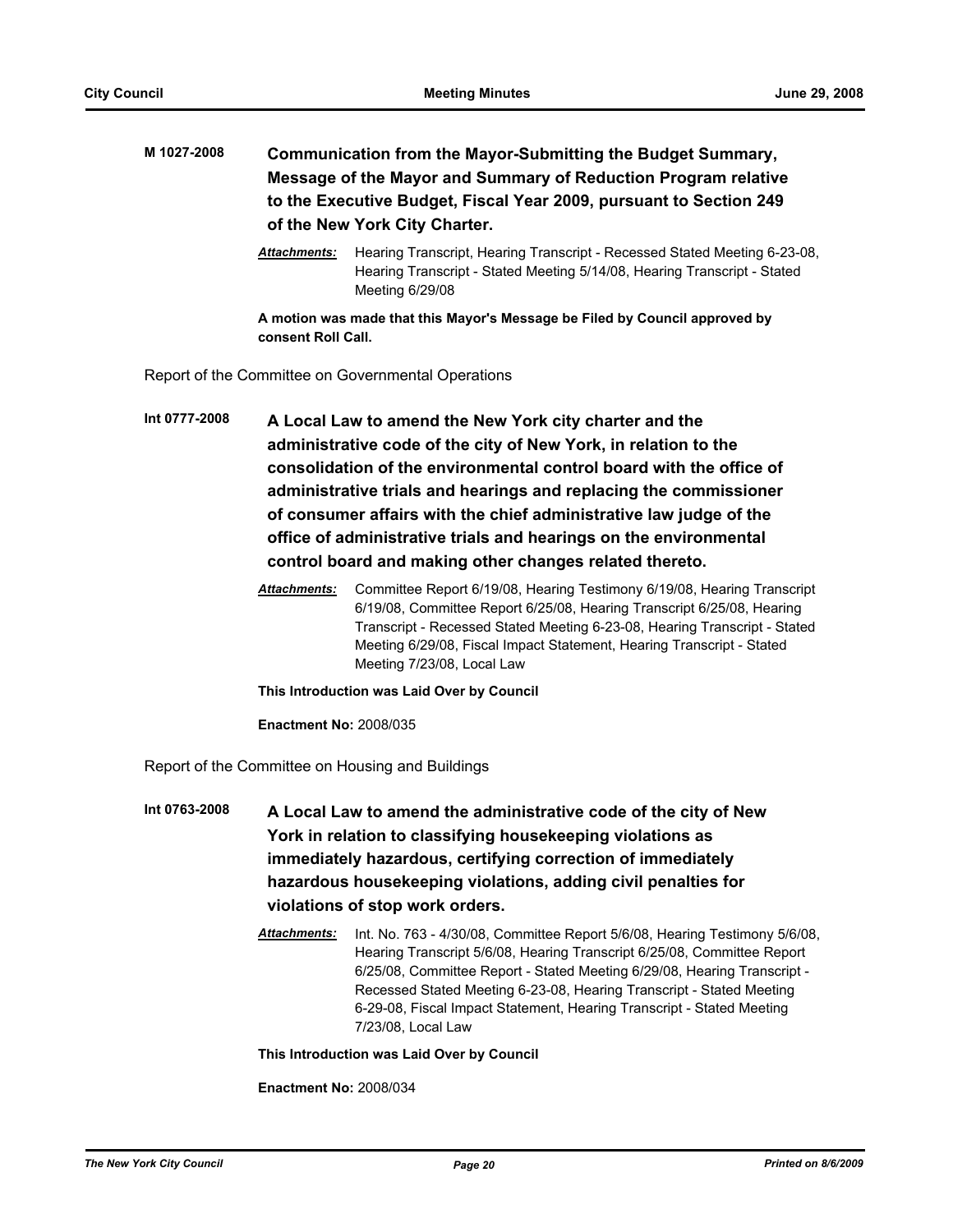**M 1027-2008** **Communication from the Mayor-Submitting the Budget Summary, Message of the Mayor and Summary of Reduction Program relative to the Executive Budget, Fiscal Year 2009, pursuant to Section 249 of the New York City Charter.**

***Attachments:*** Hearing Transcript, Hearing Transcript - Recessed Stated Meeting 6-23-08, Hearing Transcript - Stated Meeting 5/14/08, Hearing Transcript - Stated Meeting 6/29/08

**A motion was made that this Mayor's Message be Filed by Council approved by consent Roll Call.**

Report of the Committee on Governmental Operations

**Int 0777-2008** **A Local Law to amend the New York city charter and the administrative code of the city of New York, in relation to the consolidation of the environmental control board with the office of administrative trials and hearings and replacing the commissioner of consumer affairs with the chief administrative law judge of the office of administrative trials and hearings on the environmental control board and making other changes related thereto.**

***Attachments:*** Committee Report 6/19/08, Hearing Testimony 6/19/08, Hearing Transcript 6/19/08, Committee Report 6/25/08, Hearing Transcript 6/25/08, Hearing Transcript - Recessed Stated Meeting 6-23-08, Hearing Transcript - Stated Meeting 6/29/08, Fiscal Impact Statement, Hearing Transcript - Stated Meeting 7/23/08, Local Law

**This Introduction was Laid Over by Council**

**Enactment No:** 2008/035

Report of the Committee on Housing and Buildings

**Int 0763-2008** **A Local Law to amend the administrative code of the city of New York in relation to classifying housekeeping violations as immediately hazardous, certifying correction of immediately hazardous housekeeping violations, adding civil penalties for violations of stop work orders.**

***Attachments:*** Int. No. 763 - 4/30/08, Committee Report 5/6/08, Hearing Testimony 5/6/08, Hearing Transcript 5/6/08, Hearing Transcript 6/25/08, Committee Report 6/25/08, Committee Report - Stated Meeting 6/29/08, Hearing Transcript - Recessed Stated Meeting 6-23-08, Hearing Transcript - Stated Meeting 6-29-08, Fiscal Impact Statement, Hearing Transcript - Stated Meeting 7/23/08, Local Law

**This Introduction was Laid Over by Council**

**Enactment No:** 2008/034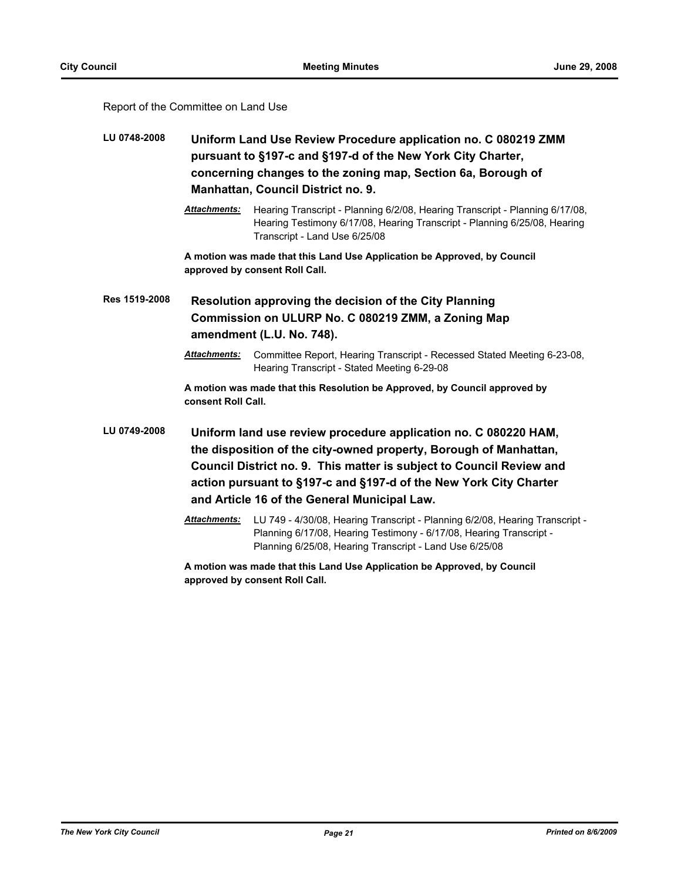Report of the Committee on Land Use

**LU 0748-2008** **Uniform Land Use Review Procedure application no. C 080219 ZMM pursuant to §197-c and §197-d of the New York City Charter, concerning changes to the zoning map, Section 6a, Borough of Manhattan, Council District no. 9.**

***Attachments:*** Hearing Transcript - Planning 6/2/08, Hearing Transcript - Planning 6/17/08, Hearing Testimony 6/17/08, Hearing Transcript - Planning 6/25/08, Hearing Transcript - Land Use 6/25/08

**A motion was made that this Land Use Application be Approved, by Council approved by consent Roll Call.**

**Res 1519-2008** **Resolution approving the decision of the City Planning Commission on ULURP No. C 080219 ZMM, a Zoning Map amendment (L.U. No. 748).**

***Attachments:*** Committee Report, Hearing Transcript - Recessed Stated Meeting 6-23-08, Hearing Transcript - Stated Meeting 6-29-08

**A motion was made that this Resolution be Approved, by Council approved by consent Roll Call.**

**LU 0749-2008** **Uniform land use review procedure application no. C 080220 HAM, the disposition of the city-owned property, Borough of Manhattan, Council District no. 9. This matter is subject to Council Review and action pursuant to §197-c and §197-d of the New York City Charter and Article 16 of the General Municipal Law.**

***Attachments:*** LU 749 - 4/30/08, Hearing Transcript - Planning 6/2/08, Hearing Transcript - Planning 6/17/08, Hearing Testimony - 6/17/08, Hearing Transcript - Planning 6/25/08, Hearing Transcript - Land Use 6/25/08

**A motion was made that this Land Use Application be Approved, by Council approved by consent Roll Call.**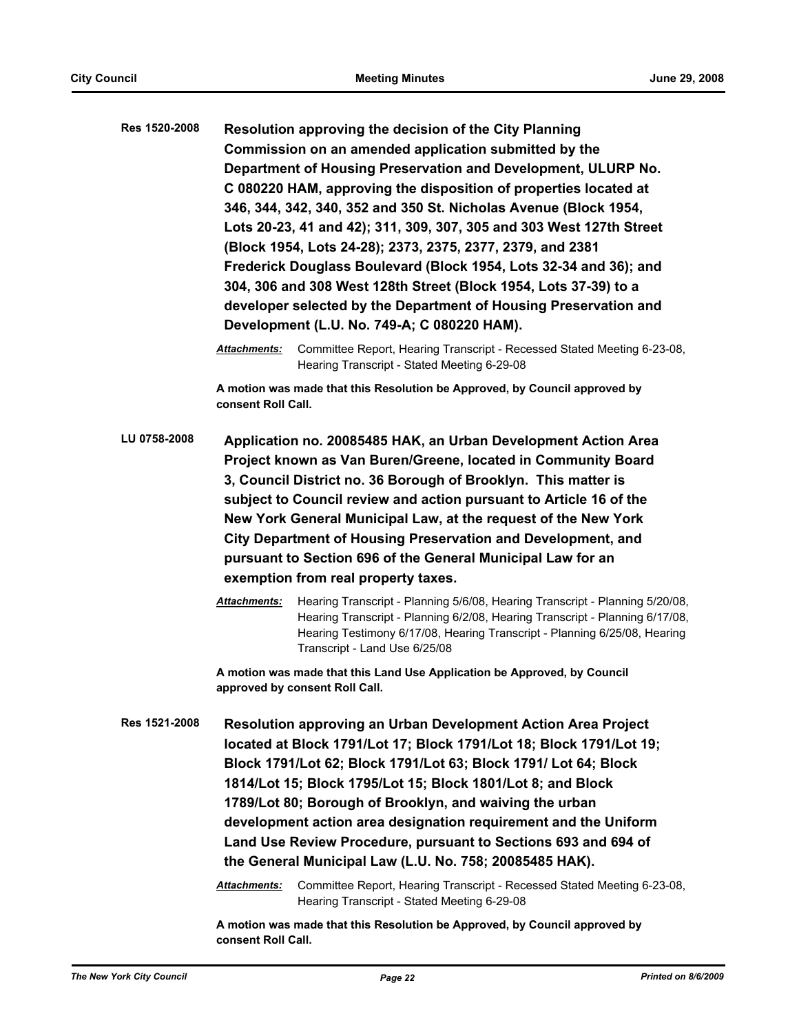**Res 1520-2008** **Resolution approving the decision of the City Planning Commission on an amended application submitted by the Department of Housing Preservation and Development, ULURP No. C 080220 HAM, approving the disposition of properties located at 346, 344, 342, 340, 352 and 350 St. Nicholas Avenue (Block 1954, Lots 20-23, 41 and 42); 311, 309, 307, 305 and 303 West 127th Street (Block 1954, Lots 24-28); 2373, 2375, 2377, 2379, and 2381 Frederick Douglass Boulevard (Block 1954, Lots 32-34 and 36); and 304, 306 and 308 West 128th Street (Block 1954, Lots 37-39) to a developer selected by the Department of Housing Preservation and Development (L.U. No. 749-A; C 080220 HAM).**

***Attachments:*** Committee Report, Hearing Transcript - Recessed Stated Meeting 6-23-08, Hearing Transcript - Stated Meeting 6-29-08

**A motion was made that this Resolution be Approved, by Council approved by consent Roll Call.**

**LU 0758-2008** **Application no. 20085485 HAK, an Urban Development Action Area Project known as Van Buren/Greene, located in Community Board 3, Council District no. 36 Borough of Brooklyn. This matter is subject to Council review and action pursuant to Article 16 of the New York General Municipal Law, at the request of the New York City Department of Housing Preservation and Development, and pursuant to Section 696 of the General Municipal Law for an exemption from real property taxes.**

***Attachments:*** Hearing Transcript - Planning 5/6/08, Hearing Transcript - Planning 5/20/08, Hearing Transcript - Planning 6/2/08, Hearing Transcript - Planning 6/17/08, Hearing Testimony 6/17/08, Hearing Transcript - Planning 6/25/08, Hearing Transcript - Land Use 6/25/08

**A motion was made that this Land Use Application be Approved, by Council approved by consent Roll Call.**

**Res 1521-2008** **Resolution approving an Urban Development Action Area Project located at Block 1791/Lot 17; Block 1791/Lot 18; Block 1791/Lot 19; Block 1791/Lot 62; Block 1791/Lot 63; Block 1791/ Lot 64; Block 1814/Lot 15; Block 1795/Lot 15; Block 1801/Lot 8; and Block 1789/Lot 80; Borough of Brooklyn, and waiving the urban development action area designation requirement and the Uniform Land Use Review Procedure, pursuant to Sections 693 and 694 of the General Municipal Law (L.U. No. 758; 20085485 HAK).**

***Attachments:*** Committee Report, Hearing Transcript - Recessed Stated Meeting 6-23-08, Hearing Transcript - Stated Meeting 6-29-08

**A motion was made that this Resolution be Approved, by Council approved by consent Roll Call.**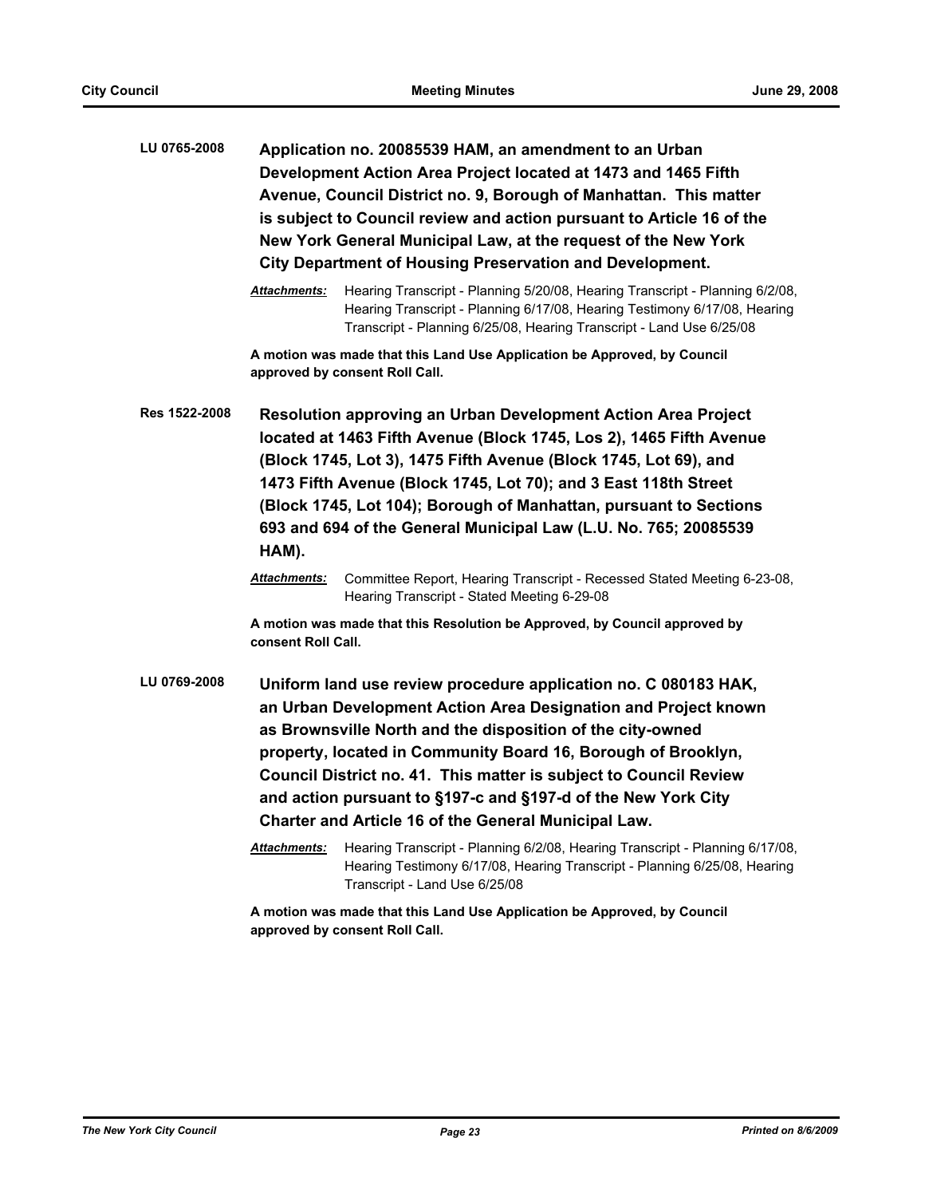**LU 0765-2008** **Application no. 20085539 HAM, an amendment to an Urban Development Action Area Project located at 1473 and 1465 Fifth Avenue, Council District no. 9, Borough of Manhattan. This matter is subject to Council review and action pursuant to Article 16 of the New York General Municipal Law, at the request of the New York City Department of Housing Preservation and Development.**

***Attachments:*** Hearing Transcript - Planning 5/20/08, Hearing Transcript - Planning 6/2/08, Hearing Transcript - Planning 6/17/08, Hearing Testimony 6/17/08, Hearing Transcript - Planning 6/25/08, Hearing Transcript - Land Use 6/25/08

**A motion was made that this Land Use Application be Approved, by Council approved by consent Roll Call.**

**Res 1522-2008** **Resolution approving an Urban Development Action Area Project located at 1463 Fifth Avenue (Block 1745, Los 2), 1465 Fifth Avenue (Block 1745, Lot 3), 1475 Fifth Avenue (Block 1745, Lot 69), and 1473 Fifth Avenue (Block 1745, Lot 70); and 3 East 118th Street (Block 1745, Lot 104); Borough of Manhattan, pursuant to Sections 693 and 694 of the General Municipal Law (L.U. No. 765; 20085539 HAM).**

***Attachments:*** Committee Report, Hearing Transcript - Recessed Stated Meeting 6-23-08, Hearing Transcript - Stated Meeting 6-29-08

**A motion was made that this Resolution be Approved, by Council approved by consent Roll Call.**

**LU 0769-2008** **Uniform land use review procedure application no. C 080183 HAK, an Urban Development Action Area Designation and Project known as Brownsville North and the disposition of the city-owned property, located in Community Board 16, Borough of Brooklyn, Council District no. 41. This matter is subject to Council Review and action pursuant to §197-c and §197-d of the New York City Charter and Article 16 of the General Municipal Law.**

***Attachments:*** Hearing Transcript - Planning 6/2/08, Hearing Transcript - Planning 6/17/08, Hearing Testimony 6/17/08, Hearing Transcript - Planning 6/25/08, Hearing Transcript - Land Use 6/25/08

**A motion was made that this Land Use Application be Approved, by Council approved by consent Roll Call.**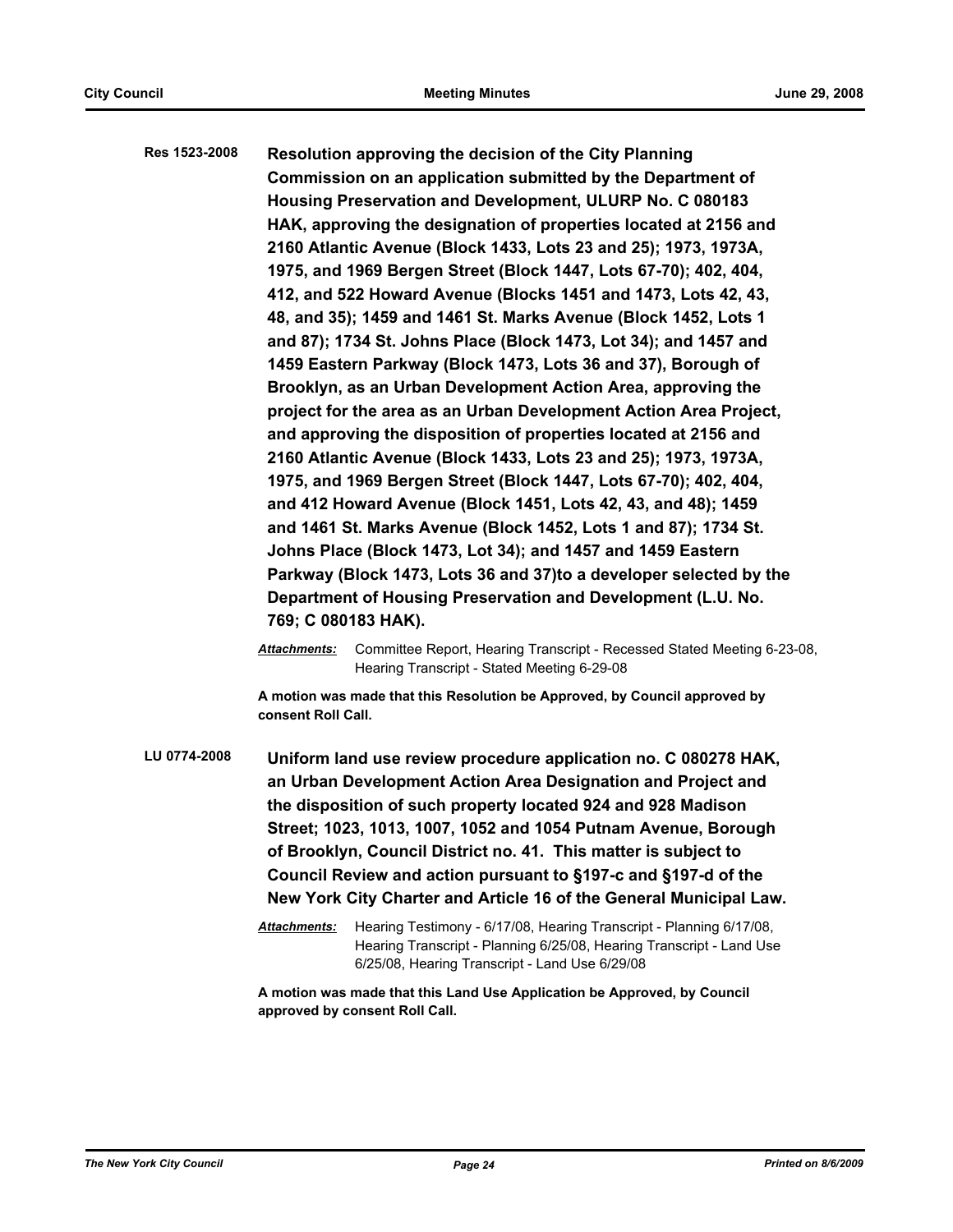**Res 1523-2008** **Resolution approving the decision of the City Planning Commission on an application submitted by the Department of Housing Preservation and Development, ULURP No. C 080183 HAK, approving the designation of properties located at 2156 and 2160 Atlantic Avenue (Block 1433, Lots 23 and 25); 1973, 1973A, 1975, and 1969 Bergen Street (Block 1447, Lots 67-70); 402, 404, 412, and 522 Howard Avenue (Blocks 1451 and 1473, Lots 42, 43, 48, and 35); 1459 and 1461 St. Marks Avenue (Block 1452, Lots 1 and 87); 1734 St. Johns Place (Block 1473, Lot 34); and 1457 and 1459 Eastern Parkway (Block 1473, Lots 36 and 37), Borough of Brooklyn, as an Urban Development Action Area, approving the project for the area as an Urban Development Action Area Project, and approving the disposition of properties located at 2156 and 2160 Atlantic Avenue (Block 1433, Lots 23 and 25); 1973, 1973A, 1975, and 1969 Bergen Street (Block 1447, Lots 67-70); 402, 404, and 412 Howard Avenue (Block 1451, Lots 42, 43, and 48); 1459 and 1461 St. Marks Avenue (Block 1452, Lots 1 and 87); 1734 St. Johns Place (Block 1473, Lot 34); and 1457 and 1459 Eastern Parkway (Block 1473, Lots 36 and 37)to a developer selected by the Department of Housing Preservation and Development (L.U. No. 769; C 080183 HAK).**

***Attachments:*** Committee Report, Hearing Transcript - Recessed Stated Meeting 6-23-08, Hearing Transcript - Stated Meeting 6-29-08

**A motion was made that this Resolution be Approved, by Council approved by consent Roll Call.**

**LU 0774-2008** **Uniform land use review procedure application no. C 080278 HAK, an Urban Development Action Area Designation and Project and the disposition of such property located 924 and 928 Madison Street; 1023, 1013, 1007, 1052 and 1054 Putnam Avenue, Borough of Brooklyn, Council District no. 41. This matter is subject to Council Review and action pursuant to §197-c and §197-d of the New York City Charter and Article 16 of the General Municipal Law.**

***Attachments:*** Hearing Testimony - 6/17/08, Hearing Transcript - Planning 6/17/08, Hearing Transcript - Planning 6/25/08, Hearing Transcript - Land Use 6/25/08, Hearing Transcript - Land Use 6/29/08

**A motion was made that this Land Use Application be Approved, by Council approved by consent Roll Call.**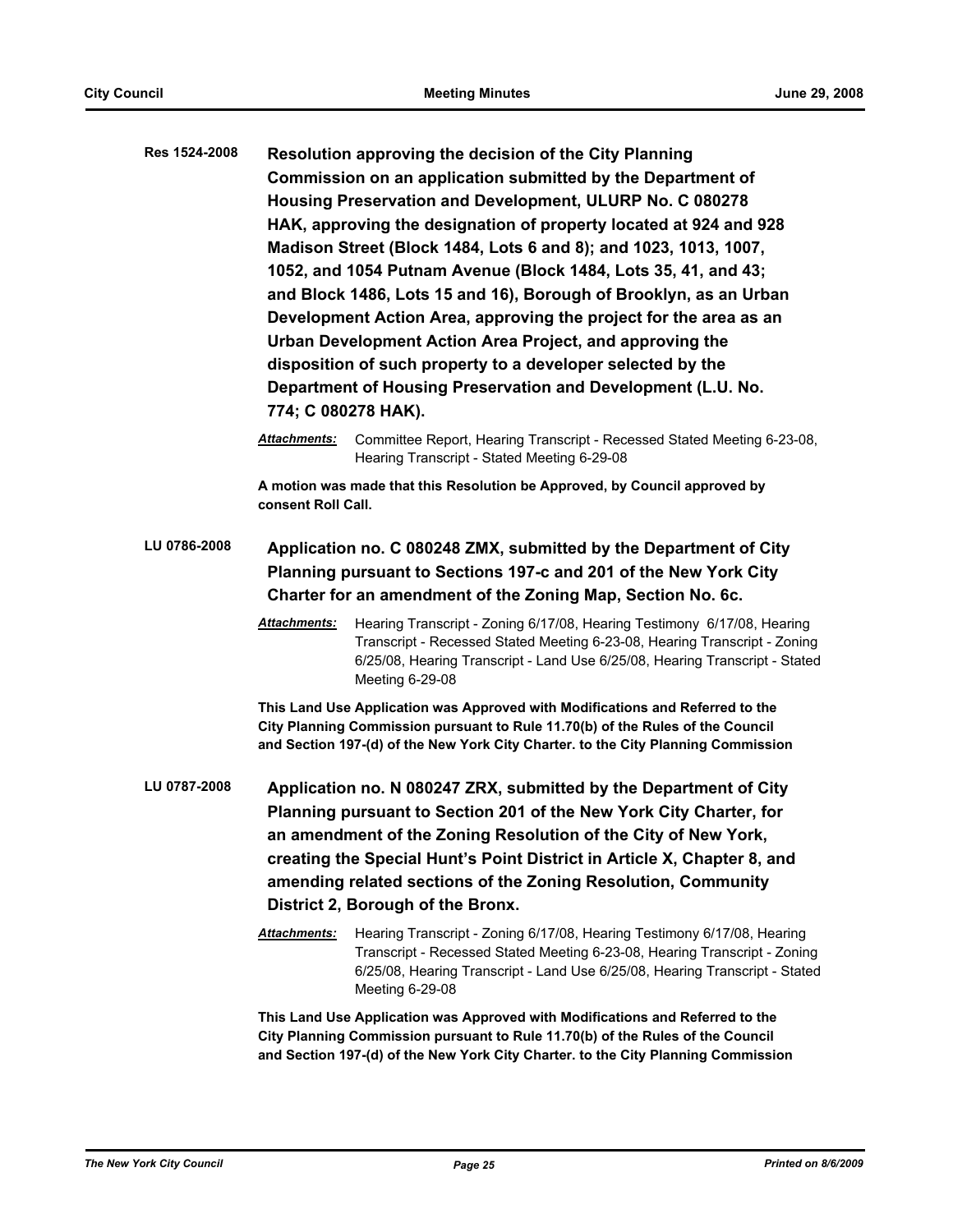**Res 1524-2008** **Resolution approving the decision of the City Planning Commission on an application submitted by the Department of Housing Preservation and Development, ULURP No. C 080278 HAK, approving the designation of property located at 924 and 928 Madison Street (Block 1484, Lots 6 and 8); and 1023, 1013, 1007, 1052, and 1054 Putnam Avenue (Block 1484, Lots 35, 41, and 43; and Block 1486, Lots 15 and 16), Borough of Brooklyn, as an Urban Development Action Area, approving the project for the area as an Urban Development Action Area Project, and approving the disposition of such property to a developer selected by the Department of Housing Preservation and Development (L.U. No. 774; C 080278 HAK).**

***Attachments:*** Committee Report, Hearing Transcript - Recessed Stated Meeting 6-23-08, Hearing Transcript - Stated Meeting 6-29-08

**A motion was made that this Resolution be Approved, by Council approved by consent Roll Call.**

**LU 0786-2008** **Application no. C 080248 ZMX, submitted by the Department of City Planning pursuant to Sections 197-c and 201 of the New York City Charter for an amendment of the Zoning Map, Section No. 6c.**

***Attachments:*** Hearing Transcript - Zoning 6/17/08, Hearing Testimony 6/17/08, Hearing Transcript - Recessed Stated Meeting 6-23-08, Hearing Transcript - Zoning 6/25/08, Hearing Transcript - Land Use 6/25/08, Hearing Transcript - Stated Meeting 6-29-08

**This Land Use Application was Approved with Modifications and Referred to the City Planning Commission pursuant to Rule 11.70(b) of the Rules of the Council and Section 197-(d) of the New York City Charter. to the City Planning Commission**

**LU 0787-2008** **Application no. N 080247 ZRX, submitted by the Department of City Planning pursuant to Section 201 of the New York City Charter, for an amendment of the Zoning Resolution of the City of New York, creating the Special Hunt's Point District in Article X, Chapter 8, and amending related sections of the Zoning Resolution, Community District 2, Borough of the Bronx.**

***Attachments:*** Hearing Transcript - Zoning 6/17/08, Hearing Testimony 6/17/08, Hearing Transcript - Recessed Stated Meeting 6-23-08, Hearing Transcript - Zoning 6/25/08, Hearing Transcript - Land Use 6/25/08, Hearing Transcript - Stated Meeting 6-29-08

**This Land Use Application was Approved with Modifications and Referred to the City Planning Commission pursuant to Rule 11.70(b) of the Rules of the Council and Section 197-(d) of the New York City Charter. to the City Planning Commission**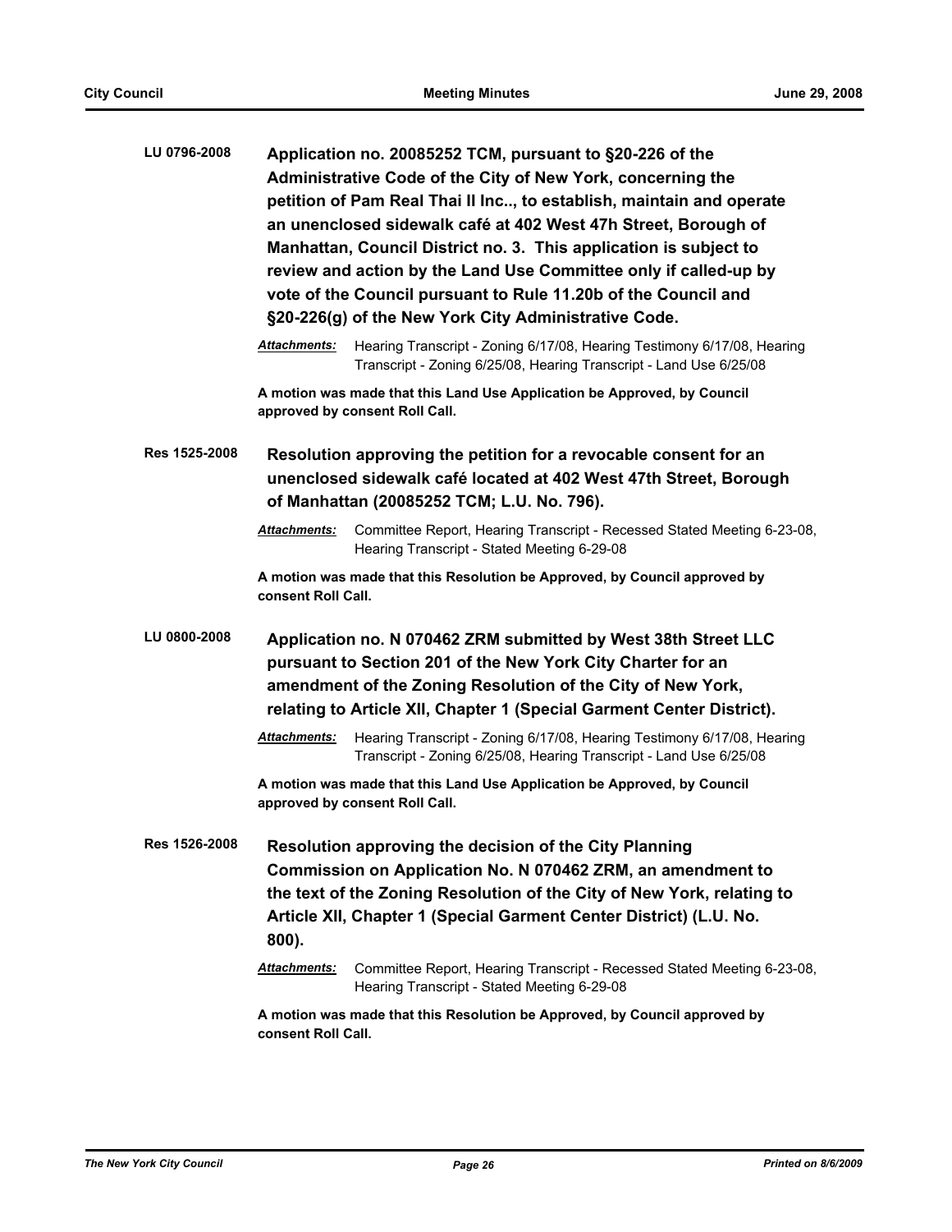**LU 0796-2008** **Application no. 20085252 TCM, pursuant to §20-226 of the Administrative Code of the City of New York, concerning the petition of Pam Real Thai II Inc.., to establish, maintain and operate an unenclosed sidewalk café at 402 West 47h Street, Borough of Manhattan, Council District no. 3. This application is subject to review and action by the Land Use Committee only if called-up by vote of the Council pursuant to Rule 11.20b of the Council and §20-226(g) of the New York City Administrative Code.**

***Attachments:*** Hearing Transcript - Zoning 6/17/08, Hearing Testimony 6/17/08, Hearing Transcript - Zoning 6/25/08, Hearing Transcript - Land Use 6/25/08

**A motion was made that this Land Use Application be Approved, by Council approved by consent Roll Call.**

**Res 1525-2008** **Resolution approving the petition for a revocable consent for an unenclosed sidewalk café located at 402 West 47th Street, Borough of Manhattan (20085252 TCM; L.U. No. 796).**

***Attachments:*** Committee Report, Hearing Transcript - Recessed Stated Meeting 6-23-08, Hearing Transcript - Stated Meeting 6-29-08

**A motion was made that this Resolution be Approved, by Council approved by consent Roll Call.**

**LU 0800-2008** **Application no. N 070462 ZRM submitted by West 38th Street LLC pursuant to Section 201 of the New York City Charter for an amendment of the Zoning Resolution of the City of New York, relating to Article XII, Chapter 1 (Special Garment Center District).**

***Attachments:*** Hearing Transcript - Zoning 6/17/08, Hearing Testimony 6/17/08, Hearing Transcript - Zoning 6/25/08, Hearing Transcript - Land Use 6/25/08

**A motion was made that this Land Use Application be Approved, by Council approved by consent Roll Call.**

**Res 1526-2008** **Resolution approving the decision of the City Planning Commission on Application No. N 070462 ZRM, an amendment to the text of the Zoning Resolution of the City of New York, relating to Article XII, Chapter 1 (Special Garment Center District) (L.U. No. 800).**

***Attachments:*** Committee Report, Hearing Transcript - Recessed Stated Meeting 6-23-08, Hearing Transcript - Stated Meeting 6-29-08

**A motion was made that this Resolution be Approved, by Council approved by consent Roll Call.**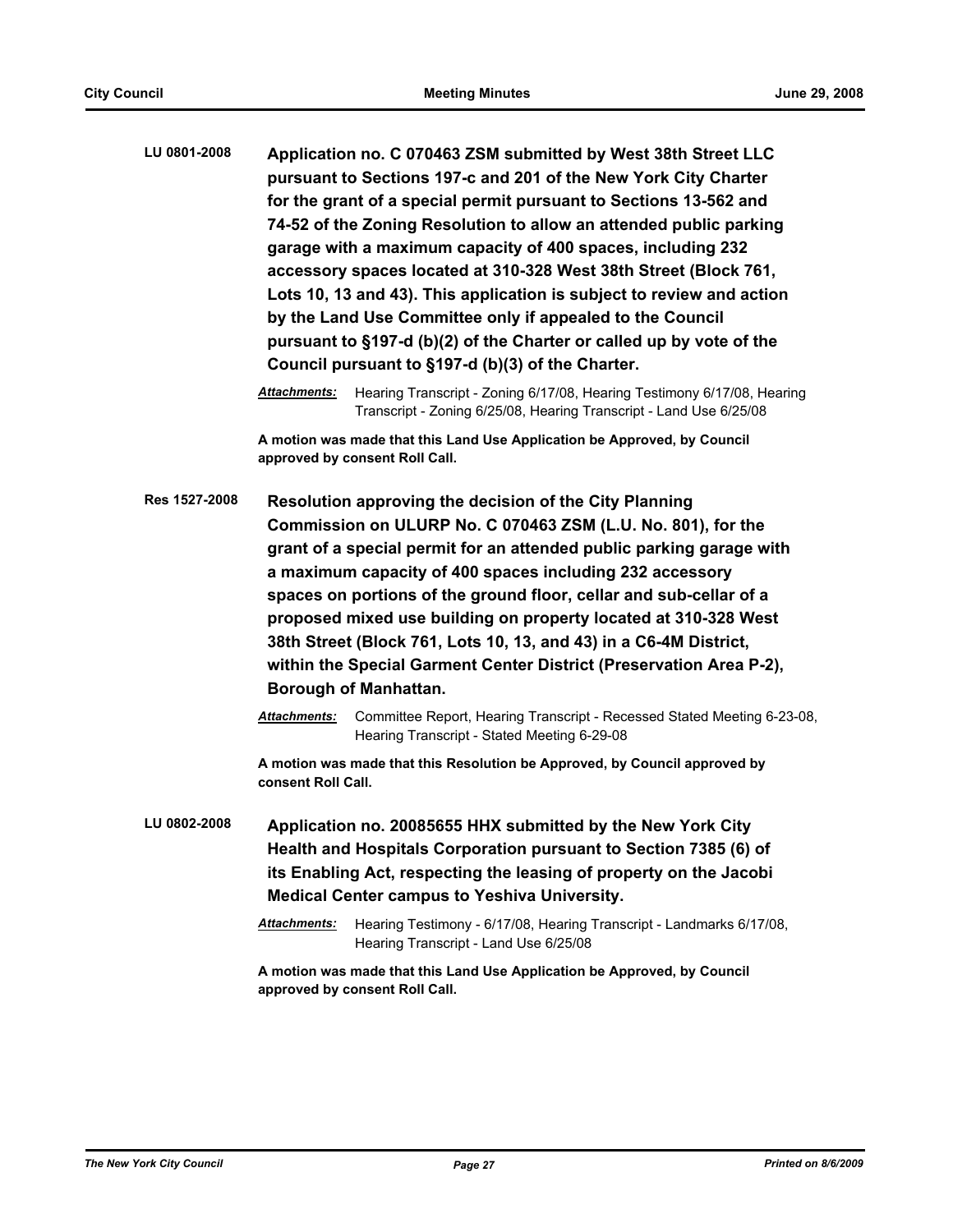**LU 0801-2008** **Application no. C 070463 ZSM submitted by West 38th Street LLC pursuant to Sections 197-c and 201 of the New York City Charter for the grant of a special permit pursuant to Sections 13-562 and 74-52 of the Zoning Resolution to allow an attended public parking garage with a maximum capacity of 400 spaces, including 232 accessory spaces located at 310-328 West 38th Street (Block 761, Lots 10, 13 and 43). This application is subject to review and action by the Land Use Committee only if appealed to the Council pursuant to §197-d (b)(2) of the Charter or called up by vote of the Council pursuant to §197-d (b)(3) of the Charter.**

***Attachments:*** Hearing Transcript - Zoning 6/17/08, Hearing Testimony 6/17/08, Hearing Transcript - Zoning 6/25/08, Hearing Transcript - Land Use 6/25/08

**A motion was made that this Land Use Application be Approved, by Council approved by consent Roll Call.**

**Res 1527-2008** **Resolution approving the decision of the City Planning Commission on ULURP No. C 070463 ZSM (L.U. No. 801), for the grant of a special permit for an attended public parking garage with a maximum capacity of 400 spaces including 232 accessory spaces on portions of the ground floor, cellar and sub-cellar of a proposed mixed use building on property located at 310-328 West 38th Street (Block 761, Lots 10, 13, and 43) in a C6-4M District, within the Special Garment Center District (Preservation Area P-2), Borough of Manhattan.**

***Attachments:*** Committee Report, Hearing Transcript - Recessed Stated Meeting 6-23-08, Hearing Transcript - Stated Meeting 6-29-08

**A motion was made that this Resolution be Approved, by Council approved by consent Roll Call.**

**LU 0802-2008** **Application no. 20085655 HHX submitted by the New York City Health and Hospitals Corporation pursuant to Section 7385 (6) of its Enabling Act, respecting the leasing of property on the Jacobi Medical Center campus to Yeshiva University.**

***Attachments:*** Hearing Testimony - 6/17/08, Hearing Transcript - Landmarks 6/17/08, Hearing Transcript - Land Use 6/25/08

**A motion was made that this Land Use Application be Approved, by Council approved by consent Roll Call.**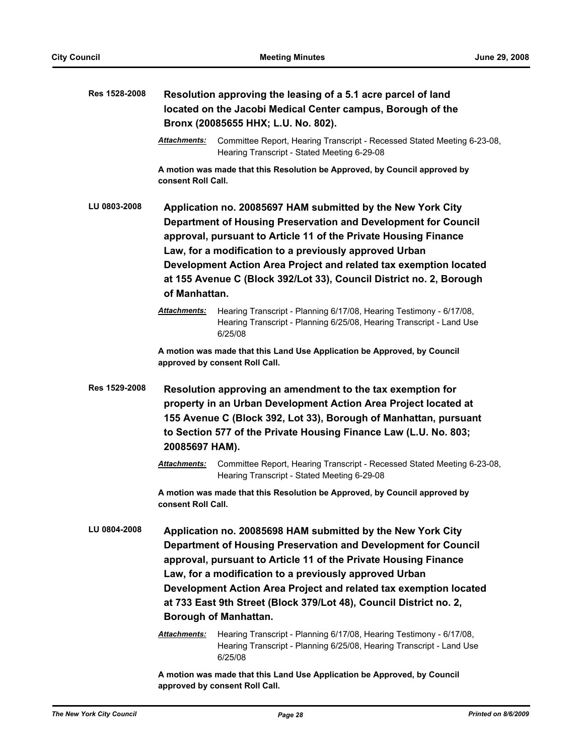**Res 1528-2008** **Resolution approving the leasing of a 5.1 acre parcel of land located on the Jacobi Medical Center campus, Borough of the Bronx (20085655 HHX; L.U. No. 802).**

***Attachments:*** Committee Report, Hearing Transcript - Recessed Stated Meeting 6-23-08, Hearing Transcript - Stated Meeting 6-29-08

**A motion was made that this Resolution be Approved, by Council approved by consent Roll Call.**

**LU 0803-2008** **Application no. 20085697 HAM submitted by the New York City Department of Housing Preservation and Development for Council approval, pursuant to Article 11 of the Private Housing Finance Law, for a modification to a previously approved Urban Development Action Area Project and related tax exemption located at 155 Avenue C (Block 392/Lot 33), Council District no. 2, Borough of Manhattan.**

***Attachments:*** Hearing Transcript - Planning 6/17/08, Hearing Testimony - 6/17/08, Hearing Transcript - Planning 6/25/08, Hearing Transcript - Land Use 6/25/08

**A motion was made that this Land Use Application be Approved, by Council approved by consent Roll Call.**

**Res 1529-2008** **Resolution approving an amendment to the tax exemption for property in an Urban Development Action Area Project located at 155 Avenue C (Block 392, Lot 33), Borough of Manhattan, pursuant to Section 577 of the Private Housing Finance Law (L.U. No. 803; 20085697 HAM).**

***Attachments:*** Committee Report, Hearing Transcript - Recessed Stated Meeting 6-23-08, Hearing Transcript - Stated Meeting 6-29-08

**A motion was made that this Resolution be Approved, by Council approved by consent Roll Call.**

**LU 0804-2008** **Application no. 20085698 HAM submitted by the New York City Department of Housing Preservation and Development for Council approval, pursuant to Article 11 of the Private Housing Finance Law, for a modification to a previously approved Urban Development Action Area Project and related tax exemption located at 733 East 9th Street (Block 379/Lot 48), Council District no. 2, Borough of Manhattan.**

***Attachments:*** Hearing Transcript - Planning 6/17/08, Hearing Testimony - 6/17/08, Hearing Transcript - Planning 6/25/08, Hearing Transcript - Land Use 6/25/08

**A motion was made that this Land Use Application be Approved, by Council approved by consent Roll Call.**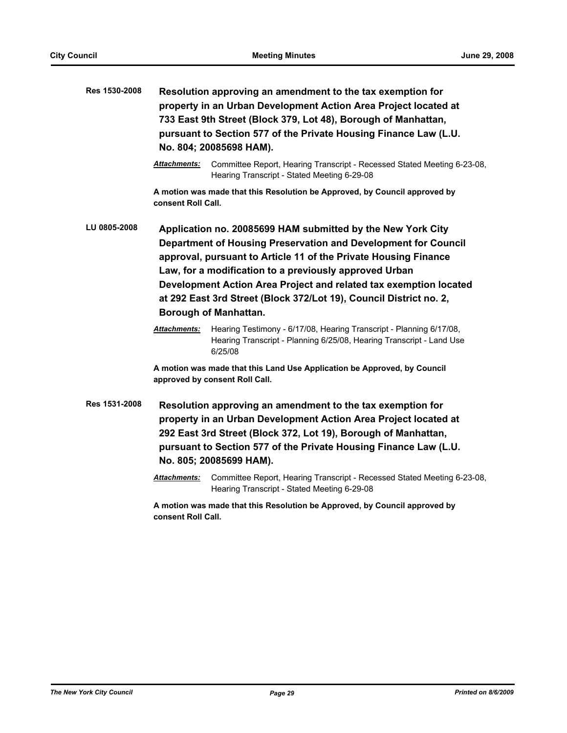**Res 1530-2008** **Resolution approving an amendment to the tax exemption for property in an Urban Development Action Area Project located at 733 East 9th Street (Block 379, Lot 48), Borough of Manhattan, pursuant to Section 577 of the Private Housing Finance Law (L.U. No. 804; 20085698 HAM).**

***Attachments:*** Committee Report, Hearing Transcript - Recessed Stated Meeting 6-23-08, Hearing Transcript - Stated Meeting 6-29-08

**A motion was made that this Resolution be Approved, by Council approved by consent Roll Call.**

**LU 0805-2008** **Application no. 20085699 HAM submitted by the New York City Department of Housing Preservation and Development for Council approval, pursuant to Article 11 of the Private Housing Finance Law, for a modification to a previously approved Urban Development Action Area Project and related tax exemption located at 292 East 3rd Street (Block 372/Lot 19), Council District no. 2, Borough of Manhattan.**

***Attachments:*** Hearing Testimony - 6/17/08, Hearing Transcript - Planning 6/17/08, Hearing Transcript - Planning 6/25/08, Hearing Transcript - Land Use 6/25/08

**A motion was made that this Land Use Application be Approved, by Council approved by consent Roll Call.**

**Res 1531-2008** **Resolution approving an amendment to the tax exemption for property in an Urban Development Action Area Project located at 292 East 3rd Street (Block 372, Lot 19), Borough of Manhattan, pursuant to Section 577 of the Private Housing Finance Law (L.U. No. 805; 20085699 HAM).**

***Attachments:*** Committee Report, Hearing Transcript - Recessed Stated Meeting 6-23-08, Hearing Transcript - Stated Meeting 6-29-08

**A motion was made that this Resolution be Approved, by Council approved by consent Roll Call.**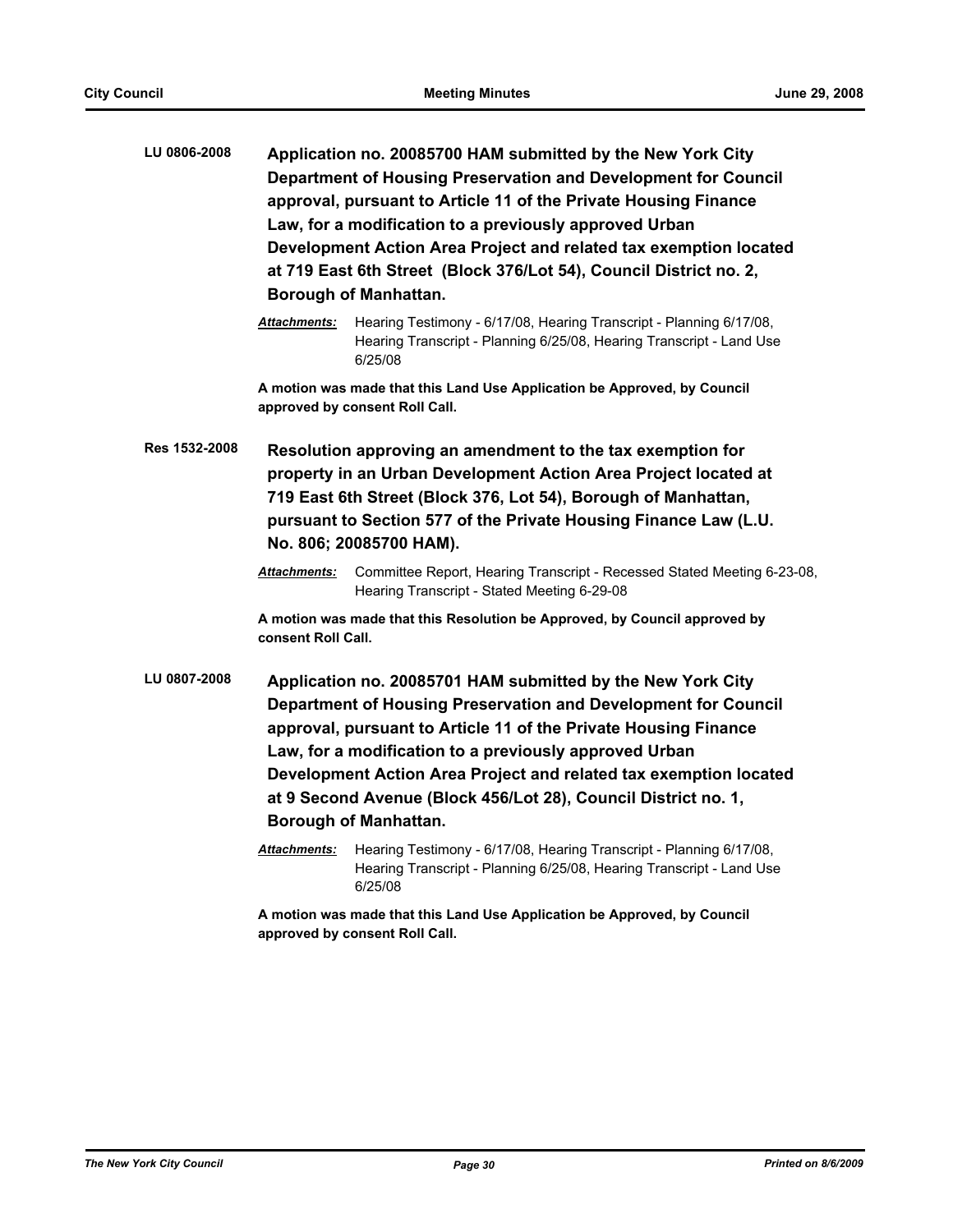**LU 0806-2008**

**Application no. 20085700 HAM submitted by the New York City Department of Housing Preservation and Development for Council approval, pursuant to Article 11 of the Private Housing Finance Law, for a modification to a previously approved Urban Development Action Area Project and related tax exemption located at 719 East 6th Street (Block 376/Lot 54), Council District no. 2, Borough of Manhattan.**

***Attachments:*** Hearing Testimony - 6/17/08, Hearing Transcript - Planning 6/17/08, Hearing Transcript - Planning 6/25/08, Hearing Transcript - Land Use 6/25/08

**A motion was made that this Land Use Application be Approved, by Council approved by consent Roll Call.**

**Res 1532-2008**

**Resolution approving an amendment to the tax exemption for property in an Urban Development Action Area Project located at 719 East 6th Street (Block 376, Lot 54), Borough of Manhattan, pursuant to Section 577 of the Private Housing Finance Law (L.U. No. 806; 20085700 HAM).**

***Attachments:*** Committee Report, Hearing Transcript - Recessed Stated Meeting 6-23-08, Hearing Transcript - Stated Meeting 6-29-08

**A motion was made that this Resolution be Approved, by Council approved by consent Roll Call.**

**LU 0807-2008**

**Application no. 20085701 HAM submitted by the New York City Department of Housing Preservation and Development for Council approval, pursuant to Article 11 of the Private Housing Finance Law, for a modification to a previously approved Urban Development Action Area Project and related tax exemption located at 9 Second Avenue (Block 456/Lot 28), Council District no. 1, Borough of Manhattan.**

***Attachments:*** Hearing Testimony - 6/17/08, Hearing Transcript - Planning 6/17/08, Hearing Transcript - Planning 6/25/08, Hearing Transcript - Land Use 6/25/08

**A motion was made that this Land Use Application be Approved, by Council approved by consent Roll Call.**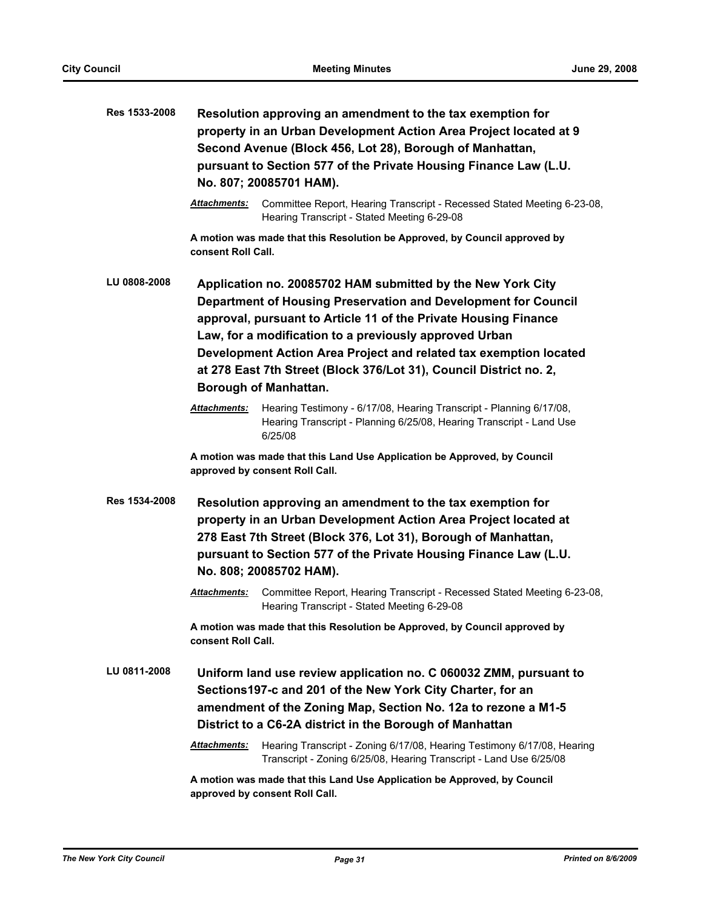**Res 1533-2008** **Resolution approving an amendment to the tax exemption for property in an Urban Development Action Area Project located at 9 Second Avenue (Block 456, Lot 28), Borough of Manhattan, pursuant to Section 577 of the Private Housing Finance Law (L.U. No. 807; 20085701 HAM).**

***Attachments:*** Committee Report, Hearing Transcript - Recessed Stated Meeting 6-23-08, Hearing Transcript - Stated Meeting 6-29-08

**A motion was made that this Resolution be Approved, by Council approved by consent Roll Call.**

**LU 0808-2008** **Application no. 20085702 HAM submitted by the New York City Department of Housing Preservation and Development for Council approval, pursuant to Article 11 of the Private Housing Finance Law, for a modification to a previously approved Urban Development Action Area Project and related tax exemption located at 278 East 7th Street (Block 376/Lot 31), Council District no. 2, Borough of Manhattan.**

***Attachments:*** Hearing Testimony - 6/17/08, Hearing Transcript - Planning 6/17/08, Hearing Transcript - Planning 6/25/08, Hearing Transcript - Land Use 6/25/08

**A motion was made that this Land Use Application be Approved, by Council approved by consent Roll Call.**

**Res 1534-2008** **Resolution approving an amendment to the tax exemption for property in an Urban Development Action Area Project located at 278 East 7th Street (Block 376, Lot 31), Borough of Manhattan, pursuant to Section 577 of the Private Housing Finance Law (L.U. No. 808; 20085702 HAM).**

***Attachments:*** Committee Report, Hearing Transcript - Recessed Stated Meeting 6-23-08, Hearing Transcript - Stated Meeting 6-29-08

**A motion was made that this Resolution be Approved, by Council approved by consent Roll Call.**

**LU 0811-2008** **Uniform land use review application no. C 060032 ZMM, pursuant to Sections197-c and 201 of the New York City Charter, for an amendment of the Zoning Map, Section No. 12a to rezone a M1-5 District to a C6-2A district in the Borough of Manhattan**

***Attachments:*** Hearing Transcript - Zoning 6/17/08, Hearing Testimony 6/17/08, Hearing Transcript - Zoning 6/25/08, Hearing Transcript - Land Use 6/25/08

**A motion was made that this Land Use Application be Approved, by Council approved by consent Roll Call.**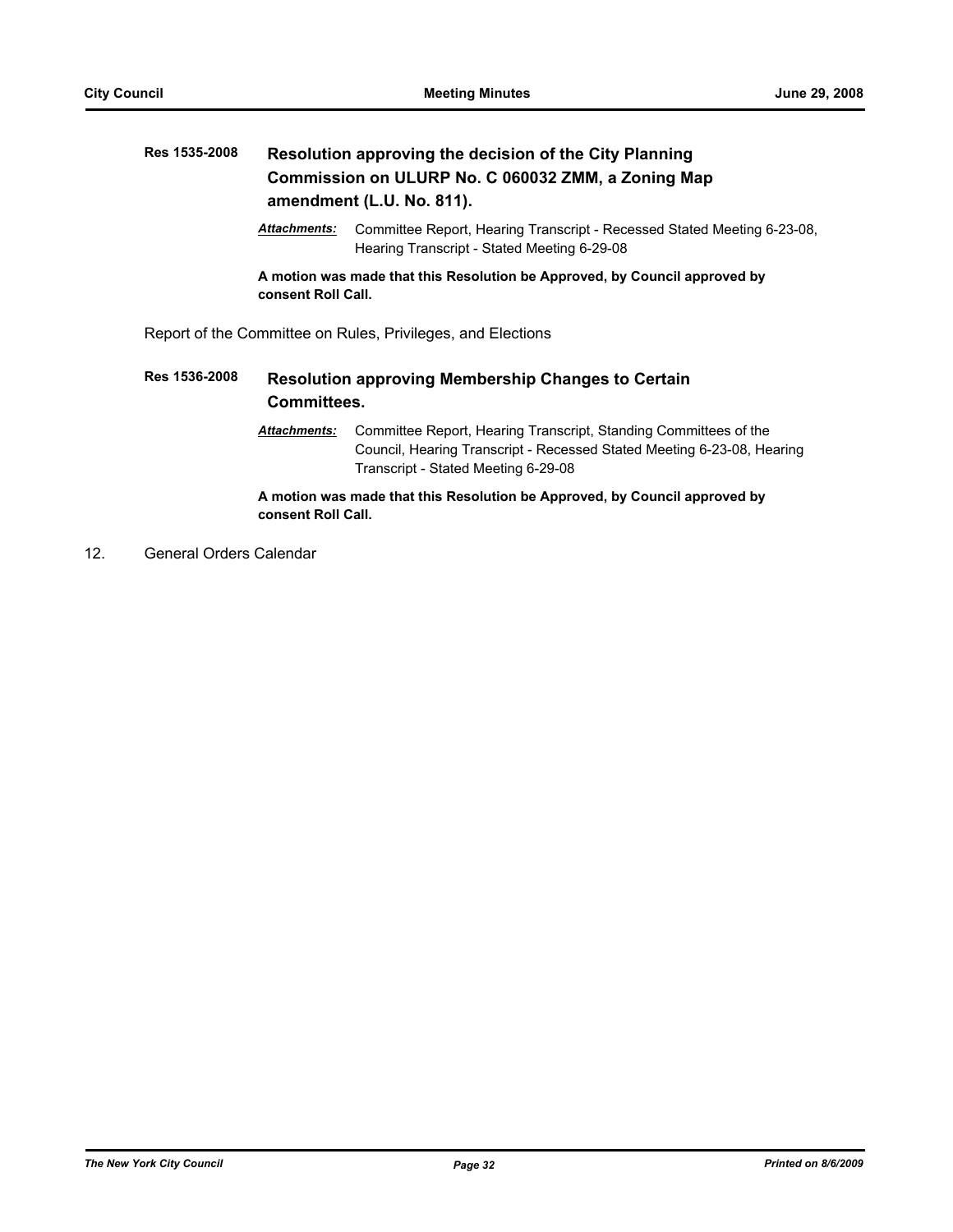**Res 1535-2008** **Resolution approving the decision of the City Planning Commission on ULURP No. C 060032 ZMM, a Zoning Map amendment (L.U. No. 811).**

***Attachments:*** Committee Report, Hearing Transcript - Recessed Stated Meeting 6-23-08, Hearing Transcript - Stated Meeting 6-29-08

**A motion was made that this Resolution be Approved, by Council approved by consent Roll Call.**

Report of the Committee on Rules, Privileges, and Elections

**Res 1536-2008** **Resolution approving Membership Changes to Certain Committees.**

***Attachments:*** Committee Report, Hearing Transcript, Standing Committees of the Council, Hearing Transcript - Recessed Stated Meeting 6-23-08, Hearing Transcript - Stated Meeting 6-29-08

**A motion was made that this Resolution be Approved, by Council approved by consent Roll Call.**

12. General Orders Calendar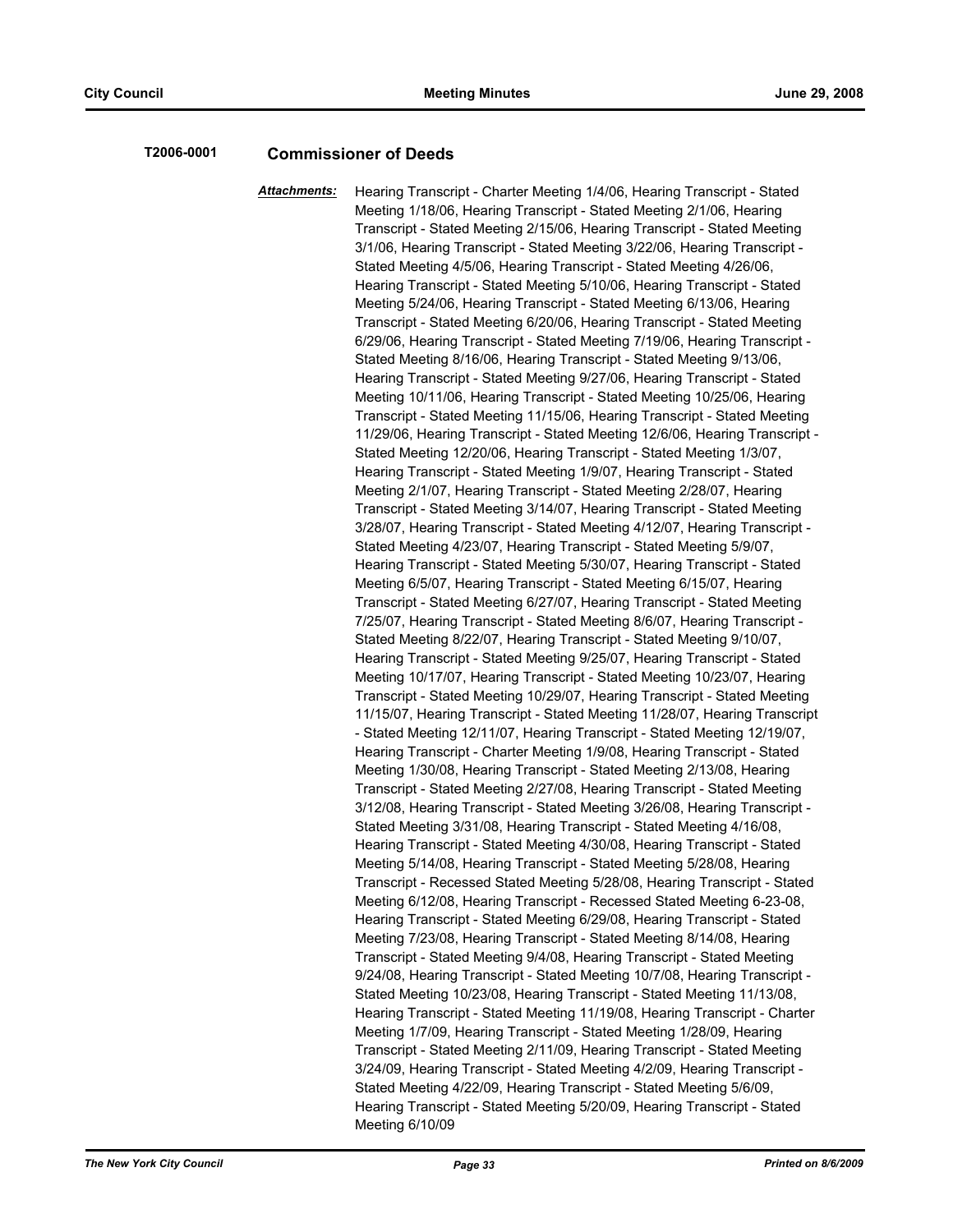**T2006-0001** **Commissioner of Deeds**

***Attachments:*** Hearing Transcript - Charter Meeting 1/4/06, Hearing Transcript - Stated Meeting 1/18/06, Hearing Transcript - Stated Meeting 2/1/06, Hearing Transcript - Stated Meeting 2/15/06, Hearing Transcript - Stated Meeting 3/1/06, Hearing Transcript - Stated Meeting 3/22/06, Hearing Transcript - Stated Meeting 4/5/06, Hearing Transcript - Stated Meeting 4/26/06, Hearing Transcript - Stated Meeting 5/10/06, Hearing Transcript - Stated Meeting 5/24/06, Hearing Transcript - Stated Meeting 6/13/06, Hearing Transcript - Stated Meeting 6/20/06, Hearing Transcript - Stated Meeting 6/29/06, Hearing Transcript - Stated Meeting 7/19/06, Hearing Transcript - Stated Meeting 8/16/06, Hearing Transcript - Stated Meeting 9/13/06, Hearing Transcript - Stated Meeting 9/27/06, Hearing Transcript - Stated Meeting 10/11/06, Hearing Transcript - Stated Meeting 10/25/06, Hearing Transcript - Stated Meeting 11/15/06, Hearing Transcript - Stated Meeting 11/29/06, Hearing Transcript - Stated Meeting 12/6/06, Hearing Transcript - Stated Meeting 12/20/06, Hearing Transcript - Stated Meeting 1/3/07, Hearing Transcript - Stated Meeting 1/9/07, Hearing Transcript - Stated Meeting 2/1/07, Hearing Transcript - Stated Meeting 2/28/07, Hearing Transcript - Stated Meeting 3/14/07, Hearing Transcript - Stated Meeting 3/28/07, Hearing Transcript - Stated Meeting 4/12/07, Hearing Transcript - Stated Meeting 4/23/07, Hearing Transcript - Stated Meeting 5/9/07, Hearing Transcript - Stated Meeting 5/30/07, Hearing Transcript - Stated Meeting 6/5/07, Hearing Transcript - Stated Meeting 6/15/07, Hearing Transcript - Stated Meeting 6/27/07, Hearing Transcript - Stated Meeting 7/25/07, Hearing Transcript - Stated Meeting 8/6/07, Hearing Transcript - Stated Meeting 8/22/07, Hearing Transcript - Stated Meeting 9/10/07, Hearing Transcript - Stated Meeting 9/25/07, Hearing Transcript - Stated Meeting 10/17/07, Hearing Transcript - Stated Meeting 10/23/07, Hearing Transcript - Stated Meeting 10/29/07, Hearing Transcript - Stated Meeting 11/15/07, Hearing Transcript - Stated Meeting 11/28/07, Hearing Transcript - Stated Meeting 12/11/07, Hearing Transcript - Stated Meeting 12/19/07, Hearing Transcript - Charter Meeting 1/9/08, Hearing Transcript - Stated Meeting 1/30/08, Hearing Transcript - Stated Meeting 2/13/08, Hearing Transcript - Stated Meeting 2/27/08, Hearing Transcript - Stated Meeting 3/12/08, Hearing Transcript - Stated Meeting 3/26/08, Hearing Transcript - Stated Meeting 3/31/08, Hearing Transcript - Stated Meeting 4/16/08, Hearing Transcript - Stated Meeting 4/30/08, Hearing Transcript - Stated Meeting 5/14/08, Hearing Transcript - Stated Meeting 5/28/08, Hearing Transcript - Recessed Stated Meeting 5/28/08, Hearing Transcript - Stated Meeting 6/12/08, Hearing Transcript - Recessed Stated Meeting 6-23-08, Hearing Transcript - Stated Meeting 6/29/08, Hearing Transcript - Stated Meeting 7/23/08, Hearing Transcript - Stated Meeting 8/14/08, Hearing Transcript - Stated Meeting 9/4/08, Hearing Transcript - Stated Meeting 9/24/08, Hearing Transcript - Stated Meeting 10/7/08, Hearing Transcript - Stated Meeting 10/23/08, Hearing Transcript - Stated Meeting 11/13/08, Hearing Transcript - Stated Meeting 11/19/08, Hearing Transcript - Charter Meeting 1/7/09, Hearing Transcript - Stated Meeting 1/28/09, Hearing Transcript - Stated Meeting 2/11/09, Hearing Transcript - Stated Meeting 3/24/09, Hearing Transcript - Stated Meeting 4/2/09, Hearing Transcript - Stated Meeting 4/22/09, Hearing Transcript - Stated Meeting 5/6/09, Hearing Transcript - Stated Meeting 5/20/09, Hearing Transcript - Stated Meeting 6/10/09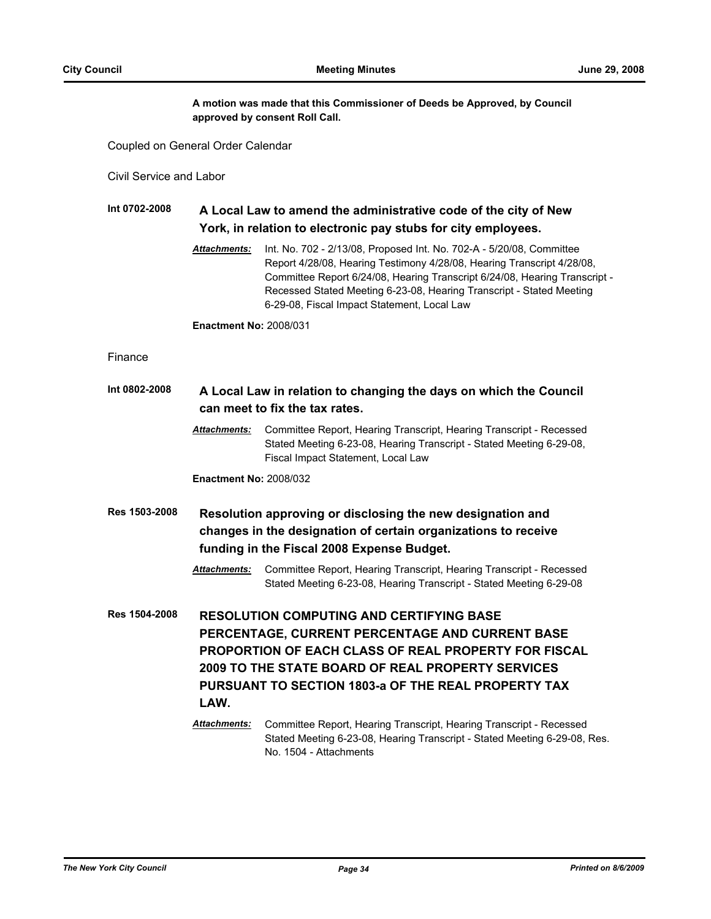**A motion was made that this Commissioner of Deeds be Approved, by Council approved by consent Roll Call.**

Coupled on General Order Calendar

Civil Service and Labor

**Int 0702-2008** **A Local Law to amend the administrative code of the city of New York, in relation to electronic pay stubs for city employees.**

***Attachments:*** Int. No. 702 - 2/13/08, Proposed Int. No. 702-A - 5/20/08, Committee Report 4/28/08, Hearing Testimony 4/28/08, Hearing Transcript 4/28/08, Committee Report 6/24/08, Hearing Transcript 6/24/08, Hearing Transcript - Recessed Stated Meeting 6-23-08, Hearing Transcript - Stated Meeting 6-29-08, Fiscal Impact Statement, Local Law

**Enactment No:** 2008/031

Finance

**Int 0802-2008** **A Local Law in relation to changing the days on which the Council can meet to fix the tax rates.**

***Attachments:*** Committee Report, Hearing Transcript, Hearing Transcript - Recessed Stated Meeting 6-23-08, Hearing Transcript - Stated Meeting 6-29-08, Fiscal Impact Statement, Local Law

**Enactment No:** 2008/032

**Res 1503-2008** **Resolution approving or disclosing the new designation and changes in the designation of certain organizations to receive funding in the Fiscal 2008 Expense Budget.**

***Attachments:*** Committee Report, Hearing Transcript, Hearing Transcript - Recessed Stated Meeting 6-23-08, Hearing Transcript - Stated Meeting 6-29-08

**Res 1504-2008** **RESOLUTION COMPUTING AND CERTIFYING BASE PERCENTAGE, CURRENT PERCENTAGE AND CURRENT BASE PROPORTION OF EACH CLASS OF REAL PROPERTY FOR FISCAL 2009 TO THE STATE BOARD OF REAL PROPERTY SERVICES PURSUANT TO SECTION 1803-a OF THE REAL PROPERTY TAX LAW.**

***Attachments:*** Committee Report, Hearing Transcript, Hearing Transcript - Recessed Stated Meeting 6-23-08, Hearing Transcript - Stated Meeting 6-29-08, Res. No. 1504 - Attachments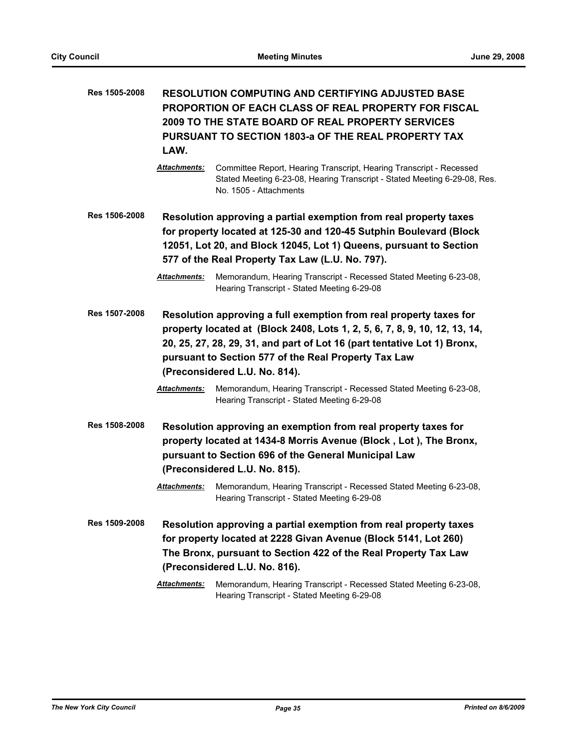**Res 1505-2008** **RESOLUTION COMPUTING AND CERTIFYING ADJUSTED BASE PROPORTION OF EACH CLASS OF REAL PROPERTY FOR FISCAL 2009 TO THE STATE BOARD OF REAL PROPERTY SERVICES PURSUANT TO SECTION 1803-a OF THE REAL PROPERTY TAX LAW.**

***Attachments:*** Committee Report, Hearing Transcript, Hearing Transcript - Recessed Stated Meeting 6-23-08, Hearing Transcript - Stated Meeting 6-29-08, Res. No. 1505 - Attachments

**Res 1506-2008** **Resolution approving a partial exemption from real property taxes for property located at 125-30 and 120-45 Sutphin Boulevard (Block 12051, Lot 20, and Block 12045, Lot 1) Queens, pursuant to Section 577 of the Real Property Tax Law (L.U. No. 797).**

***Attachments:*** Memorandum, Hearing Transcript - Recessed Stated Meeting 6-23-08, Hearing Transcript - Stated Meeting 6-29-08

**Res 1507-2008** **Resolution approving a full exemption from real property taxes for property located at (Block 2408, Lots 1, 2, 5, 6, 7, 8, 9, 10, 12, 13, 14, 20, 25, 27, 28, 29, 31, and part of Lot 16 (part tentative Lot 1) Bronx, pursuant to Section 577 of the Real Property Tax Law (Preconsidered L.U. No. 814).**

***Attachments:*** Memorandum, Hearing Transcript - Recessed Stated Meeting 6-23-08, Hearing Transcript - Stated Meeting 6-29-08

**Res 1508-2008** **Resolution approving an exemption from real property taxes for property located at 1434-8 Morris Avenue (Block , Lot ), The Bronx, pursuant to Section 696 of the General Municipal Law (Preconsidered L.U. No. 815).**

***Attachments:*** Memorandum, Hearing Transcript - Recessed Stated Meeting 6-23-08, Hearing Transcript - Stated Meeting 6-29-08

**Res 1509-2008** **Resolution approving a partial exemption from real property taxes for property located at 2228 Givan Avenue (Block 5141, Lot 260) The Bronx, pursuant to Section 422 of the Real Property Tax Law (Preconsidered L.U. No. 816).**

***Attachments:*** Memorandum, Hearing Transcript - Recessed Stated Meeting 6-23-08, Hearing Transcript - Stated Meeting 6-29-08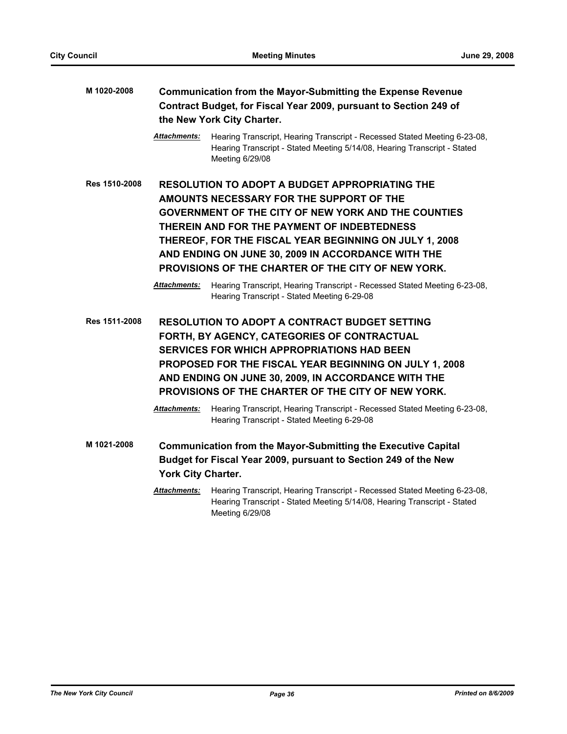**M 1020-2008** **Communication from the Mayor-Submitting the Expense Revenue Contract Budget, for Fiscal Year 2009, pursuant to Section 249 of the New York City Charter.**

***Attachments:*** Hearing Transcript, Hearing Transcript - Recessed Stated Meeting 6-23-08, Hearing Transcript - Stated Meeting 5/14/08, Hearing Transcript - Stated Meeting 6/29/08

**Res 1510-2008** **RESOLUTION TO ADOPT A BUDGET APPROPRIATING THE AMOUNTS NECESSARY FOR THE SUPPORT OF THE GOVERNMENT OF THE CITY OF NEW YORK AND THE COUNTIES THEREIN AND FOR THE PAYMENT OF INDEBTEDNESS THEREOF, FOR THE FISCAL YEAR BEGINNING ON JULY 1, 2008 AND ENDING ON JUNE 30, 2009 IN ACCORDANCE WITH THE PROVISIONS OF THE CHARTER OF THE CITY OF NEW YORK.**

***Attachments:*** Hearing Transcript, Hearing Transcript - Recessed Stated Meeting 6-23-08, Hearing Transcript - Stated Meeting 6-29-08

**Res 1511-2008** **RESOLUTION TO ADOPT A CONTRACT BUDGET SETTING FORTH, BY AGENCY, CATEGORIES OF CONTRACTUAL SERVICES FOR WHICH APPROPRIATIONS HAD BEEN PROPOSED FOR THE FISCAL YEAR BEGINNING ON JULY 1, 2008 AND ENDING ON JUNE 30, 2009, IN ACCORDANCE WITH THE PROVISIONS OF THE CHARTER OF THE CITY OF NEW YORK.**

***Attachments:*** Hearing Transcript, Hearing Transcript - Recessed Stated Meeting 6-23-08, Hearing Transcript - Stated Meeting 6-29-08

**M 1021-2008** **Communication from the Mayor-Submitting the Executive Capital Budget for Fiscal Year 2009, pursuant to Section 249 of the New York City Charter.**

***Attachments:*** Hearing Transcript, Hearing Transcript - Recessed Stated Meeting 6-23-08, Hearing Transcript - Stated Meeting 5/14/08, Hearing Transcript - Stated Meeting 6/29/08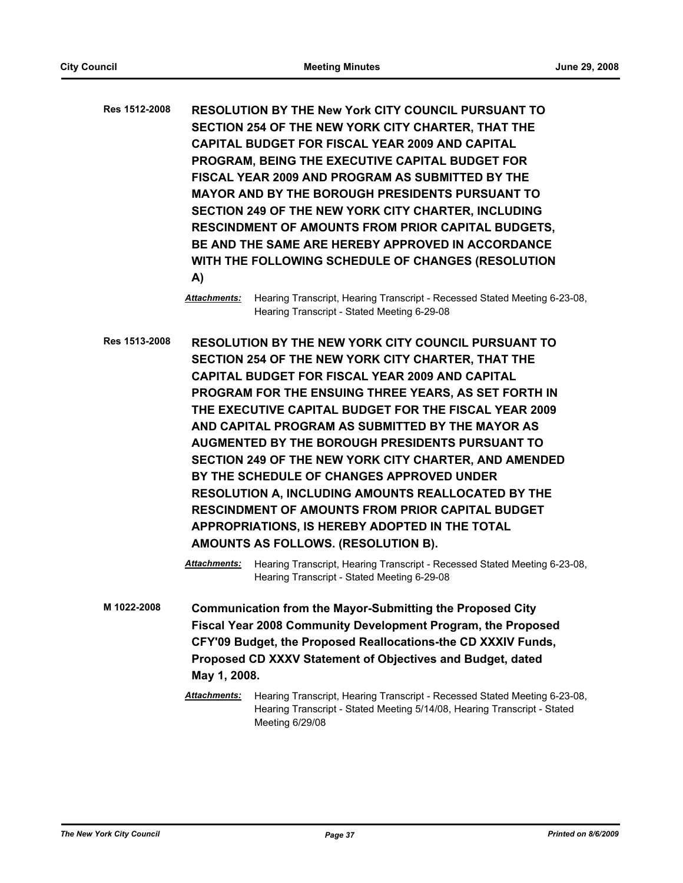**Res 1512-2008** **RESOLUTION BY THE New York CITY COUNCIL PURSUANT TO SECTION 254 OF THE NEW YORK CITY CHARTER, THAT THE CAPITAL BUDGET FOR FISCAL YEAR 2009 AND CAPITAL PROGRAM, BEING THE EXECUTIVE CAPITAL BUDGET FOR FISCAL YEAR 2009 AND PROGRAM AS SUBMITTED BY THE MAYOR AND BY THE BOROUGH PRESIDENTS PURSUANT TO SECTION 249 OF THE NEW YORK CITY CHARTER, INCLUDING RESCINDMENT OF AMOUNTS FROM PRIOR CAPITAL BUDGETS, BE AND THE SAME ARE HEREBY APPROVED IN ACCORDANCE WITH THE FOLLOWING SCHEDULE OF CHANGES (RESOLUTION A)**

*Attachments:* Hearing Transcript, Hearing Transcript - Recessed Stated Meeting 6-23-08, Hearing Transcript - Stated Meeting 6-29-08

**Res 1513-2008** **RESOLUTION BY THE NEW YORK CITY COUNCIL PURSUANT TO SECTION 254 OF THE NEW YORK CITY CHARTER, THAT THE CAPITAL BUDGET FOR FISCAL YEAR 2009 AND CAPITAL PROGRAM FOR THE ENSUING THREE YEARS, AS SET FORTH IN THE EXECUTIVE CAPITAL BUDGET FOR THE FISCAL YEAR 2009 AND CAPITAL PROGRAM AS SUBMITTED BY THE MAYOR AS AUGMENTED BY THE BOROUGH PRESIDENTS PURSUANT TO SECTION 249 OF THE NEW YORK CITY CHARTER, AND AMENDED BY THE SCHEDULE OF CHANGES APPROVED UNDER RESOLUTION A, INCLUDING AMOUNTS REALLOCATED BY THE RESCINDMENT OF AMOUNTS FROM PRIOR CAPITAL BUDGET APPROPRIATIONS, IS HEREBY ADOPTED IN THE TOTAL AMOUNTS AS FOLLOWS. (RESOLUTION B).**

*Attachments:* Hearing Transcript, Hearing Transcript - Recessed Stated Meeting 6-23-08, Hearing Transcript - Stated Meeting 6-29-08

**M 1022-2008** **Communication from the Mayor-Submitting the Proposed City Fiscal Year 2008 Community Development Program, the Proposed CFY'09 Budget, the Proposed Reallocations-the CD XXXIV Funds, Proposed CD XXXV Statement of Objectives and Budget, dated May 1, 2008.**

*Attachments:* Hearing Transcript, Hearing Transcript - Recessed Stated Meeting 6-23-08, Hearing Transcript - Stated Meeting 5/14/08, Hearing Transcript - Stated Meeting 6/29/08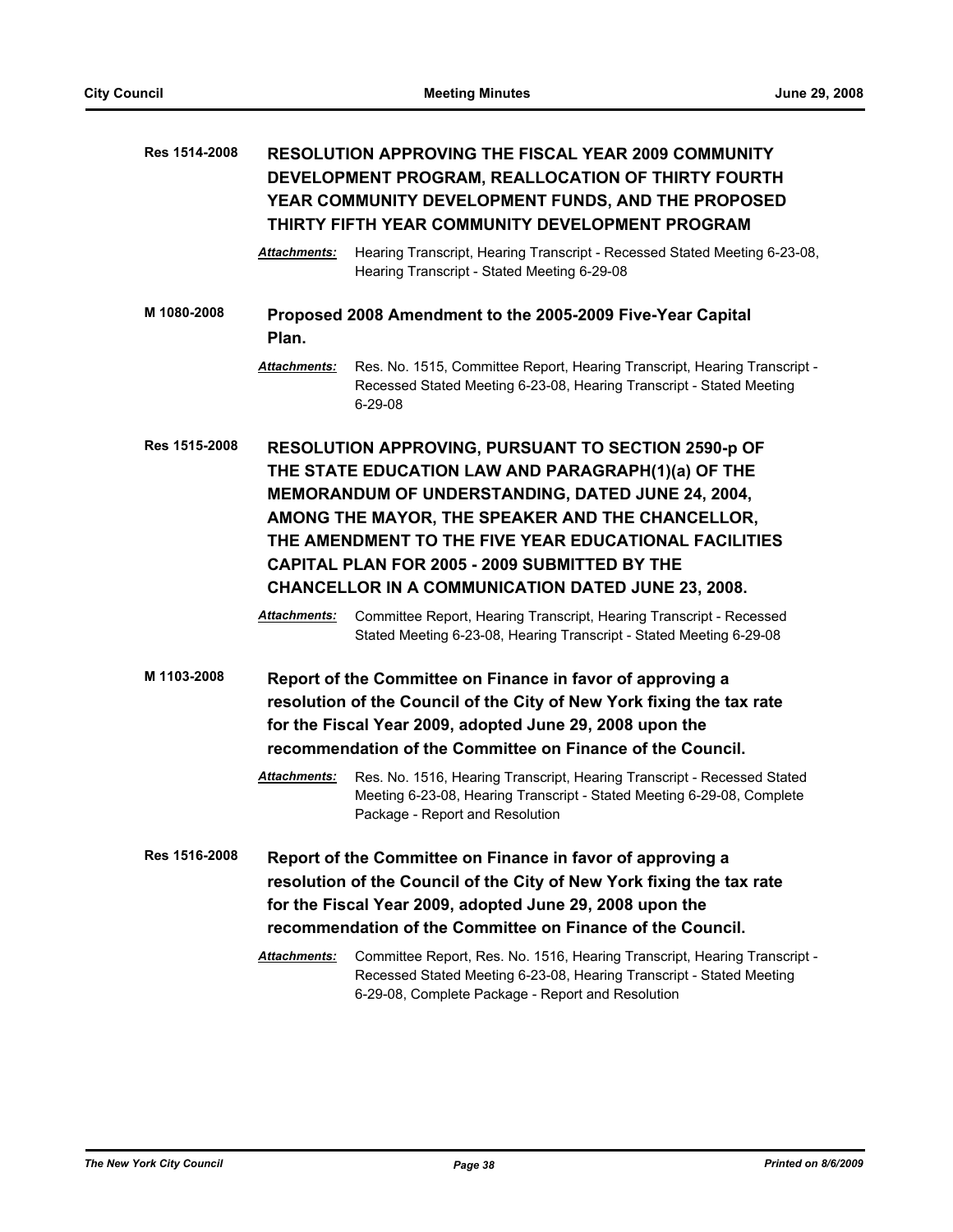**Res 1514-2008** **RESOLUTION APPROVING THE FISCAL YEAR 2009 COMMUNITY DEVELOPMENT PROGRAM, REALLOCATION OF THIRTY FOURTH YEAR COMMUNITY DEVELOPMENT FUNDS, AND THE PROPOSED THIRTY FIFTH YEAR COMMUNITY DEVELOPMENT PROGRAM**

***Attachments:*** Hearing Transcript, Hearing Transcript - Recessed Stated Meeting 6-23-08, Hearing Transcript - Stated Meeting 6-29-08

**M 1080-2008** **Proposed 2008 Amendment to the 2005-2009 Five-Year Capital Plan.**

***Attachments:*** Res. No. 1515, Committee Report, Hearing Transcript, Hearing Transcript - Recessed Stated Meeting 6-23-08, Hearing Transcript - Stated Meeting 6-29-08

**Res 1515-2008** **RESOLUTION APPROVING, PURSUANT TO SECTION 2590-p OF THE STATE EDUCATION LAW AND PARAGRAPH(1)(a) OF THE MEMORANDUM OF UNDERSTANDING, DATED JUNE 24, 2004, AMONG THE MAYOR, THE SPEAKER AND THE CHANCELLOR, THE AMENDMENT TO THE FIVE YEAR EDUCATIONAL FACILITIES CAPITAL PLAN FOR 2005 - 2009 SUBMITTED BY THE CHANCELLOR IN A COMMUNICATION DATED JUNE 23, 2008.**

***Attachments:*** Committee Report, Hearing Transcript, Hearing Transcript - Recessed Stated Meeting 6-23-08, Hearing Transcript - Stated Meeting 6-29-08

**M 1103-2008** **Report of the Committee on Finance in favor of approving a resolution of the Council of the City of New York fixing the tax rate for the Fiscal Year 2009, adopted June 29, 2008 upon the recommendation of the Committee on Finance of the Council.**

***Attachments:*** Res. No. 1516, Hearing Transcript, Hearing Transcript - Recessed Stated Meeting 6-23-08, Hearing Transcript - Stated Meeting 6-29-08, Complete Package - Report and Resolution

**Res 1516-2008** **Report of the Committee on Finance in favor of approving a resolution of the Council of the City of New York fixing the tax rate for the Fiscal Year 2009, adopted June 29, 2008 upon the recommendation of the Committee on Finance of the Council.**

***Attachments:*** Committee Report, Res. No. 1516, Hearing Transcript, Hearing Transcript - Recessed Stated Meeting 6-23-08, Hearing Transcript - Stated Meeting 6-29-08, Complete Package - Report and Resolution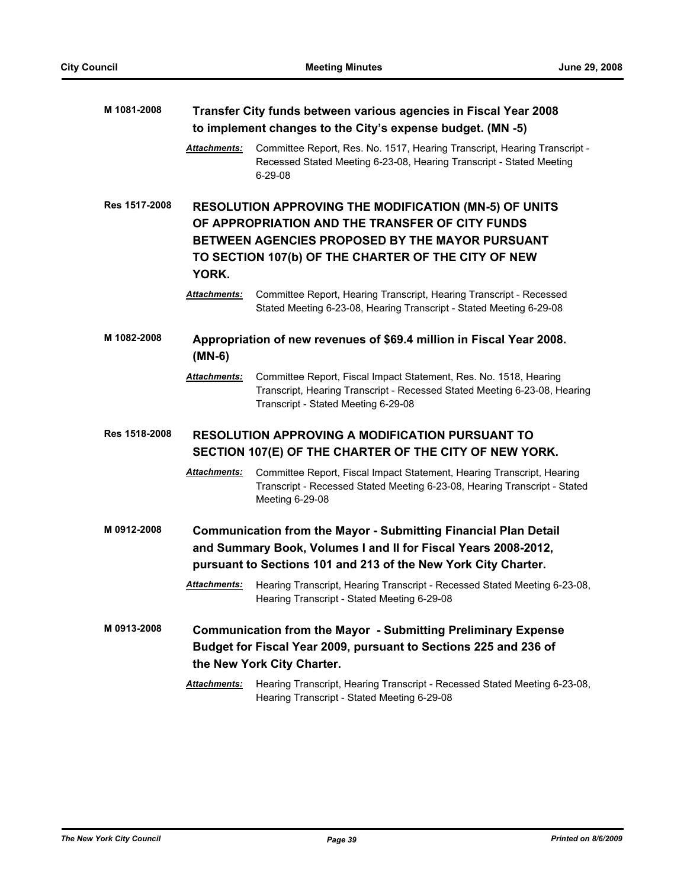**M 1081-2008** **Transfer City funds between various agencies in Fiscal Year 2008 to implement changes to the City's expense budget. (MN -5)**

***Attachments:*** Committee Report, Res. No. 1517, Hearing Transcript, Hearing Transcript - Recessed Stated Meeting 6-23-08, Hearing Transcript - Stated Meeting 6-29-08

**Res 1517-2008** **RESOLUTION APPROVING THE MODIFICATION (MN-5) OF UNITS OF APPROPRIATION AND THE TRANSFER OF CITY FUNDS BETWEEN AGENCIES PROPOSED BY THE MAYOR PURSUANT TO SECTION 107(b) OF THE CHARTER OF THE CITY OF NEW YORK.**

***Attachments:*** Committee Report, Hearing Transcript, Hearing Transcript - Recessed Stated Meeting 6-23-08, Hearing Transcript - Stated Meeting 6-29-08

**M 1082-2008** **Appropriation of new revenues of $69.4 million in Fiscal Year 2008. (MN-6)**

***Attachments:*** Committee Report, Fiscal Impact Statement, Res. No. 1518, Hearing Transcript, Hearing Transcript - Recessed Stated Meeting 6-23-08, Hearing Transcript - Stated Meeting 6-29-08

**Res 1518-2008** **RESOLUTION APPROVING A MODIFICATION PURSUANT TO SECTION 107(E) OF THE CHARTER OF THE CITY OF NEW YORK.**

***Attachments:*** Committee Report, Fiscal Impact Statement, Hearing Transcript, Hearing Transcript - Recessed Stated Meeting 6-23-08, Hearing Transcript - Stated Meeting 6-29-08

**M 0912-2008** **Communication from the Mayor - Submitting Financial Plan Detail and Summary Book, Volumes I and II for Fiscal Years 2008-2012, pursuant to Sections 101 and 213 of the New York City Charter.**

***Attachments:*** Hearing Transcript, Hearing Transcript - Recessed Stated Meeting 6-23-08, Hearing Transcript - Stated Meeting 6-29-08

**M 0913-2008** **Communication from the Mayor - Submitting Preliminary Expense Budget for Fiscal Year 2009, pursuant to Sections 225 and 236 of the New York City Charter.**

***Attachments:*** Hearing Transcript, Hearing Transcript - Recessed Stated Meeting 6-23-08, Hearing Transcript - Stated Meeting 6-29-08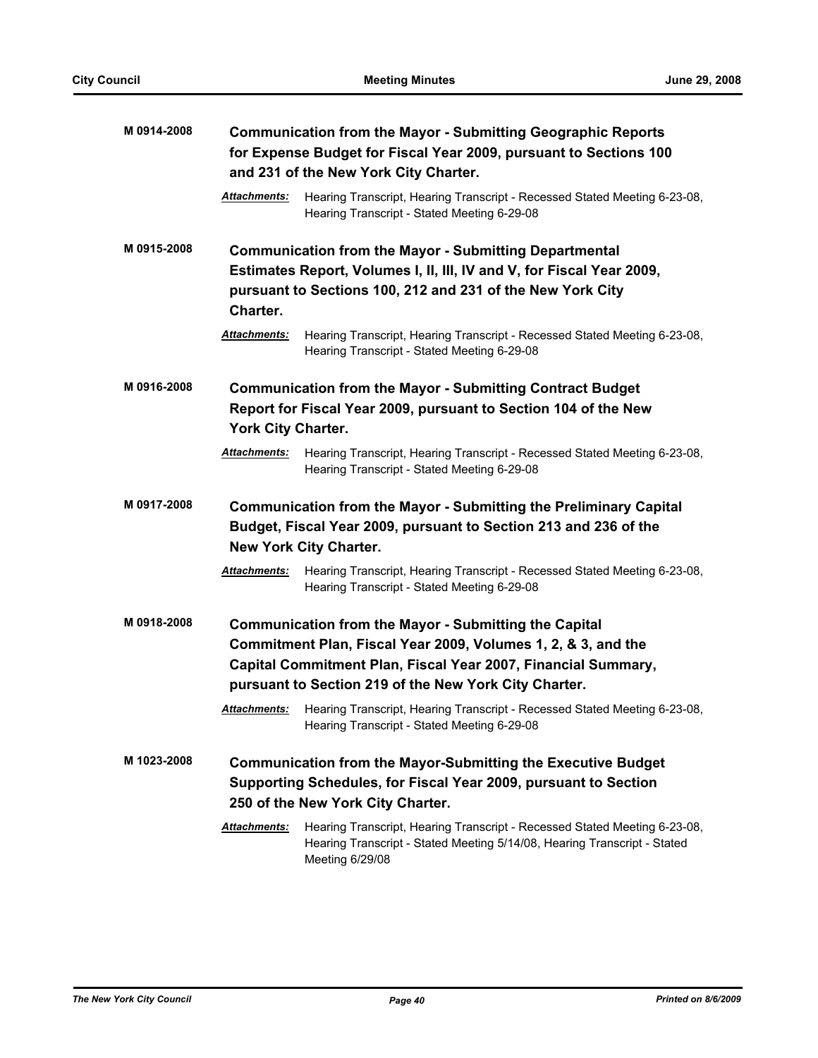**M 0914-2008** **Communication from the Mayor - Submitting Geographic Reports for Expense Budget for Fiscal Year 2009, pursuant to Sections 100 and 231 of the New York City Charter.**

***Attachments:*** Hearing Transcript, Hearing Transcript - Recessed Stated Meeting 6-23-08, Hearing Transcript - Stated Meeting 6-29-08

**M 0915-2008** **Communication from the Mayor - Submitting Departmental Estimates Report, Volumes I, II, III, IV and V, for Fiscal Year 2009, pursuant to Sections 100, 212 and 231 of the New York City Charter.**

***Attachments:*** Hearing Transcript, Hearing Transcript - Recessed Stated Meeting 6-23-08, Hearing Transcript - Stated Meeting 6-29-08

**M 0916-2008** **Communication from the Mayor - Submitting Contract Budget Report for Fiscal Year 2009, pursuant to Section 104 of the New York City Charter.**

***Attachments:*** Hearing Transcript, Hearing Transcript - Recessed Stated Meeting 6-23-08, Hearing Transcript - Stated Meeting 6-29-08

**M 0917-2008** **Communication from the Mayor - Submitting the Preliminary Capital Budget, Fiscal Year 2009, pursuant to Section 213 and 236 of the New York City Charter.**

***Attachments:*** Hearing Transcript, Hearing Transcript - Recessed Stated Meeting 6-23-08, Hearing Transcript - Stated Meeting 6-29-08

**M 0918-2008** **Communication from the Mayor - Submitting the Capital Commitment Plan, Fiscal Year 2009, Volumes 1, 2, & 3, and the Capital Commitment Plan, Fiscal Year 2007, Financial Summary, pursuant to Section 219 of the New York City Charter.**

***Attachments:*** Hearing Transcript, Hearing Transcript - Recessed Stated Meeting 6-23-08, Hearing Transcript - Stated Meeting 6-29-08

**M 1023-2008** **Communication from the Mayor-Submitting the Executive Budget Supporting Schedules, for Fiscal Year 2009, pursuant to Section 250 of the New York City Charter.**

***Attachments:*** Hearing Transcript, Hearing Transcript - Recessed Stated Meeting 6-23-08, Hearing Transcript - Stated Meeting 5/14/08, Hearing Transcript - Stated Meeting 6/29/08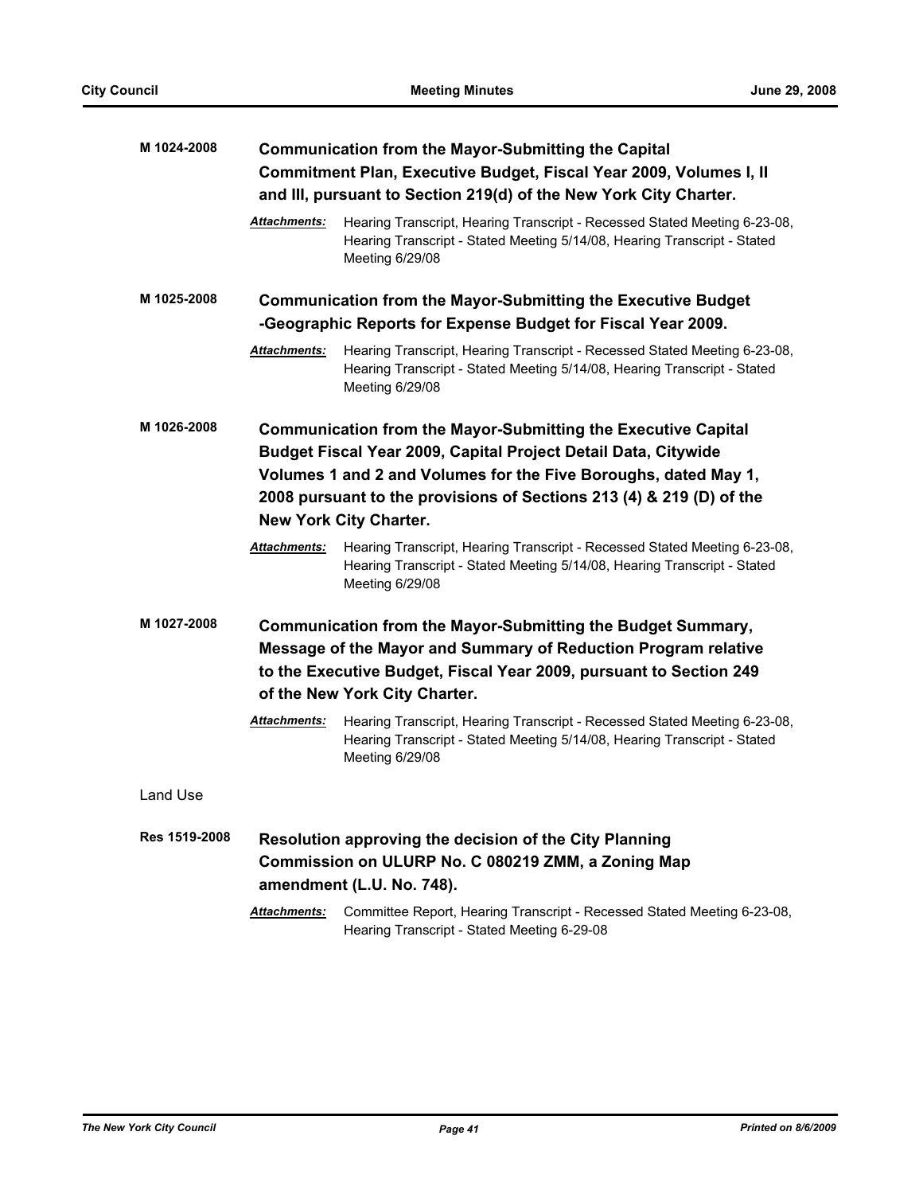**M 1024-2008** **Communication from the Mayor-Submitting the Capital Commitment Plan, Executive Budget, Fiscal Year 2009, Volumes I, II and III, pursuant to Section 219(d) of the New York City Charter.**

***Attachments:*** Hearing Transcript, Hearing Transcript - Recessed Stated Meeting 6-23-08, Hearing Transcript - Stated Meeting 5/14/08, Hearing Transcript - Stated Meeting 6/29/08

**M 1025-2008** **Communication from the Mayor-Submitting the Executive Budget -Geographic Reports for Expense Budget for Fiscal Year 2009.**

***Attachments:*** Hearing Transcript, Hearing Transcript - Recessed Stated Meeting 6-23-08, Hearing Transcript - Stated Meeting 5/14/08, Hearing Transcript - Stated Meeting 6/29/08

**M 1026-2008** **Communication from the Mayor-Submitting the Executive Capital Budget Fiscal Year 2009, Capital Project Detail Data, Citywide Volumes 1 and 2 and Volumes for the Five Boroughs, dated May 1, 2008 pursuant to the provisions of Sections 213 (4) & 219 (D) of the New York City Charter.**

***Attachments:*** Hearing Transcript, Hearing Transcript - Recessed Stated Meeting 6-23-08, Hearing Transcript - Stated Meeting 5/14/08, Hearing Transcript - Stated Meeting 6/29/08

**M 1027-2008** **Communication from the Mayor-Submitting the Budget Summary, Message of the Mayor and Summary of Reduction Program relative to the Executive Budget, Fiscal Year 2009, pursuant to Section 249 of the New York City Charter.**

***Attachments:*** Hearing Transcript, Hearing Transcript - Recessed Stated Meeting 6-23-08, Hearing Transcript - Stated Meeting 5/14/08, Hearing Transcript - Stated Meeting 6/29/08

Land Use

**Res 1519-2008** **Resolution approving the decision of the City Planning Commission on ULURP No. C 080219 ZMM, a Zoning Map amendment (L.U. No. 748).**

***Attachments:*** Committee Report, Hearing Transcript - Recessed Stated Meeting 6-23-08, Hearing Transcript - Stated Meeting 6-29-08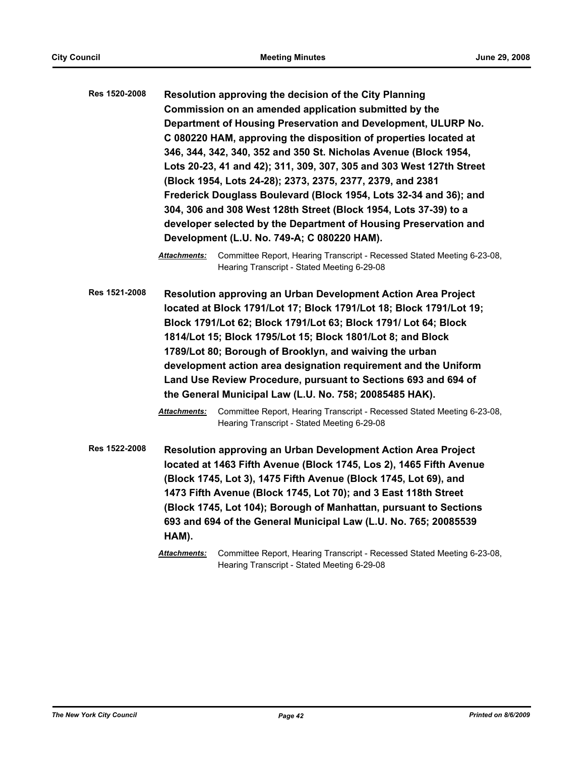**Res 1520-2008** **Resolution approving the decision of the City Planning Commission on an amended application submitted by the Department of Housing Preservation and Development, ULURP No. C 080220 HAM, approving the disposition of properties located at 346, 344, 342, 340, 352 and 350 St. Nicholas Avenue (Block 1954, Lots 20-23, 41 and 42); 311, 309, 307, 305 and 303 West 127th Street (Block 1954, Lots 24-28); 2373, 2375, 2377, 2379, and 2381 Frederick Douglass Boulevard (Block 1954, Lots 32-34 and 36); and 304, 306 and 308 West 128th Street (Block 1954, Lots 37-39) to a developer selected by the Department of Housing Preservation and Development (L.U. No. 749-A; C 080220 HAM).**

***Attachments:*** Committee Report, Hearing Transcript - Recessed Stated Meeting 6-23-08, Hearing Transcript - Stated Meeting 6-29-08

**Res 1521-2008** **Resolution approving an Urban Development Action Area Project located at Block 1791/Lot 17; Block 1791/Lot 18; Block 1791/Lot 19; Block 1791/Lot 62; Block 1791/Lot 63; Block 1791/ Lot 64; Block 1814/Lot 15; Block 1795/Lot 15; Block 1801/Lot 8; and Block 1789/Lot 80; Borough of Brooklyn, and waiving the urban development action area designation requirement and the Uniform Land Use Review Procedure, pursuant to Sections 693 and 694 of the General Municipal Law (L.U. No. 758; 20085485 HAK).**

***Attachments:*** Committee Report, Hearing Transcript - Recessed Stated Meeting 6-23-08, Hearing Transcript - Stated Meeting 6-29-08

**Res 1522-2008** **Resolution approving an Urban Development Action Area Project located at 1463 Fifth Avenue (Block 1745, Los 2), 1465 Fifth Avenue (Block 1745, Lot 3), 1475 Fifth Avenue (Block 1745, Lot 69), and 1473 Fifth Avenue (Block 1745, Lot 70); and 3 East 118th Street (Block 1745, Lot 104); Borough of Manhattan, pursuant to Sections 693 and 694 of the General Municipal Law (L.U. No. 765; 20085539 HAM).**

***Attachments:*** Committee Report, Hearing Transcript - Recessed Stated Meeting 6-23-08, Hearing Transcript - Stated Meeting 6-29-08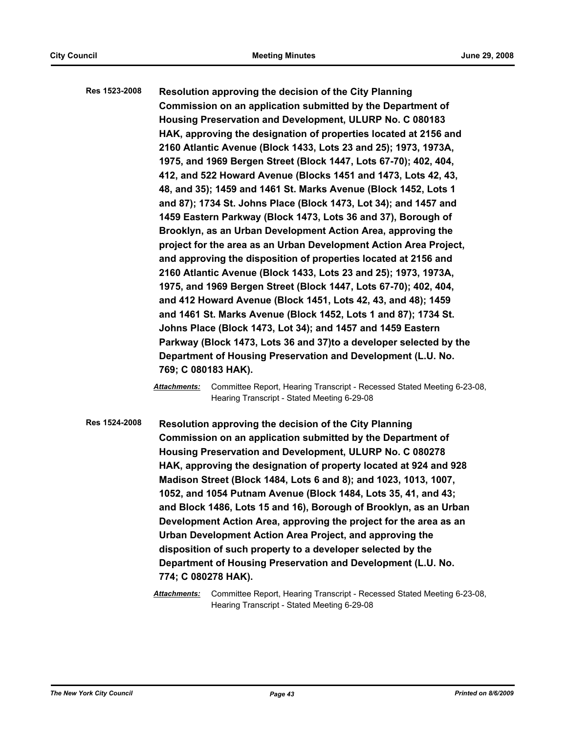**Res 1523-2008** **Resolution approving the decision of the City Planning Commission on an application submitted by the Department of Housing Preservation and Development, ULURP No. C 080183 HAK, approving the designation of properties located at 2156 and 2160 Atlantic Avenue (Block 1433, Lots 23 and 25); 1973, 1973A, 1975, and 1969 Bergen Street (Block 1447, Lots 67-70); 402, 404, 412, and 522 Howard Avenue (Blocks 1451 and 1473, Lots 42, 43, 48, and 35); 1459 and 1461 St. Marks Avenue (Block 1452, Lots 1 and 87); 1734 St. Johns Place (Block 1473, Lot 34); and 1457 and 1459 Eastern Parkway (Block 1473, Lots 36 and 37), Borough of Brooklyn, as an Urban Development Action Area, approving the project for the area as an Urban Development Action Area Project, and approving the disposition of properties located at 2156 and 2160 Atlantic Avenue (Block 1433, Lots 23 and 25); 1973, 1973A, 1975, and 1969 Bergen Street (Block 1447, Lots 67-70); 402, 404, and 412 Howard Avenue (Block 1451, Lots 42, 43, and 48); 1459 and 1461 St. Marks Avenue (Block 1452, Lots 1 and 87); 1734 St. Johns Place (Block 1473, Lot 34); and 1457 and 1459 Eastern Parkway (Block 1473, Lots 36 and 37)to a developer selected by the Department of Housing Preservation and Development (L.U. No. 769; C 080183 HAK).**

***Attachments:*** Committee Report, Hearing Transcript - Recessed Stated Meeting 6-23-08, Hearing Transcript - Stated Meeting 6-29-08

**Res 1524-2008** **Resolution approving the decision of the City Planning Commission on an application submitted by the Department of Housing Preservation and Development, ULURP No. C 080278 HAK, approving the designation of property located at 924 and 928 Madison Street (Block 1484, Lots 6 and 8); and 1023, 1013, 1007, 1052, and 1054 Putnam Avenue (Block 1484, Lots 35, 41, and 43; and Block 1486, Lots 15 and 16), Borough of Brooklyn, as an Urban Development Action Area, approving the project for the area as an Urban Development Action Area Project, and approving the disposition of such property to a developer selected by the Department of Housing Preservation and Development (L.U. No. 774; C 080278 HAK).**

***Attachments:*** Committee Report, Hearing Transcript - Recessed Stated Meeting 6-23-08, Hearing Transcript - Stated Meeting 6-29-08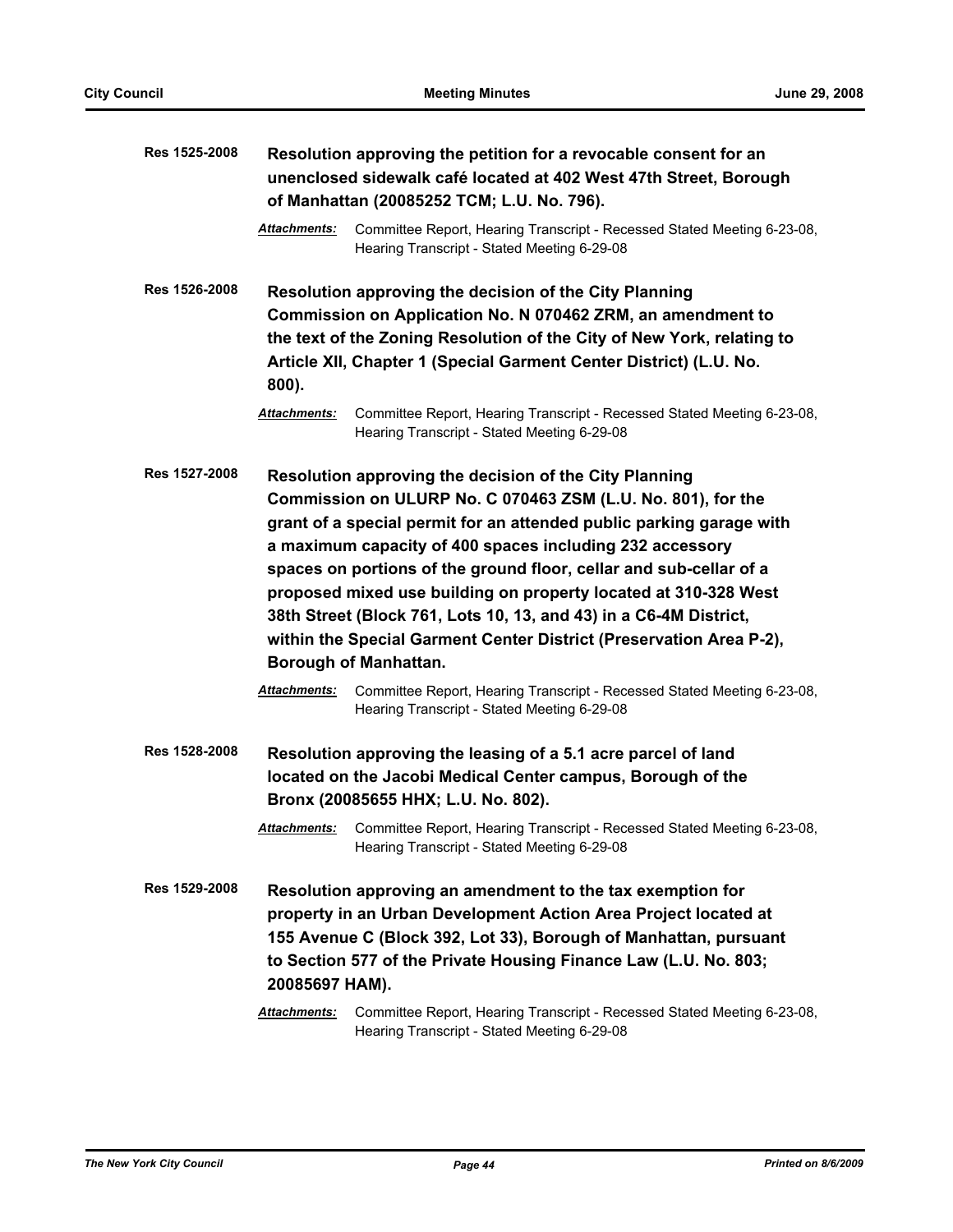**Res 1525-2008** **Resolution approving the petition for a revocable consent for an unenclosed sidewalk café located at 402 West 47th Street, Borough of Manhattan (20085252 TCM; L.U. No. 796).**

*Attachments:* Committee Report, Hearing Transcript - Recessed Stated Meeting 6-23-08, Hearing Transcript - Stated Meeting 6-29-08

**Res 1526-2008** **Resolution approving the decision of the City Planning Commission on Application No. N 070462 ZRM, an amendment to the text of the Zoning Resolution of the City of New York, relating to Article XII, Chapter 1 (Special Garment Center District) (L.U. No. 800).**

*Attachments:* Committee Report, Hearing Transcript - Recessed Stated Meeting 6-23-08, Hearing Transcript - Stated Meeting 6-29-08

**Res 1527-2008** **Resolution approving the decision of the City Planning Commission on ULURP No. C 070463 ZSM (L.U. No. 801), for the grant of a special permit for an attended public parking garage with a maximum capacity of 400 spaces including 232 accessory spaces on portions of the ground floor, cellar and sub-cellar of a proposed mixed use building on property located at 310-328 West 38th Street (Block 761, Lots 10, 13, and 43) in a C6-4M District, within the Special Garment Center District (Preservation Area P-2), Borough of Manhattan.**

*Attachments:* Committee Report, Hearing Transcript - Recessed Stated Meeting 6-23-08, Hearing Transcript - Stated Meeting 6-29-08

**Res 1528-2008** **Resolution approving the leasing of a 5.1 acre parcel of land located on the Jacobi Medical Center campus, Borough of the Bronx (20085655 HHX; L.U. No. 802).**

*Attachments:* Committee Report, Hearing Transcript - Recessed Stated Meeting 6-23-08, Hearing Transcript - Stated Meeting 6-29-08

**Res 1529-2008** **Resolution approving an amendment to the tax exemption for property in an Urban Development Action Area Project located at 155 Avenue C (Block 392, Lot 33), Borough of Manhattan, pursuant to Section 577 of the Private Housing Finance Law (L.U. No. 803; 20085697 HAM).**

*Attachments:* Committee Report, Hearing Transcript - Recessed Stated Meeting 6-23-08, Hearing Transcript - Stated Meeting 6-29-08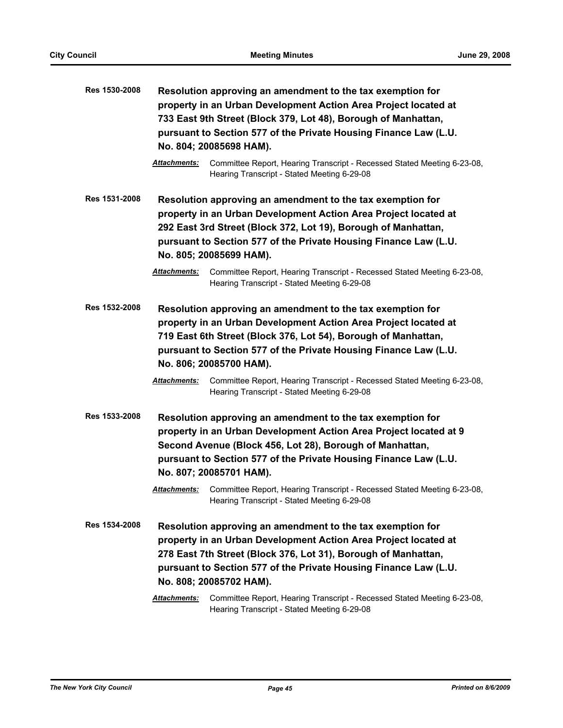**Res 1530-2008** **Resolution approving an amendment to the tax exemption for property in an Urban Development Action Area Project located at 733 East 9th Street (Block 379, Lot 48), Borough of Manhattan, pursuant to Section 577 of the Private Housing Finance Law (L.U. No. 804; 20085698 HAM).**

***Attachments:*** Committee Report, Hearing Transcript - Recessed Stated Meeting 6-23-08, Hearing Transcript - Stated Meeting 6-29-08

**Res 1531-2008** **Resolution approving an amendment to the tax exemption for property in an Urban Development Action Area Project located at 292 East 3rd Street (Block 372, Lot 19), Borough of Manhattan, pursuant to Section 577 of the Private Housing Finance Law (L.U. No. 805; 20085699 HAM).**

***Attachments:*** Committee Report, Hearing Transcript - Recessed Stated Meeting 6-23-08, Hearing Transcript - Stated Meeting 6-29-08

**Res 1532-2008** **Resolution approving an amendment to the tax exemption for property in an Urban Development Action Area Project located at 719 East 6th Street (Block 376, Lot 54), Borough of Manhattan, pursuant to Section 577 of the Private Housing Finance Law (L.U. No. 806; 20085700 HAM).**

***Attachments:*** Committee Report, Hearing Transcript - Recessed Stated Meeting 6-23-08, Hearing Transcript - Stated Meeting 6-29-08

**Res 1533-2008** **Resolution approving an amendment to the tax exemption for property in an Urban Development Action Area Project located at 9 Second Avenue (Block 456, Lot 28), Borough of Manhattan, pursuant to Section 577 of the Private Housing Finance Law (L.U. No. 807; 20085701 HAM).**

***Attachments:*** Committee Report, Hearing Transcript - Recessed Stated Meeting 6-23-08, Hearing Transcript - Stated Meeting 6-29-08

**Res 1534-2008** **Resolution approving an amendment to the tax exemption for property in an Urban Development Action Area Project located at 278 East 7th Street (Block 376, Lot 31), Borough of Manhattan, pursuant to Section 577 of the Private Housing Finance Law (L.U. No. 808; 20085702 HAM).**

***Attachments:*** Committee Report, Hearing Transcript - Recessed Stated Meeting 6-23-08, Hearing Transcript - Stated Meeting 6-29-08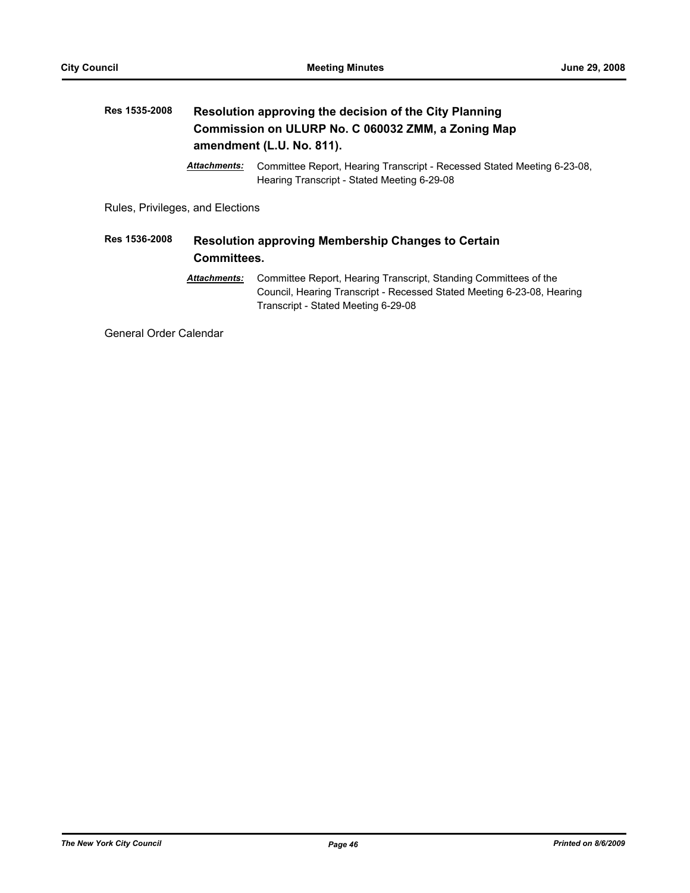**Res 1535-2008** **Resolution approving the decision of the City Planning Commission on ULURP No. C 060032 ZMM, a Zoning Map amendment (L.U. No. 811).**

***Attachments:*** Committee Report, Hearing Transcript - Recessed Stated Meeting 6-23-08, Hearing Transcript - Stated Meeting 6-29-08

Rules, Privileges, and Elections

**Res 1536-2008** **Resolution approving Membership Changes to Certain Committees.**

***Attachments:*** Committee Report, Hearing Transcript, Standing Committees of the Council, Hearing Transcript - Recessed Stated Meeting 6-23-08, Hearing Transcript - Stated Meeting 6-29-08

General Order Calendar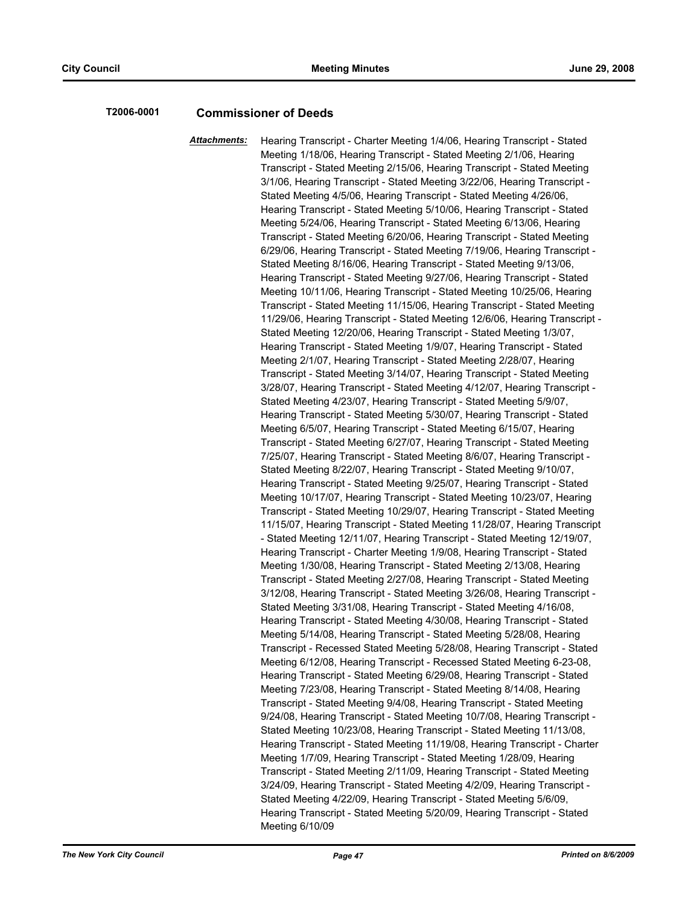**T2006-0001** **Commissioner of Deeds**

***Attachments:*** Hearing Transcript - Charter Meeting 1/4/06, Hearing Transcript - Stated Meeting 1/18/06, Hearing Transcript - Stated Meeting 2/1/06, Hearing Transcript - Stated Meeting 2/15/06, Hearing Transcript - Stated Meeting 3/1/06, Hearing Transcript - Stated Meeting 3/22/06, Hearing Transcript - Stated Meeting 4/5/06, Hearing Transcript - Stated Meeting 4/26/06, Hearing Transcript - Stated Meeting 5/10/06, Hearing Transcript - Stated Meeting 5/24/06, Hearing Transcript - Stated Meeting 6/13/06, Hearing Transcript - Stated Meeting 6/20/06, Hearing Transcript - Stated Meeting 6/29/06, Hearing Transcript - Stated Meeting 7/19/06, Hearing Transcript - Stated Meeting 8/16/06, Hearing Transcript - Stated Meeting 9/13/06, Hearing Transcript - Stated Meeting 9/27/06, Hearing Transcript - Stated Meeting 10/11/06, Hearing Transcript - Stated Meeting 10/25/06, Hearing Transcript - Stated Meeting 11/15/06, Hearing Transcript - Stated Meeting 11/29/06, Hearing Transcript - Stated Meeting 12/6/06, Hearing Transcript - Stated Meeting 12/20/06, Hearing Transcript - Stated Meeting 1/3/07, Hearing Transcript - Stated Meeting 1/9/07, Hearing Transcript - Stated Meeting 2/1/07, Hearing Transcript - Stated Meeting 2/28/07, Hearing Transcript - Stated Meeting 3/14/07, Hearing Transcript - Stated Meeting 3/28/07, Hearing Transcript - Stated Meeting 4/12/07, Hearing Transcript - Stated Meeting 4/23/07, Hearing Transcript - Stated Meeting 5/9/07, Hearing Transcript - Stated Meeting 5/30/07, Hearing Transcript - Stated Meeting 6/5/07, Hearing Transcript - Stated Meeting 6/15/07, Hearing Transcript - Stated Meeting 6/27/07, Hearing Transcript - Stated Meeting 7/25/07, Hearing Transcript - Stated Meeting 8/6/07, Hearing Transcript - Stated Meeting 8/22/07, Hearing Transcript - Stated Meeting 9/10/07, Hearing Transcript - Stated Meeting 9/25/07, Hearing Transcript - Stated Meeting 10/17/07, Hearing Transcript - Stated Meeting 10/23/07, Hearing Transcript - Stated Meeting 10/29/07, Hearing Transcript - Stated Meeting 11/15/07, Hearing Transcript - Stated Meeting 11/28/07, Hearing Transcript - Stated Meeting 12/11/07, Hearing Transcript - Stated Meeting 12/19/07, Hearing Transcript - Charter Meeting 1/9/08, Hearing Transcript - Stated Meeting 1/30/08, Hearing Transcript - Stated Meeting 2/13/08, Hearing Transcript - Stated Meeting 2/27/08, Hearing Transcript - Stated Meeting 3/12/08, Hearing Transcript - Stated Meeting 3/26/08, Hearing Transcript - Stated Meeting 3/31/08, Hearing Transcript - Stated Meeting 4/16/08, Hearing Transcript - Stated Meeting 4/30/08, Hearing Transcript - Stated Meeting 5/14/08, Hearing Transcript - Stated Meeting 5/28/08, Hearing Transcript - Recessed Stated Meeting 5/28/08, Hearing Transcript - Stated Meeting 6/12/08, Hearing Transcript - Recessed Stated Meeting 6-23-08, Hearing Transcript - Stated Meeting 6/29/08, Hearing Transcript - Stated Meeting 7/23/08, Hearing Transcript - Stated Meeting 8/14/08, Hearing Transcript - Stated Meeting 9/4/08, Hearing Transcript - Stated Meeting 9/24/08, Hearing Transcript - Stated Meeting 10/7/08, Hearing Transcript - Stated Meeting 10/23/08, Hearing Transcript - Stated Meeting 11/13/08, Hearing Transcript - Stated Meeting 11/19/08, Hearing Transcript - Charter Meeting 1/7/09, Hearing Transcript - Stated Meeting 1/28/09, Hearing Transcript - Stated Meeting 2/11/09, Hearing Transcript - Stated Meeting 3/24/09, Hearing Transcript - Stated Meeting 4/2/09, Hearing Transcript - Stated Meeting 4/22/09, Hearing Transcript - Stated Meeting 5/6/09, Hearing Transcript - Stated Meeting 5/20/09, Hearing Transcript - Stated Meeting 6/10/09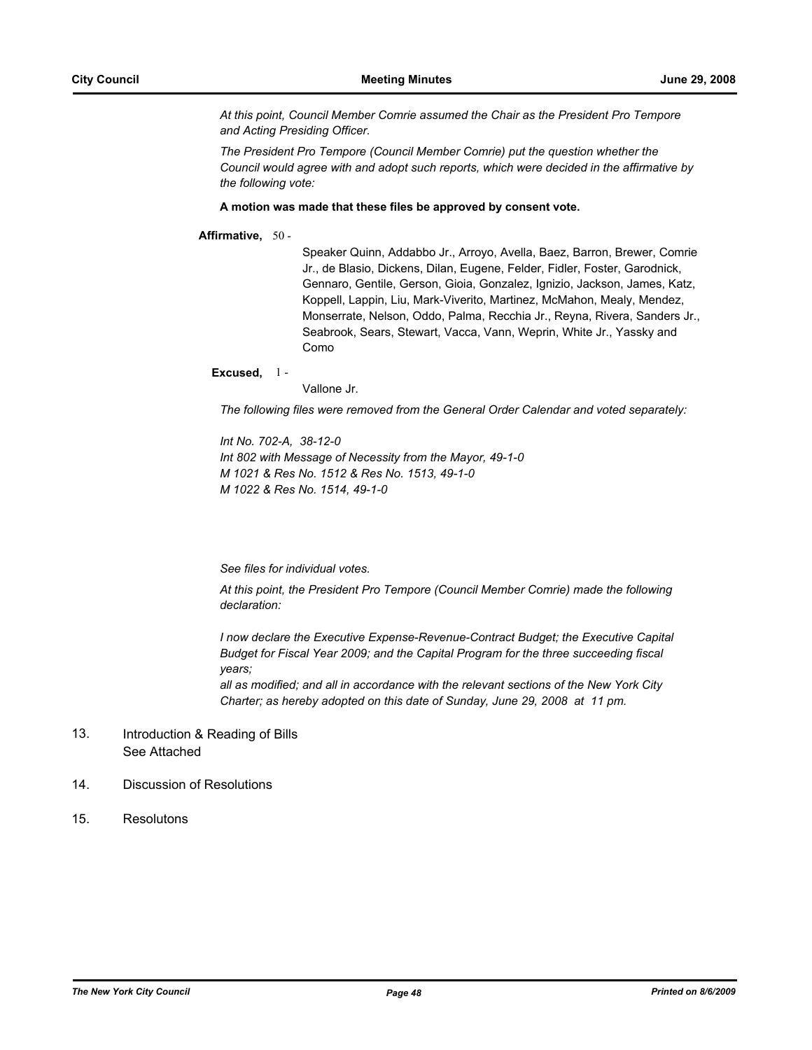*At this point, Council Member Comrie assumed the Chair as the President Pro Tempore and Acting Presiding Officer.*

*The President Pro Tempore (Council Member Comrie) put the question whether the Council would agree with and adopt such reports, which were decided in the affirmative by the following vote:*

**A motion was made that these files be approved by consent vote.**

**Affirmative,** 50 - Speaker Quinn, Addabbo Jr., Arroyo, Avella, Baez, Barron, Brewer, Comrie Jr., de Blasio, Dickens, Dilan, Eugene, Felder, Fidler, Foster, Garodnick, Gennaro, Gentile, Gerson, Gioia, Gonzalez, Ignizio, Jackson, James, Katz, Koppell, Lappin, Liu, Mark-Viverito, Martinez, McMahon, Mealy, Mendez, Monserrate, Nelson, Oddo, Palma, Recchia Jr., Reyna, Rivera, Sanders Jr., Seabrook, Sears, Stewart, Vacca, Vann, Weprin, White Jr., Yassky and Como

**Excused,** 1 - Vallone Jr.

*The following files were removed from the General Order Calendar and voted separately:*

*Int No. 702-A, 38-12-0*
*Int 802 with Message of Necessity from the Mayor, 49-1-0*
*M 1021 & Res No. 1512 & Res No. 1513, 49-1-0*
*M 1022 & Res No. 1514, 49-1-0*

*See files for individual votes.*

*At this point, the President Pro Tempore (Council Member Comrie) made the following declaration:*

*I now declare the Executive Expense-Revenue-Contract Budget; the Executive Capital Budget for Fiscal Year 2009; and the Capital Program for the three succeeding fiscal years;*
*all as modified; and all in accordance with the relevant sections of the New York City Charter; as hereby adopted on this date of Sunday, June 29, 2008 at 11 pm.*

13. Introduction & Reading of Bills
    See Attached

14. Discussion of Resolutions

15. Resolutons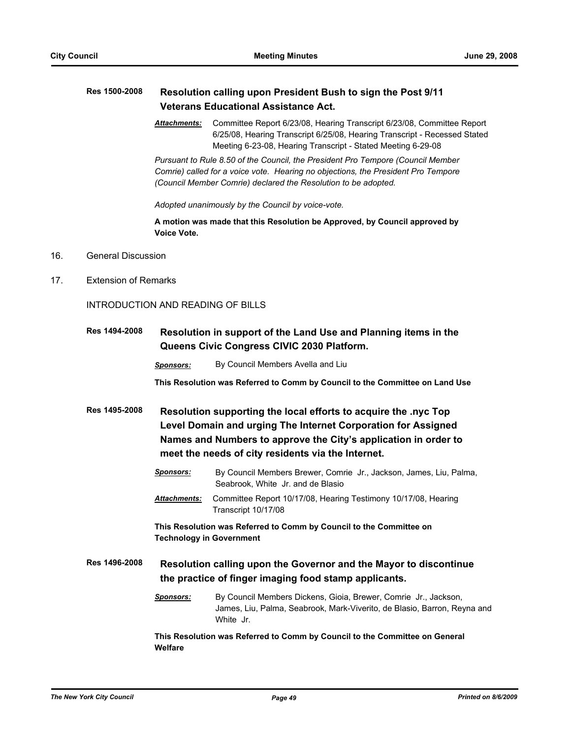**Res 1500-2008** **Resolution calling upon President Bush to sign the Post 9/11 Veterans Educational Assistance Act.**

***Attachments:*** Committee Report 6/23/08, Hearing Transcript 6/23/08, Committee Report 6/25/08, Hearing Transcript 6/25/08, Hearing Transcript - Recessed Stated Meeting 6-23-08, Hearing Transcript - Stated Meeting 6-29-08

*Pursuant to Rule 8.50 of the Council, the President Pro Tempore (Council Member Comrie) called for a voice vote. Hearing no objections, the President Pro Tempore (Council Member Comrie) declared the Resolution to be adopted.*

*Adopted unanimously by the Council by voice-vote.*

**A motion was made that this Resolution be Approved, by Council approved by Voice Vote.**

16. General Discussion

17. Extension of Remarks

INTRODUCTION AND READING OF BILLS

**Res 1494-2008** **Resolution in support of the Land Use and Planning items in the Queens Civic Congress CIVIC 2030 Platform.**

***Sponsors:*** By Council Members Avella and Liu

**This Resolution was Referred to Comm by Council to the Committee on Land Use**

**Res 1495-2008** **Resolution supporting the local efforts to acquire the .nyc Top Level Domain and urging The Internet Corporation for Assigned Names and Numbers to approve the City's application in order to meet the needs of city residents via the Internet.**

***Sponsors:*** By Council Members Brewer, Comrie Jr., Jackson, James, Liu, Palma, Seabrook, White Jr. and de Blasio

***Attachments:*** Committee Report 10/17/08, Hearing Testimony 10/17/08, Hearing Transcript 10/17/08

**This Resolution was Referred to Comm by Council to the Committee on Technology in Government**

**Res 1496-2008** **Resolution calling upon the Governor and the Mayor to discontinue the practice of finger imaging food stamp applicants.**

***Sponsors:*** By Council Members Dickens, Gioia, Brewer, Comrie Jr., Jackson, James, Liu, Palma, Seabrook, Mark-Viverito, de Blasio, Barron, Reyna and White Jr.

**This Resolution was Referred to Comm by Council to the Committee on General Welfare**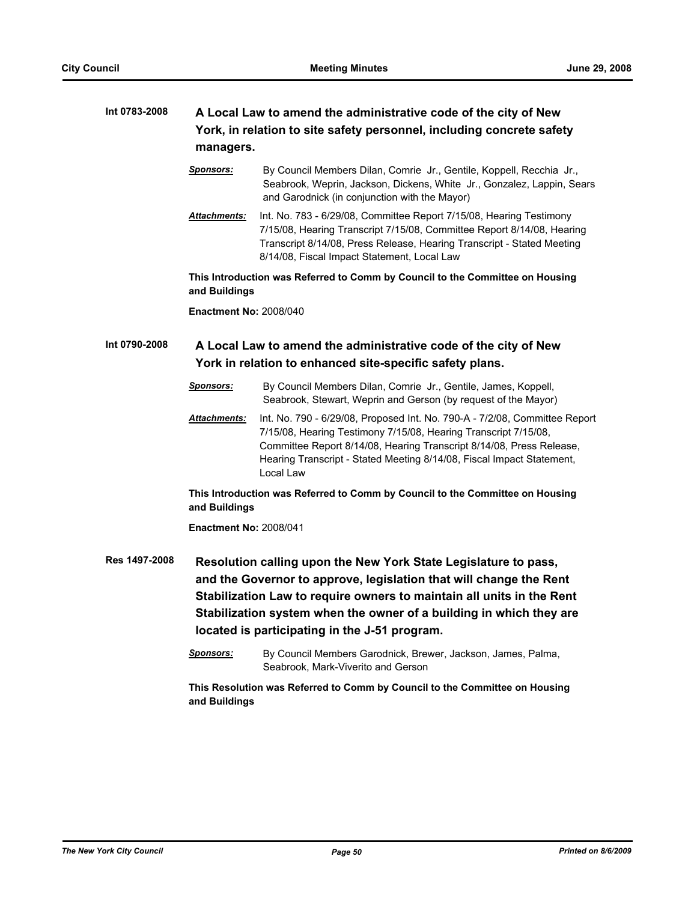**Int 0783-2008** **A Local Law to amend the administrative code of the city of New York, in relation to site safety personnel, including concrete safety managers.**

***Sponsors:*** By Council Members Dilan, Comrie Jr., Gentile, Koppell, Recchia Jr., Seabrook, Weprin, Jackson, Dickens, White Jr., Gonzalez, Lappin, Sears and Garodnick (in conjunction with the Mayor)

***Attachments:*** Int. No. 783 - 6/29/08, Committee Report 7/15/08, Hearing Testimony 7/15/08, Hearing Transcript 7/15/08, Committee Report 8/14/08, Hearing Transcript 8/14/08, Press Release, Hearing Transcript - Stated Meeting 8/14/08, Fiscal Impact Statement, Local Law

**This Introduction was Referred to Comm by Council to the Committee on Housing and Buildings**

**Enactment No:** 2008/040

**Int 0790-2008** **A Local Law to amend the administrative code of the city of New York in relation to enhanced site-specific safety plans.**

***Sponsors:*** By Council Members Dilan, Comrie Jr., Gentile, James, Koppell, Seabrook, Stewart, Weprin and Gerson (by request of the Mayor)

***Attachments:*** Int. No. 790 - 6/29/08, Proposed Int. No. 790-A - 7/2/08, Committee Report 7/15/08, Hearing Testimony 7/15/08, Hearing Transcript 7/15/08, Committee Report 8/14/08, Hearing Transcript 8/14/08, Press Release, Hearing Transcript - Stated Meeting 8/14/08, Fiscal Impact Statement, Local Law

**This Introduction was Referred to Comm by Council to the Committee on Housing and Buildings**

**Enactment No:** 2008/041

**Res 1497-2008** **Resolution calling upon the New York State Legislature to pass, and the Governor to approve, legislation that will change the Rent Stabilization Law to require owners to maintain all units in the Rent Stabilization system when the owner of a building in which they are located is participating in the J-51 program.**

***Sponsors:*** By Council Members Garodnick, Brewer, Jackson, James, Palma, Seabrook, Mark-Viverito and Gerson

**This Resolution was Referred to Comm by Council to the Committee on Housing and Buildings**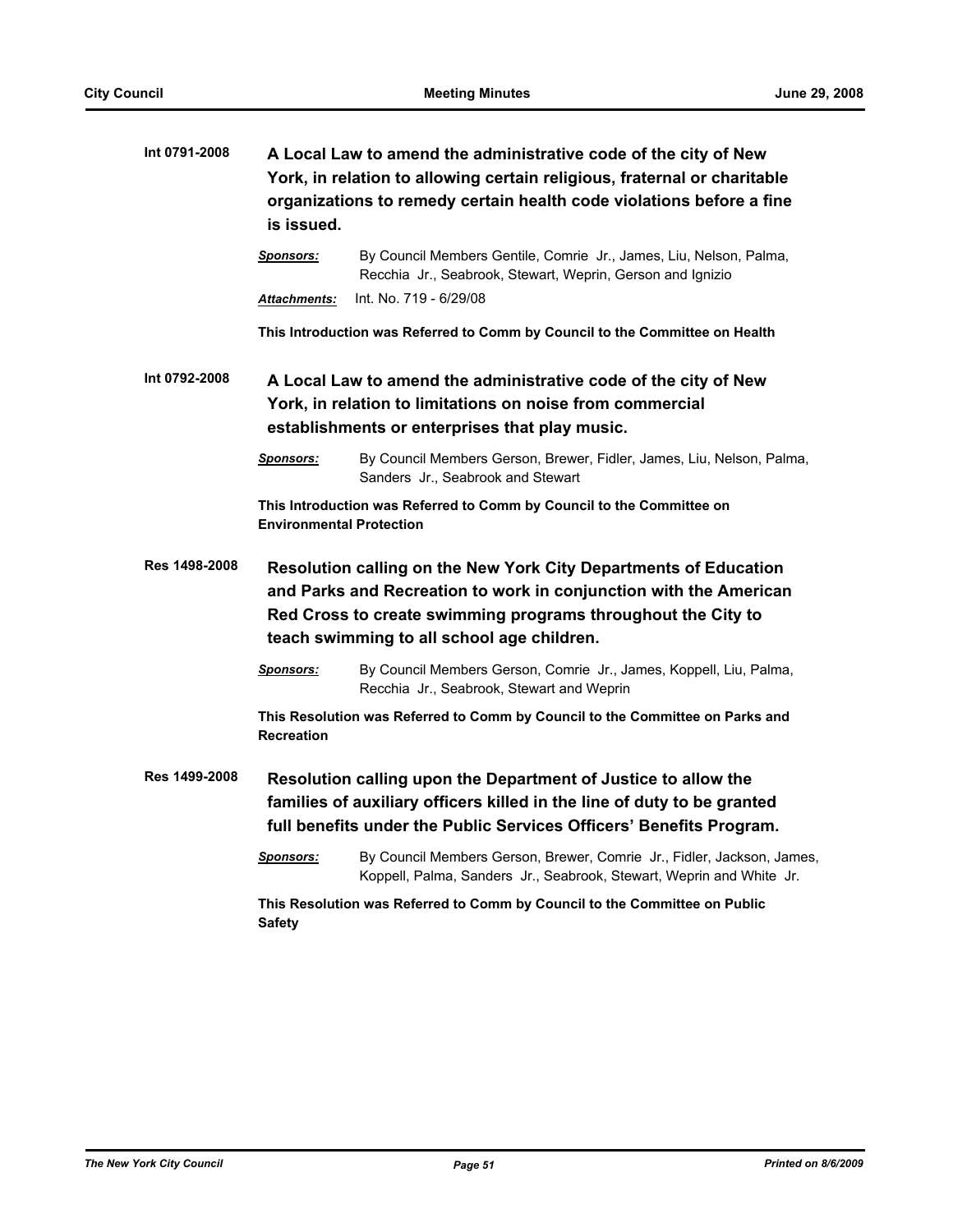**Int 0791-2008** **A Local Law to amend the administrative code of the city of New York, in relation to allowing certain religious, fraternal or charitable organizations to remedy certain health code violations before a fine is issued.**

***Sponsors:*** By Council Members Gentile, Comrie Jr., James, Liu, Nelson, Palma, Recchia Jr., Seabrook, Stewart, Weprin, Gerson and Ignizio

***Attachments:*** Int. No. 719 - 6/29/08

**This Introduction was Referred to Comm by Council to the Committee on Health**

**Int 0792-2008** **A Local Law to amend the administrative code of the city of New York, in relation to limitations on noise from commercial establishments or enterprises that play music.**

***Sponsors:*** By Council Members Gerson, Brewer, Fidler, James, Liu, Nelson, Palma, Sanders Jr., Seabrook and Stewart

**This Introduction was Referred to Comm by Council to the Committee on Environmental Protection**

**Res 1498-2008** **Resolution calling on the New York City Departments of Education and Parks and Recreation to work in conjunction with the American Red Cross to create swimming programs throughout the City to teach swimming to all school age children.**

***Sponsors:*** By Council Members Gerson, Comrie Jr., James, Koppell, Liu, Palma, Recchia Jr., Seabrook, Stewart and Weprin

**This Resolution was Referred to Comm by Council to the Committee on Parks and Recreation**

**Res 1499-2008** **Resolution calling upon the Department of Justice to allow the families of auxiliary officers killed in the line of duty to be granted full benefits under the Public Services Officers' Benefits Program.**

***Sponsors:*** By Council Members Gerson, Brewer, Comrie Jr., Fidler, Jackson, James, Koppell, Palma, Sanders Jr., Seabrook, Stewart, Weprin and White Jr.

**This Resolution was Referred to Comm by Council to the Committee on Public Safety**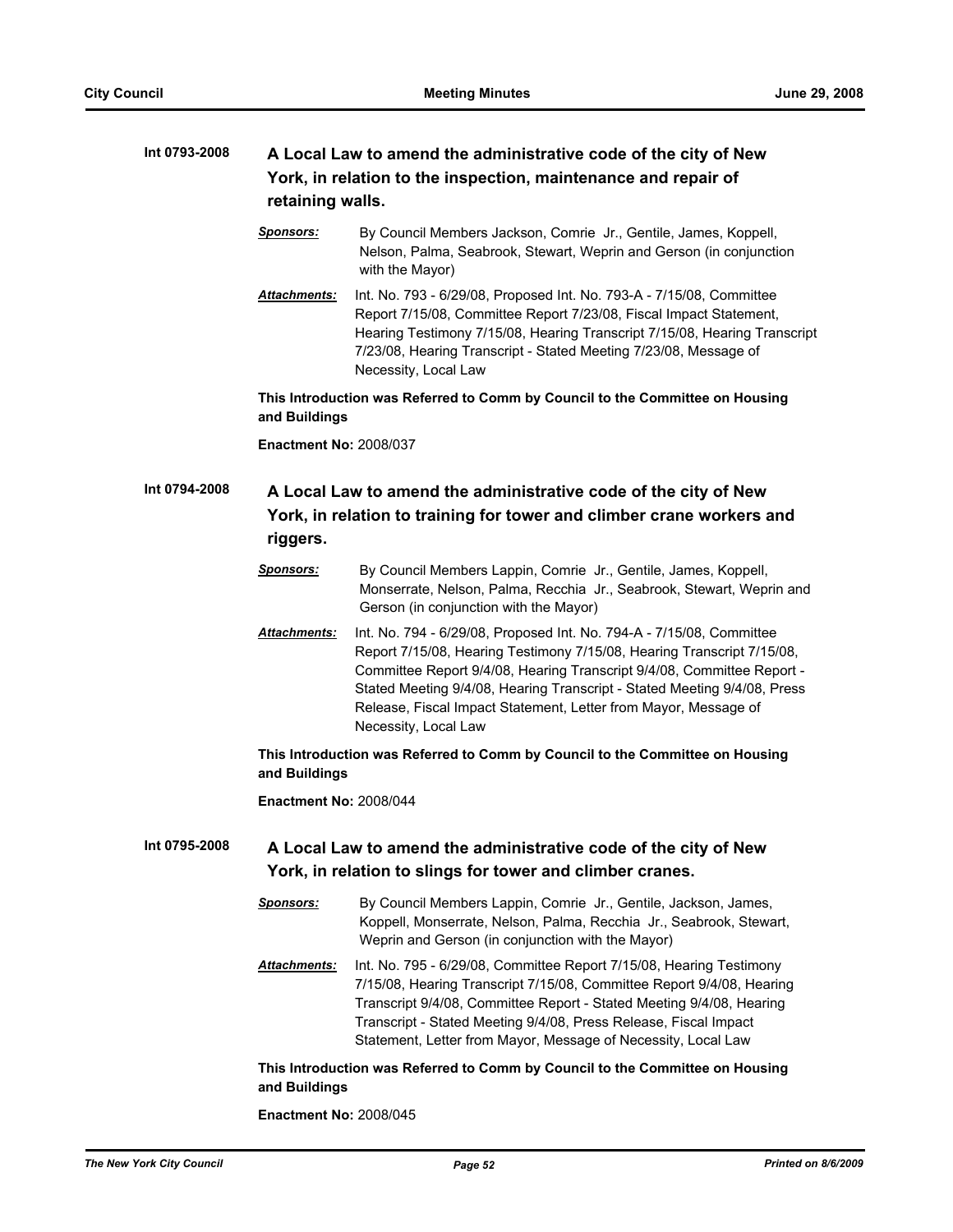**Int 0793-2008** **A Local Law to amend the administrative code of the city of New York, in relation to the inspection, maintenance and repair of retaining walls.**

***Sponsors:*** By Council Members Jackson, Comrie Jr., Gentile, James, Koppell, Nelson, Palma, Seabrook, Stewart, Weprin and Gerson (in conjunction with the Mayor)

***Attachments:*** Int. No. 793 - 6/29/08, Proposed Int. No. 793-A - 7/15/08, Committee Report 7/15/08, Committee Report 7/23/08, Fiscal Impact Statement, Hearing Testimony 7/15/08, Hearing Transcript 7/15/08, Hearing Transcript 7/23/08, Hearing Transcript - Stated Meeting 7/23/08, Message of Necessity, Local Law

**This Introduction was Referred to Comm by Council to the Committee on Housing and Buildings**

**Enactment No:** 2008/037

**Int 0794-2008** **A Local Law to amend the administrative code of the city of New York, in relation to training for tower and climber crane workers and riggers.**

***Sponsors:*** By Council Members Lappin, Comrie Jr., Gentile, James, Koppell, Monserrate, Nelson, Palma, Recchia Jr., Seabrook, Stewart, Weprin and Gerson (in conjunction with the Mayor)

***Attachments:*** Int. No. 794 - 6/29/08, Proposed Int. No. 794-A - 7/15/08, Committee Report 7/15/08, Hearing Testimony 7/15/08, Hearing Transcript 7/15/08, Committee Report 9/4/08, Hearing Transcript 9/4/08, Committee Report - Stated Meeting 9/4/08, Hearing Transcript - Stated Meeting 9/4/08, Press Release, Fiscal Impact Statement, Letter from Mayor, Message of Necessity, Local Law

**This Introduction was Referred to Comm by Council to the Committee on Housing and Buildings**

**Enactment No:** 2008/044

**Int 0795-2008** **A Local Law to amend the administrative code of the city of New York, in relation to slings for tower and climber cranes.**

***Sponsors:*** By Council Members Lappin, Comrie Jr., Gentile, Jackson, James, Koppell, Monserrate, Nelson, Palma, Recchia Jr., Seabrook, Stewart, Weprin and Gerson (in conjunction with the Mayor)

***Attachments:*** Int. No. 795 - 6/29/08, Committee Report 7/15/08, Hearing Testimony 7/15/08, Hearing Transcript 7/15/08, Committee Report 9/4/08, Hearing Transcript 9/4/08, Committee Report - Stated Meeting 9/4/08, Hearing Transcript - Stated Meeting 9/4/08, Press Release, Fiscal Impact Statement, Letter from Mayor, Message of Necessity, Local Law

**This Introduction was Referred to Comm by Council to the Committee on Housing and Buildings**

**Enactment No:** 2008/045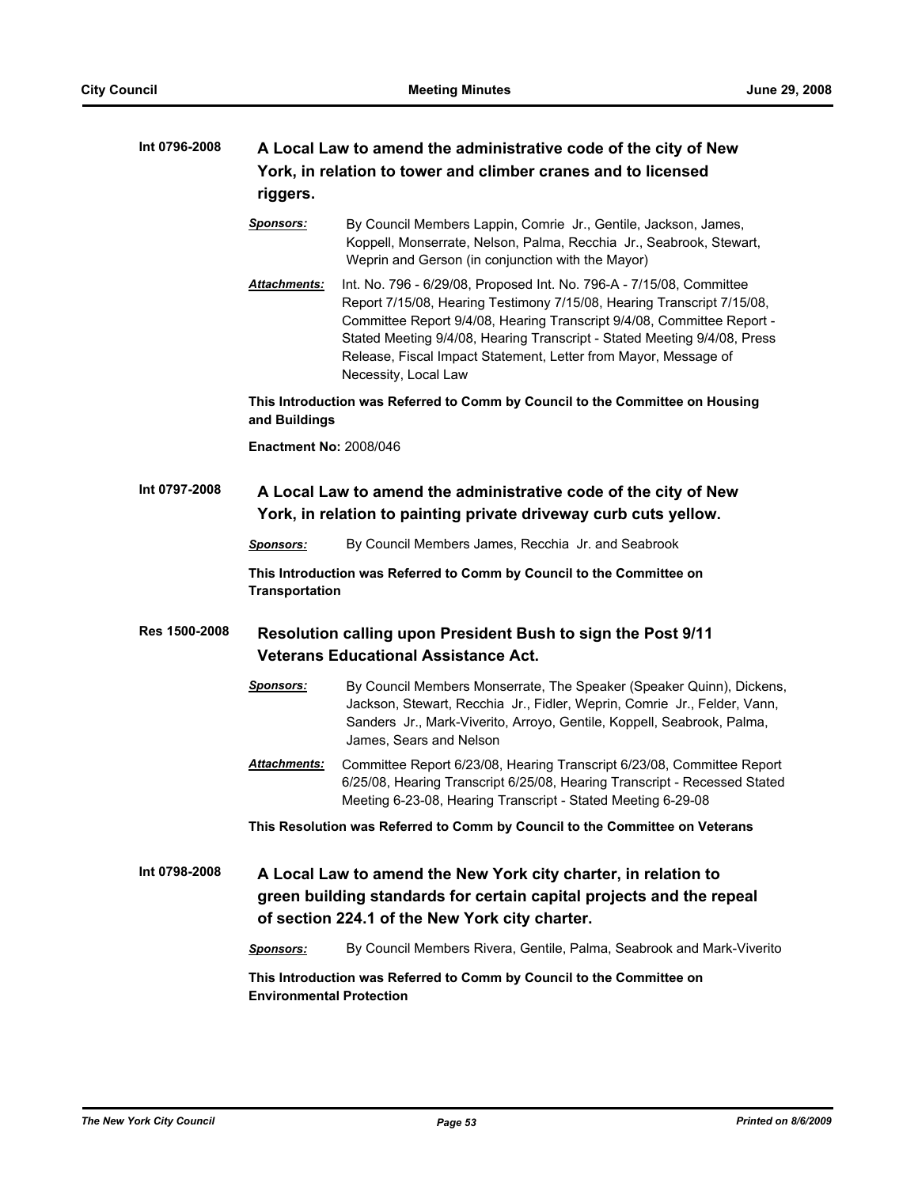**Int 0796-2008** **A Local Law to amend the administrative code of the city of New York, in relation to tower and climber cranes and to licensed riggers.**

***Sponsors:*** By Council Members Lappin, Comrie Jr., Gentile, Jackson, James, Koppell, Monserrate, Nelson, Palma, Recchia Jr., Seabrook, Stewart, Weprin and Gerson (in conjunction with the Mayor)

***Attachments:*** Int. No. 796 - 6/29/08, Proposed Int. No. 796-A - 7/15/08, Committee Report 7/15/08, Hearing Testimony 7/15/08, Hearing Transcript 7/15/08, Committee Report 9/4/08, Hearing Transcript 9/4/08, Committee Report - Stated Meeting 9/4/08, Hearing Transcript - Stated Meeting 9/4/08, Press Release, Fiscal Impact Statement, Letter from Mayor, Message of Necessity, Local Law

**This Introduction was Referred to Comm by Council to the Committee on Housing and Buildings**

**Enactment No:** 2008/046

**Int 0797-2008** **A Local Law to amend the administrative code of the city of New York, in relation to painting private driveway curb cuts yellow.**

***Sponsors:*** By Council Members James, Recchia Jr. and Seabrook

**This Introduction was Referred to Comm by Council to the Committee on Transportation**

**Res 1500-2008** **Resolution calling upon President Bush to sign the Post 9/11 Veterans Educational Assistance Act.**

***Sponsors:*** By Council Members Monserrate, The Speaker (Speaker Quinn), Dickens, Jackson, Stewart, Recchia Jr., Fidler, Weprin, Comrie Jr., Felder, Vann, Sanders Jr., Mark-Viverito, Arroyo, Gentile, Koppell, Seabrook, Palma, James, Sears and Nelson

***Attachments:*** Committee Report 6/23/08, Hearing Transcript 6/23/08, Committee Report 6/25/08, Hearing Transcript 6/25/08, Hearing Transcript - Recessed Stated Meeting 6-23-08, Hearing Transcript - Stated Meeting 6-29-08

**This Resolution was Referred to Comm by Council to the Committee on Veterans**

**Int 0798-2008** **A Local Law to amend the New York city charter, in relation to green building standards for certain capital projects and the repeal of section 224.1 of the New York city charter.**

***Sponsors:*** By Council Members Rivera, Gentile, Palma, Seabrook and Mark-Viverito

**This Introduction was Referred to Comm by Council to the Committee on Environmental Protection**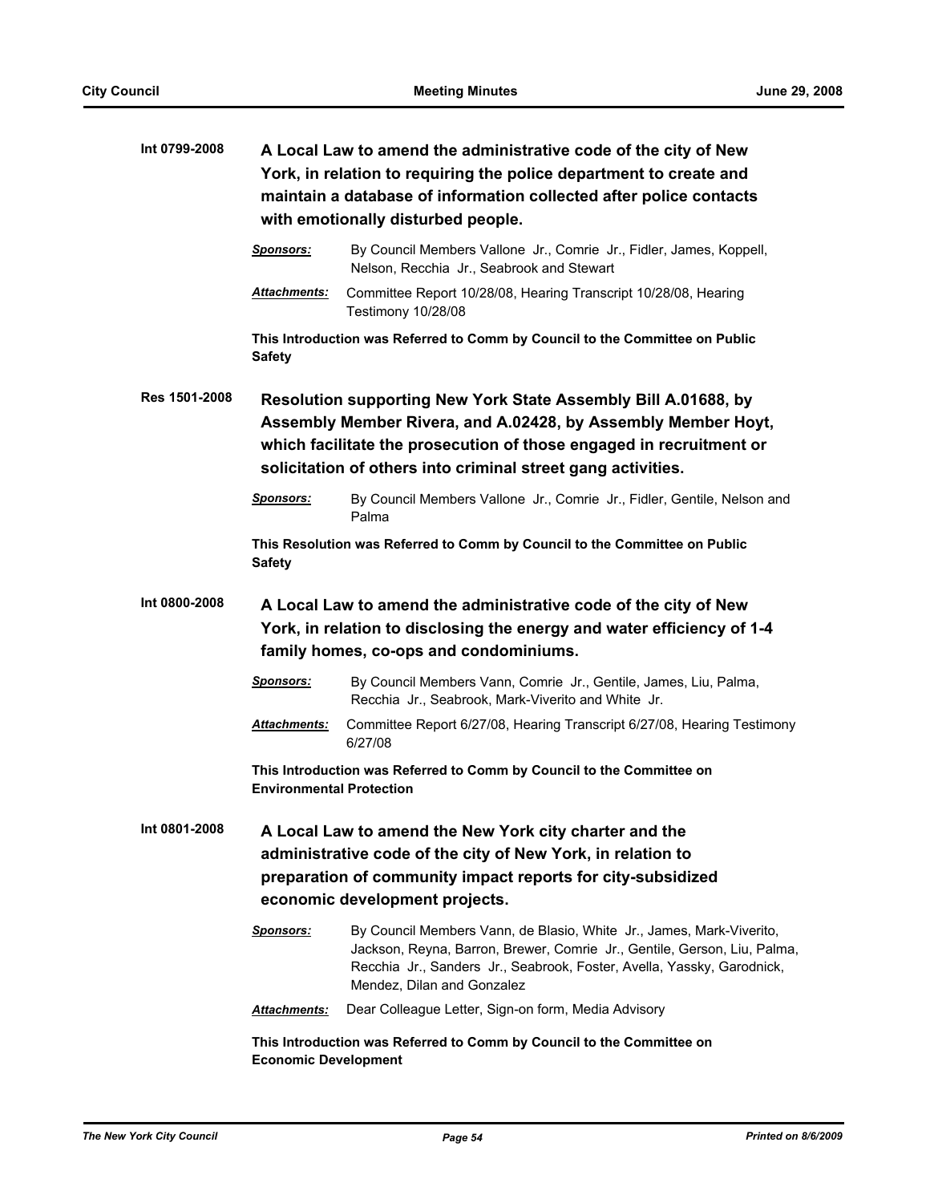**Int 0799-2008** **A Local Law to amend the administrative code of the city of New York, in relation to requiring the police department to create and maintain a database of information collected after police contacts with emotionally disturbed people.**

***Sponsors:*** By Council Members Vallone Jr., Comrie Jr., Fidler, James, Koppell, Nelson, Recchia Jr., Seabrook and Stewart

***Attachments:*** Committee Report 10/28/08, Hearing Transcript 10/28/08, Hearing Testimony 10/28/08

**This Introduction was Referred to Comm by Council to the Committee on Public Safety**

**Res 1501-2008** **Resolution supporting New York State Assembly Bill A.01688, by Assembly Member Rivera, and A.02428, by Assembly Member Hoyt, which facilitate the prosecution of those engaged in recruitment or solicitation of others into criminal street gang activities.**

***Sponsors:*** By Council Members Vallone Jr., Comrie Jr., Fidler, Gentile, Nelson and Palma

**This Resolution was Referred to Comm by Council to the Committee on Public Safety**

**Int 0800-2008** **A Local Law to amend the administrative code of the city of New York, in relation to disclosing the energy and water efficiency of 1-4 family homes, co-ops and condominiums.**

***Sponsors:*** By Council Members Vann, Comrie Jr., Gentile, James, Liu, Palma, Recchia Jr., Seabrook, Mark-Viverito and White Jr.

***Attachments:*** Committee Report 6/27/08, Hearing Transcript 6/27/08, Hearing Testimony 6/27/08

**This Introduction was Referred to Comm by Council to the Committee on Environmental Protection**

**Int 0801-2008** **A Local Law to amend the New York city charter and the administrative code of the city of New York, in relation to preparation of community impact reports for city-subsidized economic development projects.**

***Sponsors:*** By Council Members Vann, de Blasio, White Jr., James, Mark-Viverito, Jackson, Reyna, Barron, Brewer, Comrie Jr., Gentile, Gerson, Liu, Palma, Recchia Jr., Sanders Jr., Seabrook, Foster, Avella, Yassky, Garodnick, Mendez, Dilan and Gonzalez

***Attachments:*** Dear Colleague Letter, Sign-on form, Media Advisory

**This Introduction was Referred to Comm by Council to the Committee on Economic Development**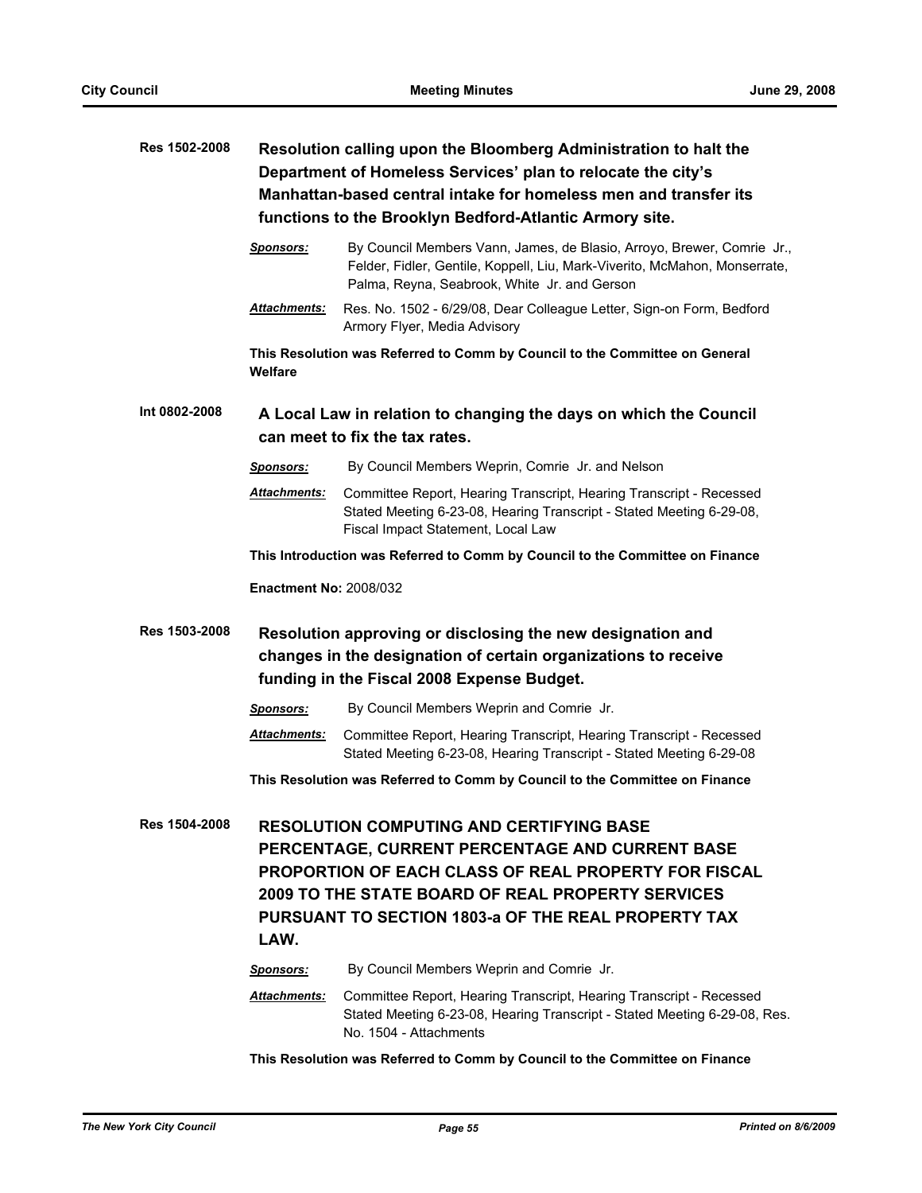**Res 1502-2008** **Resolution calling upon the Bloomberg Administration to halt the Department of Homeless Services' plan to relocate the city's Manhattan-based central intake for homeless men and transfer its functions to the Brooklyn Bedford-Atlantic Armory site.**

***Sponsors:*** By Council Members Vann, James, de Blasio, Arroyo, Brewer, Comrie Jr., Felder, Fidler, Gentile, Koppell, Liu, Mark-Viverito, McMahon, Monserrate, Palma, Reyna, Seabrook, White Jr. and Gerson

***Attachments:*** Res. No. 1502 - 6/29/08, Dear Colleague Letter, Sign-on Form, Bedford Armory Flyer, Media Advisory

**This Resolution was Referred to Comm by Council to the Committee on General Welfare**

**Int 0802-2008** **A Local Law in relation to changing the days on which the Council can meet to fix the tax rates.**

***Sponsors:*** By Council Members Weprin, Comrie Jr. and Nelson

***Attachments:*** Committee Report, Hearing Transcript, Hearing Transcript - Recessed Stated Meeting 6-23-08, Hearing Transcript - Stated Meeting 6-29-08, Fiscal Impact Statement, Local Law

**This Introduction was Referred to Comm by Council to the Committee on Finance**

**Enactment No:** 2008/032

**Res 1503-2008** **Resolution approving or disclosing the new designation and changes in the designation of certain organizations to receive funding in the Fiscal 2008 Expense Budget.**

***Sponsors:*** By Council Members Weprin and Comrie Jr.

***Attachments:*** Committee Report, Hearing Transcript, Hearing Transcript - Recessed Stated Meeting 6-23-08, Hearing Transcript - Stated Meeting 6-29-08

**This Resolution was Referred to Comm by Council to the Committee on Finance**

**Res 1504-2008** **RESOLUTION COMPUTING AND CERTIFYING BASE PERCENTAGE, CURRENT PERCENTAGE AND CURRENT BASE PROPORTION OF EACH CLASS OF REAL PROPERTY FOR FISCAL 2009 TO THE STATE BOARD OF REAL PROPERTY SERVICES PURSUANT TO SECTION 1803-a OF THE REAL PROPERTY TAX LAW.**

***Sponsors:*** By Council Members Weprin and Comrie Jr.

***Attachments:*** Committee Report, Hearing Transcript, Hearing Transcript - Recessed Stated Meeting 6-23-08, Hearing Transcript - Stated Meeting 6-29-08, Res. No. 1504 - Attachments

**This Resolution was Referred to Comm by Council to the Committee on Finance**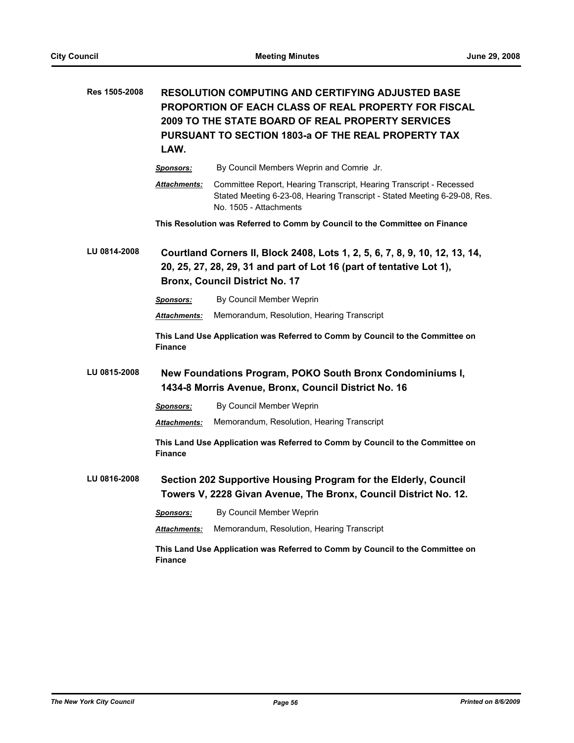**Res 1505-2008** **RESOLUTION COMPUTING AND CERTIFYING ADJUSTED BASE PROPORTION OF EACH CLASS OF REAL PROPERTY FOR FISCAL 2009 TO THE STATE BOARD OF REAL PROPERTY SERVICES PURSUANT TO SECTION 1803-a OF THE REAL PROPERTY TAX LAW.**

***Sponsors:*** By Council Members Weprin and Comrie Jr.

***Attachments:*** Committee Report, Hearing Transcript, Hearing Transcript - Recessed Stated Meeting 6-23-08, Hearing Transcript - Stated Meeting 6-29-08, Res. No. 1505 - Attachments

**This Resolution was Referred to Comm by Council to the Committee on Finance**

**LU 0814-2008** **Courtland Corners II, Block 2408, Lots 1, 2, 5, 6, 7, 8, 9, 10, 12, 13, 14, 20, 25, 27, 28, 29, 31 and part of Lot 16 (part of tentative Lot 1), Bronx, Council District No. 17**

***Sponsors:*** By Council Member Weprin

***Attachments:*** Memorandum, Resolution, Hearing Transcript

**This Land Use Application was Referred to Comm by Council to the Committee on Finance**

**LU 0815-2008** **New Foundations Program, POKO South Bronx Condominiums I, 1434-8 Morris Avenue, Bronx, Council District No. 16**

***Sponsors:*** By Council Member Weprin

***Attachments:*** Memorandum, Resolution, Hearing Transcript

**This Land Use Application was Referred to Comm by Council to the Committee on Finance**

**LU 0816-2008** **Section 202 Supportive Housing Program for the Elderly, Council Towers V, 2228 Givan Avenue, The Bronx, Council District No. 12.**

***Sponsors:*** By Council Member Weprin

***Attachments:*** Memorandum, Resolution, Hearing Transcript

**This Land Use Application was Referred to Comm by Council to the Committee on Finance**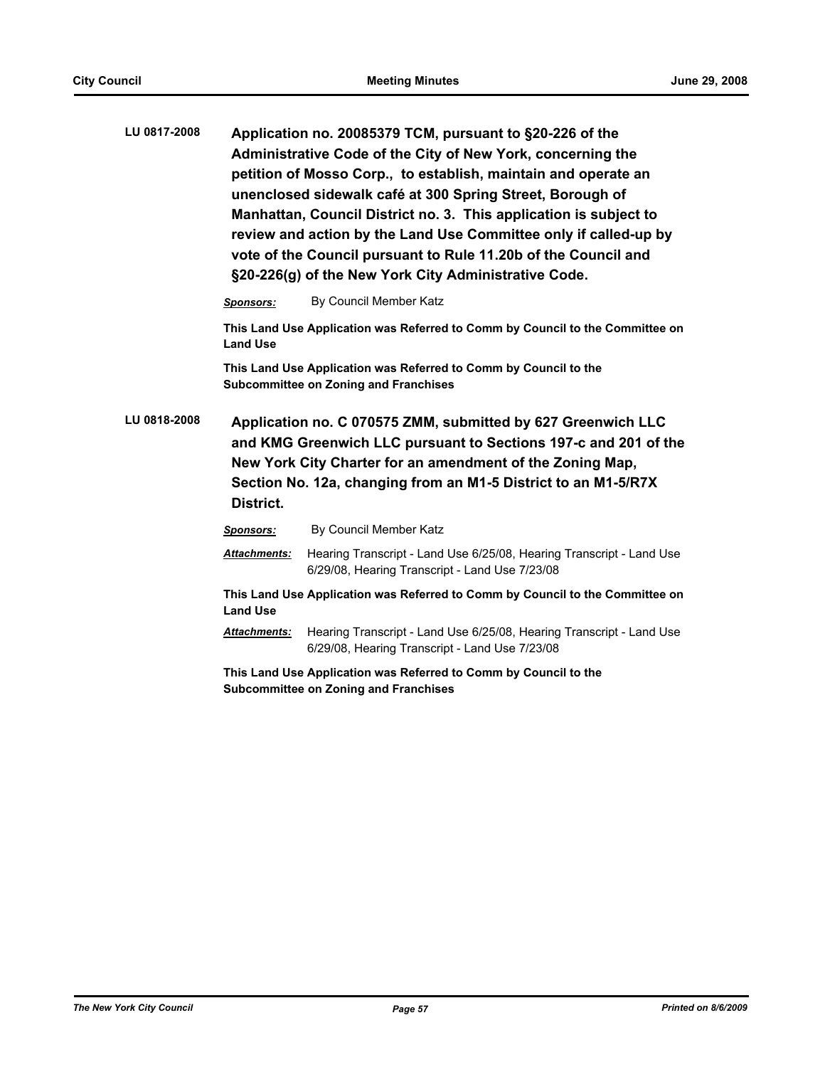**LU 0817-2008** **Application no. 20085379 TCM, pursuant to §20-226 of the Administrative Code of the City of New York, concerning the petition of Mosso Corp., to establish, maintain and operate an unenclosed sidewalk café at 300 Spring Street, Borough of Manhattan, Council District no. 3. This application is subject to review and action by the Land Use Committee only if called-up by vote of the Council pursuant to Rule 11.20b of the Council and §20-226(g) of the New York City Administrative Code.**

***Sponsors:*** By Council Member Katz

**This Land Use Application was Referred to Comm by Council to the Committee on Land Use**

**This Land Use Application was Referred to Comm by Council to the Subcommittee on Zoning and Franchises**

**LU 0818-2008** **Application no. C 070575 ZMM, submitted by 627 Greenwich LLC and KMG Greenwich LLC pursuant to Sections 197-c and 201 of the New York City Charter for an amendment of the Zoning Map, Section No. 12a, changing from an M1-5 District to an M1-5/R7X District.**

***Sponsors:*** By Council Member Katz

***Attachments:*** Hearing Transcript - Land Use 6/25/08, Hearing Transcript - Land Use 6/29/08, Hearing Transcript - Land Use 7/23/08

**This Land Use Application was Referred to Comm by Council to the Committee on Land Use**

***Attachments:*** Hearing Transcript - Land Use 6/25/08, Hearing Transcript - Land Use 6/29/08, Hearing Transcript - Land Use 7/23/08

**This Land Use Application was Referred to Comm by Council to the Subcommittee on Zoning and Franchises**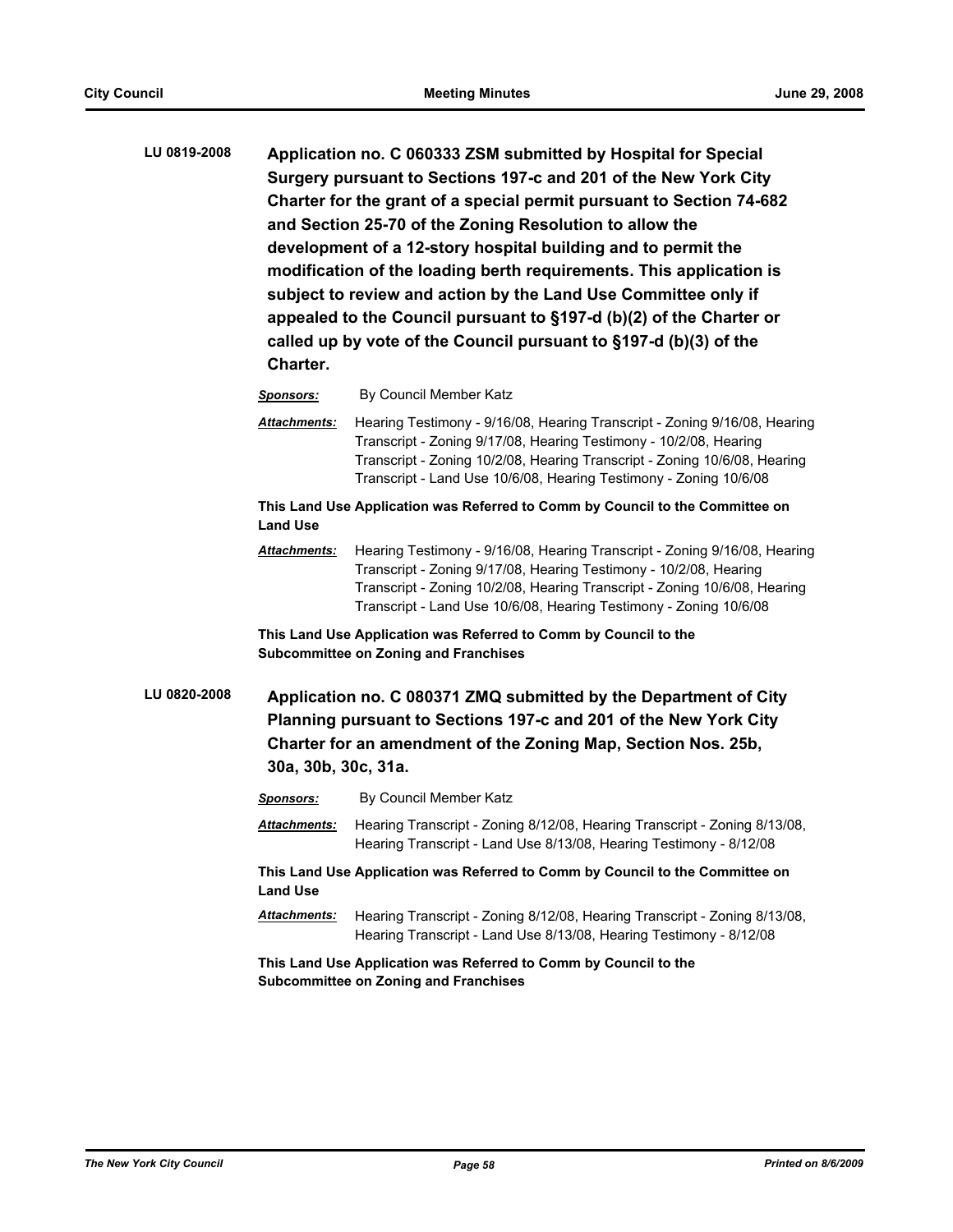**LU 0819-2008** **Application no. C 060333 ZSM submitted by Hospital for Special Surgery pursuant to Sections 197-c and 201 of the New York City Charter for the grant of a special permit pursuant to Section 74-682 and Section 25-70 of the Zoning Resolution to allow the development of a 12-story hospital building and to permit the modification of the loading berth requirements. This application is subject to review and action by the Land Use Committee only if appealed to the Council pursuant to §197-d (b)(2) of the Charter or called up by vote of the Council pursuant to §197-d (b)(3) of the Charter.**

***Sponsors:*** By Council Member Katz

***Attachments:*** Hearing Testimony - 9/16/08, Hearing Transcript - Zoning 9/16/08, Hearing Transcript - Zoning 9/17/08, Hearing Testimony - 10/2/08, Hearing Transcript - Zoning 10/2/08, Hearing Transcript - Zoning 10/6/08, Hearing Transcript - Land Use 10/6/08, Hearing Testimony - Zoning 10/6/08

**This Land Use Application was Referred to Comm by Council to the Committee on Land Use**

***Attachments:*** Hearing Testimony - 9/16/08, Hearing Transcript - Zoning 9/16/08, Hearing Transcript - Zoning 9/17/08, Hearing Testimony - 10/2/08, Hearing Transcript - Zoning 10/2/08, Hearing Transcript - Zoning 10/6/08, Hearing Transcript - Land Use 10/6/08, Hearing Testimony - Zoning 10/6/08

**This Land Use Application was Referred to Comm by Council to the Subcommittee on Zoning and Franchises**

**LU 0820-2008** **Application no. C 080371 ZMQ submitted by the Department of City Planning pursuant to Sections 197-c and 201 of the New York City Charter for an amendment of the Zoning Map, Section Nos. 25b, 30a, 30b, 30c, 31a.**

***Sponsors:*** By Council Member Katz

***Attachments:*** Hearing Transcript - Zoning 8/12/08, Hearing Transcript - Zoning 8/13/08, Hearing Transcript - Land Use 8/13/08, Hearing Testimony - 8/12/08

**This Land Use Application was Referred to Comm by Council to the Committee on Land Use**

***Attachments:*** Hearing Transcript - Zoning 8/12/08, Hearing Transcript - Zoning 8/13/08, Hearing Transcript - Land Use 8/13/08, Hearing Testimony - 8/12/08

**This Land Use Application was Referred to Comm by Council to the Subcommittee on Zoning and Franchises**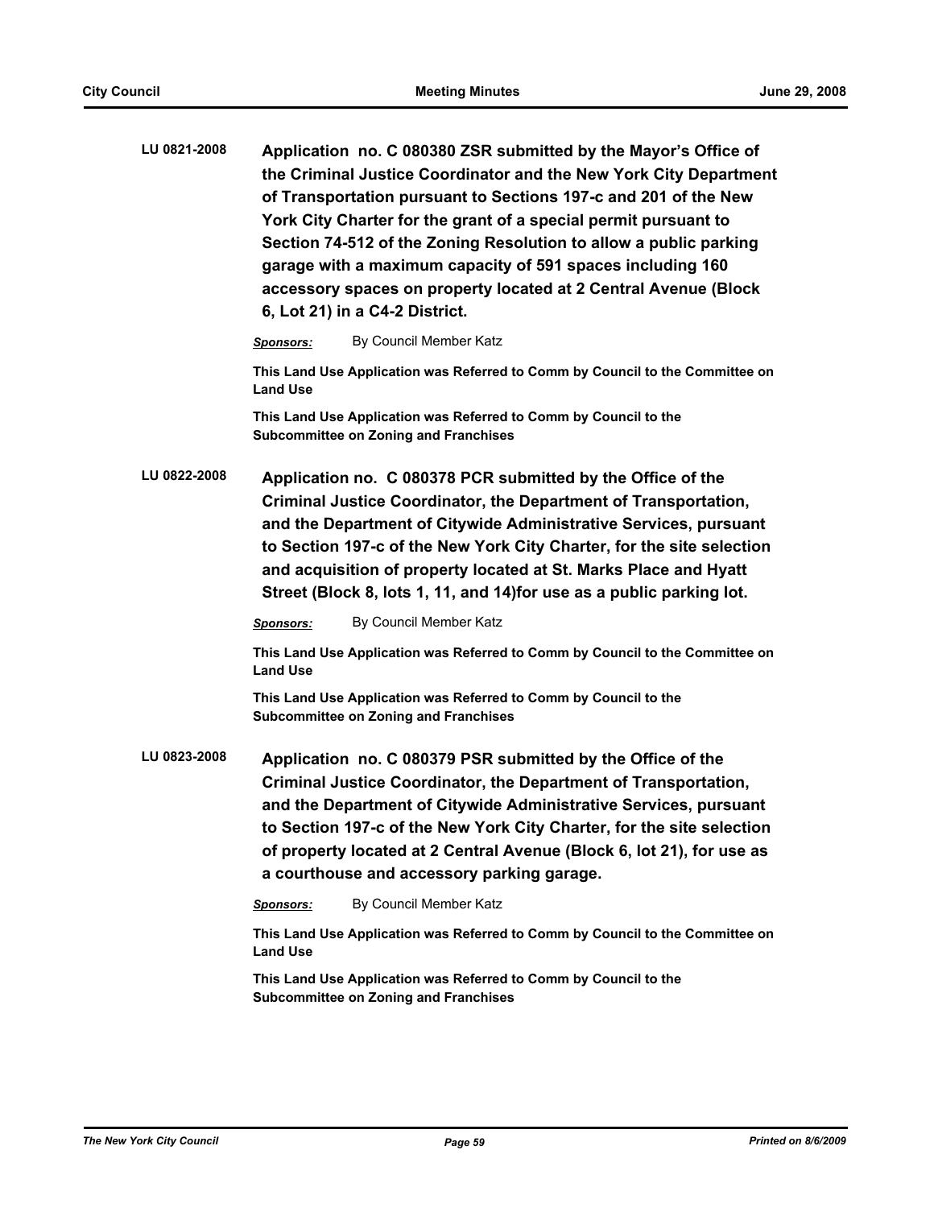**LU 0821-2008** **Application no. C 080380 ZSR submitted by the Mayor's Office of the Criminal Justice Coordinator and the New York City Department of Transportation pursuant to Sections 197-c and 201 of the New York City Charter for the grant of a special permit pursuant to Section 74-512 of the Zoning Resolution to allow a public parking garage with a maximum capacity of 591 spaces including 160 accessory spaces on property located at 2 Central Avenue (Block 6, Lot 21) in a C4-2 District.**

***Sponsors:*** By Council Member Katz

**This Land Use Application was Referred to Comm by Council to the Committee on Land Use**

**This Land Use Application was Referred to Comm by Council to the Subcommittee on Zoning and Franchises**

**LU 0822-2008** **Application no. C 080378 PCR submitted by the Office of the Criminal Justice Coordinator, the Department of Transportation, and the Department of Citywide Administrative Services, pursuant to Section 197-c of the New York City Charter, for the site selection and acquisition of property located at St. Marks Place and Hyatt Street (Block 8, lots 1, 11, and 14)for use as a public parking lot.**

***Sponsors:*** By Council Member Katz

**This Land Use Application was Referred to Comm by Council to the Committee on Land Use**

**This Land Use Application was Referred to Comm by Council to the Subcommittee on Zoning and Franchises**

**LU 0823-2008** **Application no. C 080379 PSR submitted by the Office of the Criminal Justice Coordinator, the Department of Transportation, and the Department of Citywide Administrative Services, pursuant to Section 197-c of the New York City Charter, for the site selection of property located at 2 Central Avenue (Block 6, lot 21), for use as a courthouse and accessory parking garage.**

***Sponsors:*** By Council Member Katz

**This Land Use Application was Referred to Comm by Council to the Committee on Land Use**

**This Land Use Application was Referred to Comm by Council to the Subcommittee on Zoning and Franchises**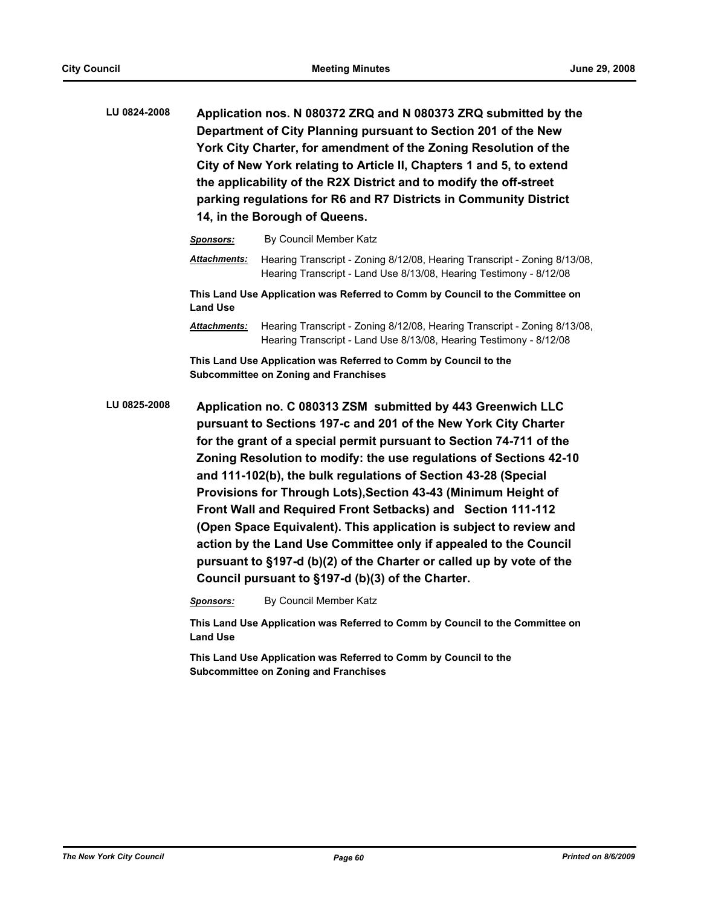**LU 0824-2008** **Application nos. N 080372 ZRQ and N 080373 ZRQ submitted by the Department of City Planning pursuant to Section 201 of the New York City Charter, for amendment of the Zoning Resolution of the City of New York relating to Article II, Chapters 1 and 5, to extend the applicability of the R2X District and to modify the off-street parking regulations for R6 and R7 Districts in Community District 14, in the Borough of Queens.**

***Sponsors:*** By Council Member Katz

***Attachments:*** Hearing Transcript - Zoning 8/12/08, Hearing Transcript - Zoning 8/13/08, Hearing Transcript - Land Use 8/13/08, Hearing Testimony - 8/12/08

**This Land Use Application was Referred to Comm by Council to the Committee on Land Use**

***Attachments:*** Hearing Transcript - Zoning 8/12/08, Hearing Transcript - Zoning 8/13/08, Hearing Transcript - Land Use 8/13/08, Hearing Testimony - 8/12/08

**This Land Use Application was Referred to Comm by Council to the Subcommittee on Zoning and Franchises**

**LU 0825-2008** **Application no. C 080313 ZSM submitted by 443 Greenwich LLC pursuant to Sections 197-c and 201 of the New York City Charter for the grant of a special permit pursuant to Section 74-711 of the Zoning Resolution to modify: the use regulations of Sections 42-10 and 111-102(b), the bulk regulations of Section 43-28 (Special Provisions for Through Lots),Section 43-43 (Minimum Height of Front Wall and Required Front Setbacks) and Section 111-112 (Open Space Equivalent). This application is subject to review and action by the Land Use Committee only if appealed to the Council pursuant to §197-d (b)(2) of the Charter or called up by vote of the Council pursuant to §197-d (b)(3) of the Charter.**

***Sponsors:*** By Council Member Katz

**This Land Use Application was Referred to Comm by Council to the Committee on Land Use**

**This Land Use Application was Referred to Comm by Council to the Subcommittee on Zoning and Franchises**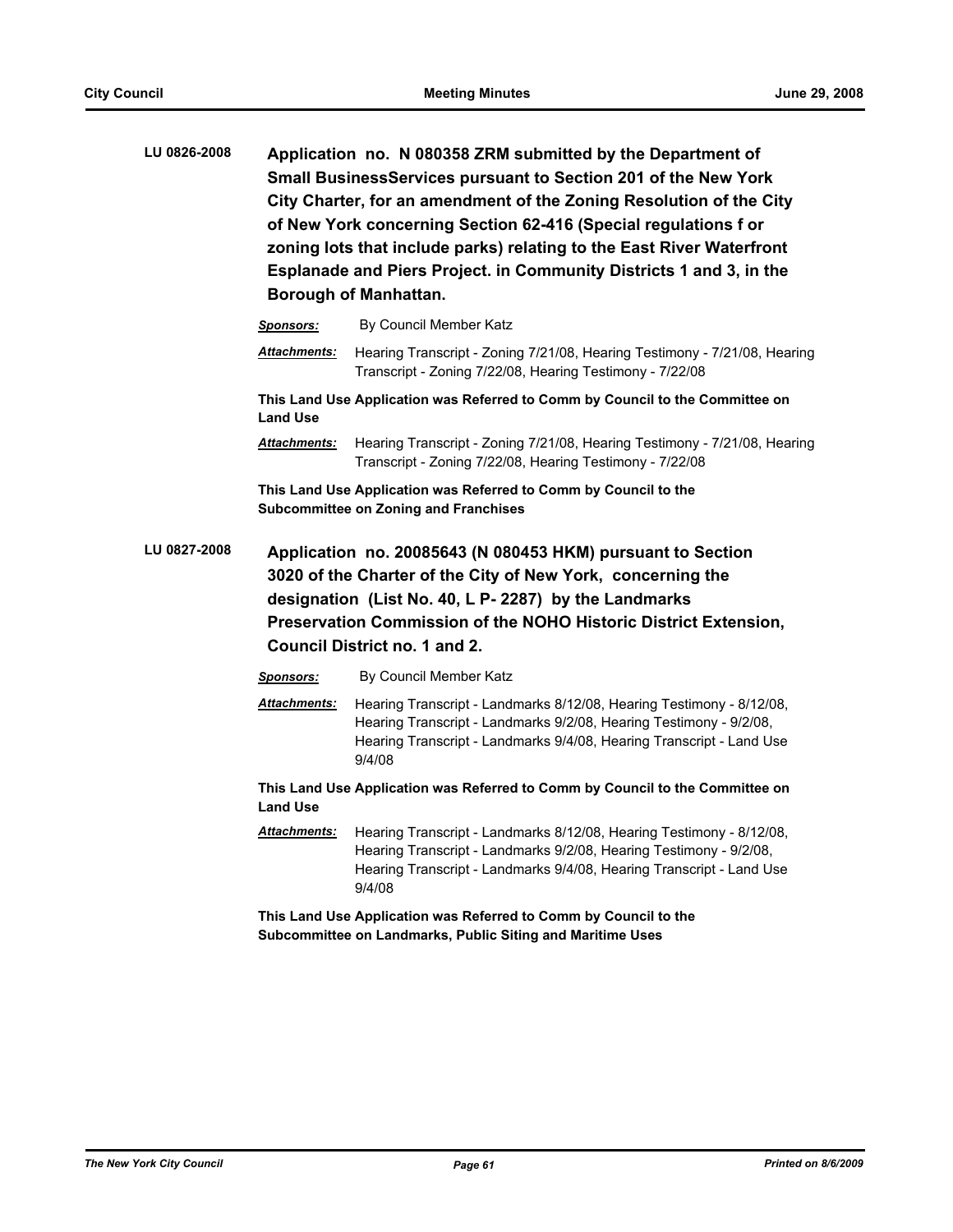**LU 0826-2008** **Application no. N 080358 ZRM submitted by the Department of Small BusinessServices pursuant to Section 201 of the New York City Charter, for an amendment of the Zoning Resolution of the City of New York concerning Section 62-416 (Special regulations f or zoning lots that include parks) relating to the East River Waterfront Esplanade and Piers Project. in Community Districts 1 and 3, in the Borough of Manhattan.**

***Sponsors:*** By Council Member Katz

***Attachments:*** Hearing Transcript - Zoning 7/21/08, Hearing Testimony - 7/21/08, Hearing Transcript - Zoning 7/22/08, Hearing Testimony - 7/22/08

**This Land Use Application was Referred to Comm by Council to the Committee on Land Use**

***Attachments:*** Hearing Transcript - Zoning 7/21/08, Hearing Testimony - 7/21/08, Hearing Transcript - Zoning 7/22/08, Hearing Testimony - 7/22/08

**This Land Use Application was Referred to Comm by Council to the Subcommittee on Zoning and Franchises**

**LU 0827-2008** **Application no. 20085643 (N 080453 HKM) pursuant to Section 3020 of the Charter of the City of New York, concerning the designation (List No. 40, L P- 2287) by the Landmarks Preservation Commission of the NOHO Historic District Extension, Council District no. 1 and 2.**

***Sponsors:*** By Council Member Katz

***Attachments:*** Hearing Transcript - Landmarks 8/12/08, Hearing Testimony - 8/12/08, Hearing Transcript - Landmarks 9/2/08, Hearing Testimony - 9/2/08, Hearing Transcript - Landmarks 9/4/08, Hearing Transcript - Land Use 9/4/08

**This Land Use Application was Referred to Comm by Council to the Committee on Land Use**

***Attachments:*** Hearing Transcript - Landmarks 8/12/08, Hearing Testimony - 8/12/08, Hearing Transcript - Landmarks 9/2/08, Hearing Testimony - 9/2/08, Hearing Transcript - Landmarks 9/4/08, Hearing Transcript - Land Use 9/4/08

**This Land Use Application was Referred to Comm by Council to the Subcommittee on Landmarks, Public Siting and Maritime Uses**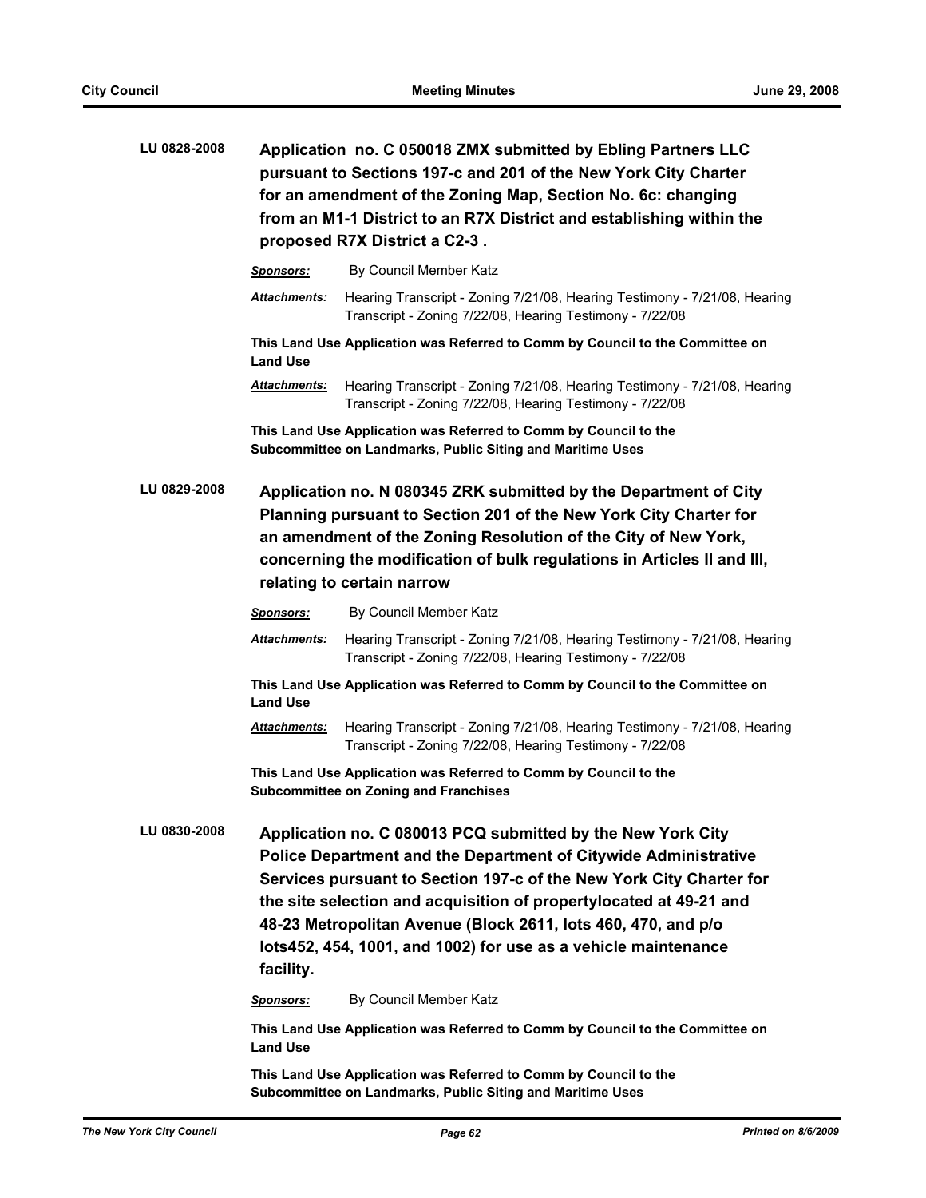**LU 0828-2008** **Application no. C 050018 ZMX submitted by Ebling Partners LLC pursuant to Sections 197-c and 201 of the New York City Charter for an amendment of the Zoning Map, Section No. 6c: changing from an M1-1 District to an R7X District and establishing within the proposed R7X District a C2-3 .**

***Sponsors:*** By Council Member Katz

***Attachments:*** Hearing Transcript - Zoning 7/21/08, Hearing Testimony - 7/21/08, Hearing Transcript - Zoning 7/22/08, Hearing Testimony - 7/22/08

**This Land Use Application was Referred to Comm by Council to the Committee on Land Use**

***Attachments:*** Hearing Transcript - Zoning 7/21/08, Hearing Testimony - 7/21/08, Hearing Transcript - Zoning 7/22/08, Hearing Testimony - 7/22/08

**This Land Use Application was Referred to Comm by Council to the Subcommittee on Landmarks, Public Siting and Maritime Uses**

**LU 0829-2008** **Application no. N 080345 ZRK submitted by the Department of City Planning pursuant to Section 201 of the New York City Charter for an amendment of the Zoning Resolution of the City of New York, concerning the modification of bulk regulations in Articles II and III, relating to certain narrow**

***Sponsors:*** By Council Member Katz

***Attachments:*** Hearing Transcript - Zoning 7/21/08, Hearing Testimony - 7/21/08, Hearing Transcript - Zoning 7/22/08, Hearing Testimony - 7/22/08

**This Land Use Application was Referred to Comm by Council to the Committee on Land Use**

***Attachments:*** Hearing Transcript - Zoning 7/21/08, Hearing Testimony - 7/21/08, Hearing Transcript - Zoning 7/22/08, Hearing Testimony - 7/22/08

**This Land Use Application was Referred to Comm by Council to the Subcommittee on Zoning and Franchises**

**LU 0830-2008** **Application no. C 080013 PCQ submitted by the New York City Police Department and the Department of Citywide Administrative Services pursuant to Section 197-c of the New York City Charter for the site selection and acquisition of propertylocated at 49-21 and 48-23 Metropolitan Avenue (Block 2611, lots 460, 470, and p/o lots452, 454, 1001, and 1002) for use as a vehicle maintenance facility.**

***Sponsors:*** By Council Member Katz

**This Land Use Application was Referred to Comm by Council to the Committee on Land Use**

**This Land Use Application was Referred to Comm by Council to the Subcommittee on Landmarks, Public Siting and Maritime Uses**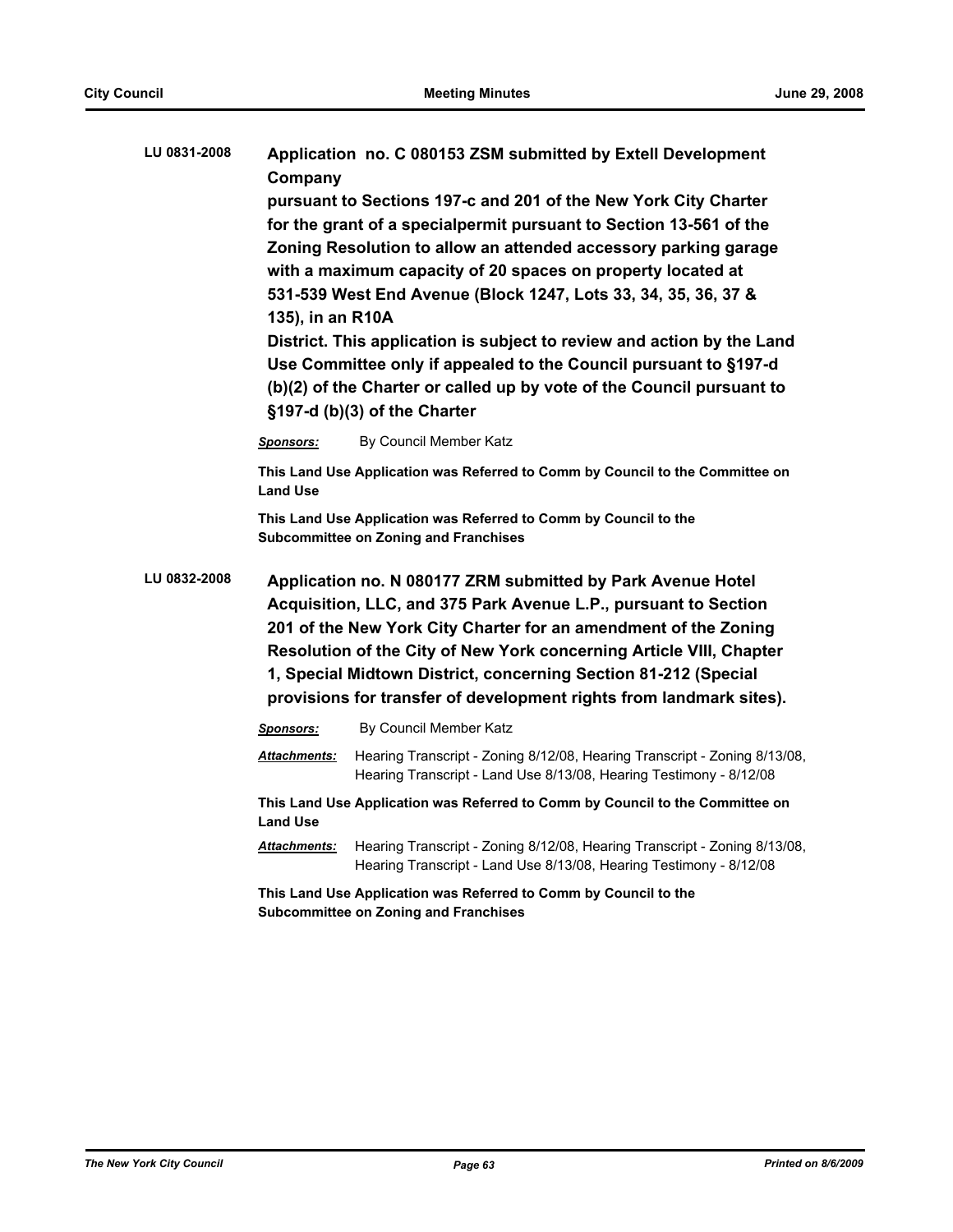**LU 0831-2008** **Application no. C 080153 ZSM submitted by Extell Development Company**

**pursuant to Sections 197-c and 201 of the New York City Charter for the grant of a specialpermit pursuant to Section 13-561 of the Zoning Resolution to allow an attended accessory parking garage with a maximum capacity of 20 spaces on property located at 531-539 West End Avenue (Block 1247, Lots 33, 34, 35, 36, 37 & 135), in an R10A**

**District. This application is subject to review and action by the Land Use Committee only if appealed to the Council pursuant to §197-d (b)(2) of the Charter or called up by vote of the Council pursuant to §197-d (b)(3) of the Charter**

***Sponsors:*** By Council Member Katz

**This Land Use Application was Referred to Comm by Council to the Committee on Land Use**

**This Land Use Application was Referred to Comm by Council to the Subcommittee on Zoning and Franchises**

**LU 0832-2008** **Application no. N 080177 ZRM submitted by Park Avenue Hotel Acquisition, LLC, and 375 Park Avenue L.P., pursuant to Section 201 of the New York City Charter for an amendment of the Zoning Resolution of the City of New York concerning Article VIII, Chapter 1, Special Midtown District, concerning Section 81-212 (Special provisions for transfer of development rights from landmark sites).**

***Sponsors:*** By Council Member Katz

***Attachments:*** Hearing Transcript - Zoning 8/12/08, Hearing Transcript - Zoning 8/13/08, Hearing Transcript - Land Use 8/13/08, Hearing Testimony - 8/12/08

**This Land Use Application was Referred to Comm by Council to the Committee on Land Use**

***Attachments:*** Hearing Transcript - Zoning 8/12/08, Hearing Transcript - Zoning 8/13/08, Hearing Transcript - Land Use 8/13/08, Hearing Testimony - 8/12/08

**This Land Use Application was Referred to Comm by Council to the Subcommittee on Zoning and Franchises**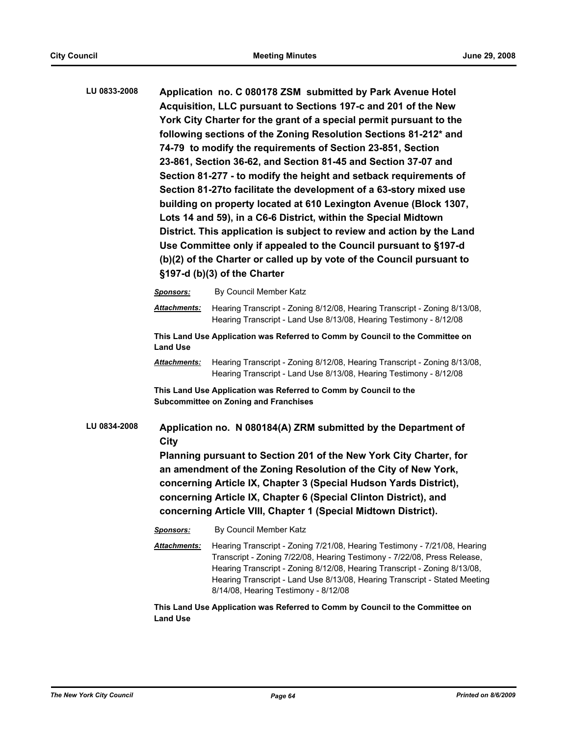**LU 0833-2008** **Application no. C 080178 ZSM submitted by Park Avenue Hotel Acquisition, LLC pursuant to Sections 197-c and 201 of the New York City Charter for the grant of a special permit pursuant to the following sections of the Zoning Resolution Sections 81-212* and 74-79 to modify the requirements of Section 23-851, Section 23-861, Section 36-62, and Section 81-45 and Section 37-07 and Section 81-277 - to modify the height and setback requirements of Section 81-27to facilitate the development of a 63-story mixed use building on property located at 610 Lexington Avenue (Block 1307, Lots 14 and 59), in a C6-6 District, within the Special Midtown District. This application is subject to review and action by the Land Use Committee only if appealed to the Council pursuant to §197-d (b)(2) of the Charter or called up by vote of the Council pursuant to §197-d (b)(3) of the Charter**

***Sponsors:*** By Council Member Katz

***Attachments:*** Hearing Transcript - Zoning 8/12/08, Hearing Transcript - Zoning 8/13/08, Hearing Transcript - Land Use 8/13/08, Hearing Testimony - 8/12/08

**This Land Use Application was Referred to Comm by Council to the Committee on Land Use**

***Attachments:*** Hearing Transcript - Zoning 8/12/08, Hearing Transcript - Zoning 8/13/08, Hearing Transcript - Land Use 8/13/08, Hearing Testimony - 8/12/08

**This Land Use Application was Referred to Comm by Council to the Subcommittee on Zoning and Franchises**

**LU 0834-2008** **Application no. N 080184(A) ZRM submitted by the Department of City Planning pursuant to Section 201 of the New York City Charter, for an amendment of the Zoning Resolution of the City of New York, concerning Article IX, Chapter 3 (Special Hudson Yards District), concerning Article IX, Chapter 6 (Special Clinton District), and concerning Article VIII, Chapter 1 (Special Midtown District).**

***Sponsors:*** By Council Member Katz

***Attachments:*** Hearing Transcript - Zoning 7/21/08, Hearing Testimony - 7/21/08, Hearing Transcript - Zoning 7/22/08, Hearing Testimony - 7/22/08, Press Release, Hearing Transcript - Zoning 8/12/08, Hearing Transcript - Zoning 8/13/08, Hearing Transcript - Land Use 8/13/08, Hearing Transcript - Stated Meeting 8/14/08, Hearing Testimony - 8/12/08

**This Land Use Application was Referred to Comm by Council to the Committee on Land Use**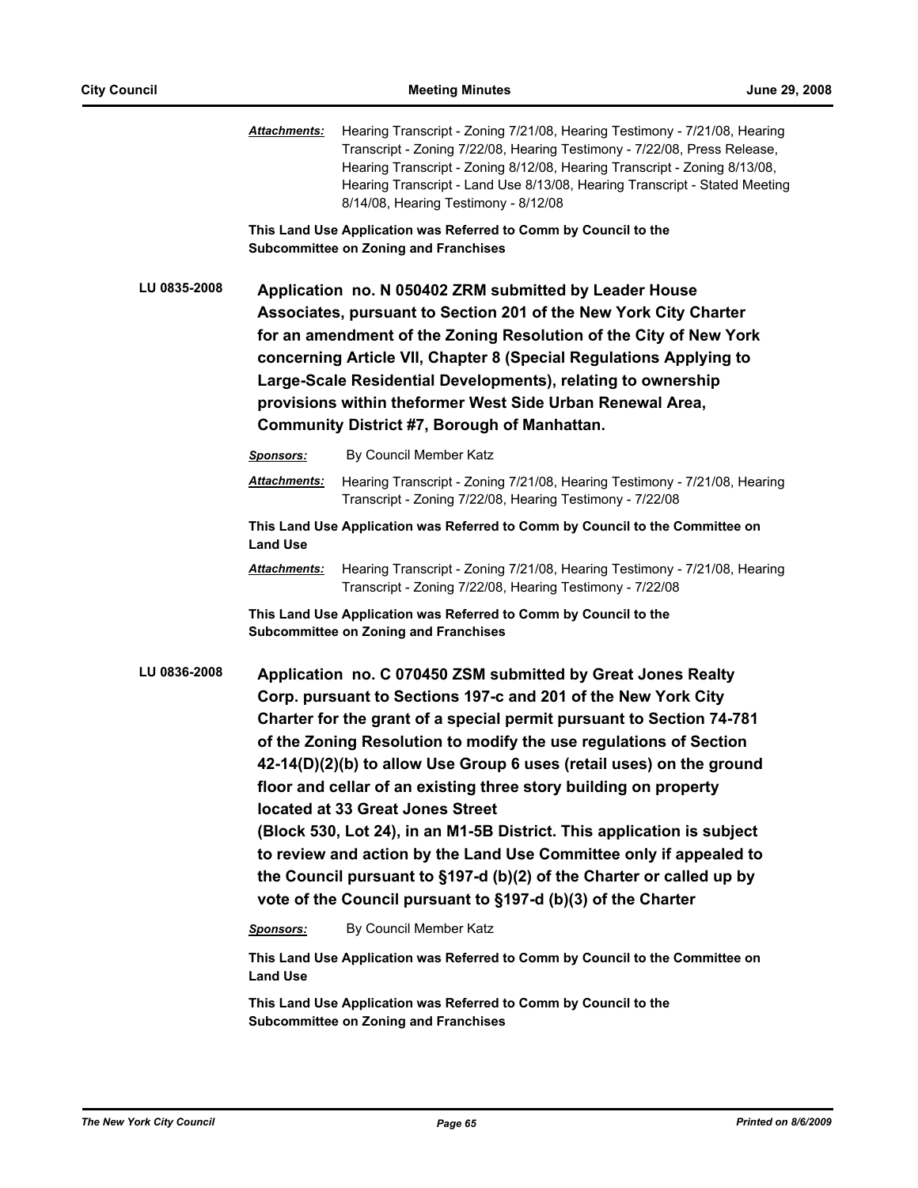***Attachments:*** Hearing Transcript - Zoning 7/21/08, Hearing Testimony - 7/21/08, Hearing Transcript - Zoning 7/22/08, Hearing Testimony - 7/22/08, Press Release, Hearing Transcript - Zoning 8/12/08, Hearing Transcript - Zoning 8/13/08, Hearing Transcript - Land Use 8/13/08, Hearing Transcript - Stated Meeting 8/14/08, Hearing Testimony - 8/12/08

**This Land Use Application was Referred to Comm by Council to the Subcommittee on Zoning and Franchises**

**LU 0835-2008** **Application no. N 050402 ZRM submitted by Leader House Associates, pursuant to Section 201 of the New York City Charter for an amendment of the Zoning Resolution of the City of New York concerning Article VII, Chapter 8 (Special Regulations Applying to Large-Scale Residential Developments), relating to ownership provisions within theformer West Side Urban Renewal Area, Community District #7, Borough of Manhattan.**

***Sponsors:*** By Council Member Katz

***Attachments:*** Hearing Transcript - Zoning 7/21/08, Hearing Testimony - 7/21/08, Hearing Transcript - Zoning 7/22/08, Hearing Testimony - 7/22/08

**This Land Use Application was Referred to Comm by Council to the Committee on Land Use**

***Attachments:*** Hearing Transcript - Zoning 7/21/08, Hearing Testimony - 7/21/08, Hearing Transcript - Zoning 7/22/08, Hearing Testimony - 7/22/08

**This Land Use Application was Referred to Comm by Council to the Subcommittee on Zoning and Franchises**

**LU 0836-2008** **Application no. C 070450 ZSM submitted by Great Jones Realty Corp. pursuant to Sections 197-c and 201 of the New York City Charter for the grant of a special permit pursuant to Section 74-781 of the Zoning Resolution to modify the use regulations of Section 42-14(D)(2)(b) to allow Use Group 6 uses (retail uses) on the ground floor and cellar of an existing three story building on property located at 33 Great Jones Street (Block 530, Lot 24), in an M1-5B District. This application is subject to review and action by the Land Use Committee only if appealed to the Council pursuant to §197-d (b)(2) of the Charter or called up by vote of the Council pursuant to §197-d (b)(3) of the Charter**

***Sponsors:*** By Council Member Katz

**This Land Use Application was Referred to Comm by Council to the Committee on Land Use**

**This Land Use Application was Referred to Comm by Council to the Subcommittee on Zoning and Franchises**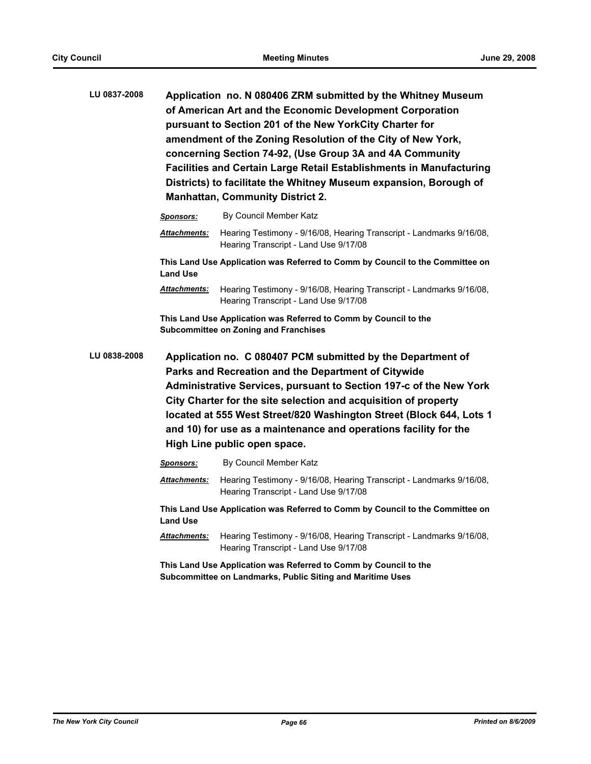**LU 0837-2008** **Application no. N 080406 ZRM submitted by the Whitney Museum of American Art and the Economic Development Corporation pursuant to Section 201 of the New YorkCity Charter for amendment of the Zoning Resolution of the City of New York, concerning Section 74-92, (Use Group 3A and 4A Community Facilities and Certain Large Retail Establishments in Manufacturing Districts) to facilitate the Whitney Museum expansion, Borough of Manhattan, Community District 2.**

***Sponsors:*** By Council Member Katz

***Attachments:*** Hearing Testimony - 9/16/08, Hearing Transcript - Landmarks 9/16/08, Hearing Transcript - Land Use 9/17/08

**This Land Use Application was Referred to Comm by Council to the Committee on Land Use**

***Attachments:*** Hearing Testimony - 9/16/08, Hearing Transcript - Landmarks 9/16/08, Hearing Transcript - Land Use 9/17/08

**This Land Use Application was Referred to Comm by Council to the Subcommittee on Zoning and Franchises**

**LU 0838-2008** **Application no. C 080407 PCM submitted by the Department of Parks and Recreation and the Department of Citywide Administrative Services, pursuant to Section 197-c of the New York City Charter for the site selection and acquisition of property located at 555 West Street/820 Washington Street (Block 644, Lots 1 and 10) for use as a maintenance and operations facility for the High Line public open space.**

***Sponsors:*** By Council Member Katz

***Attachments:*** Hearing Testimony - 9/16/08, Hearing Transcript - Landmarks 9/16/08, Hearing Transcript - Land Use 9/17/08

**This Land Use Application was Referred to Comm by Council to the Committee on Land Use**

***Attachments:*** Hearing Testimony - 9/16/08, Hearing Transcript - Landmarks 9/16/08, Hearing Transcript - Land Use 9/17/08

**This Land Use Application was Referred to Comm by Council to the Subcommittee on Landmarks, Public Siting and Maritime Uses**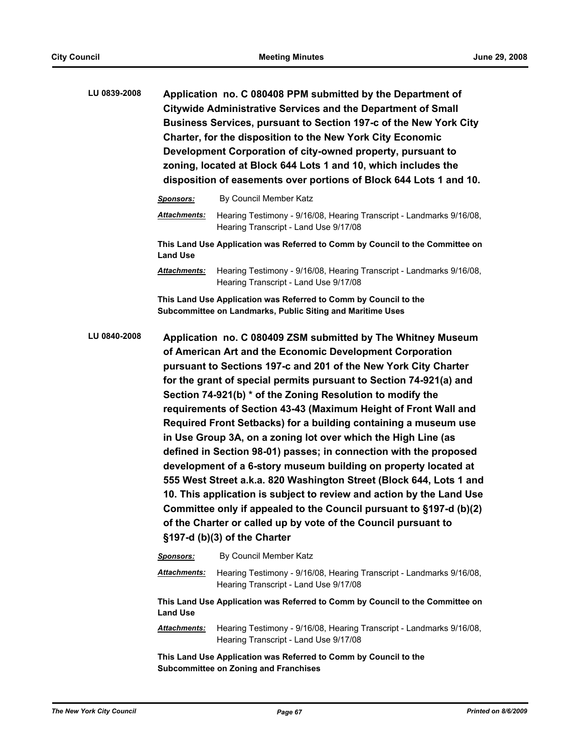**LU 0839-2008** **Application no. C 080408 PPM submitted by the Department of Citywide Administrative Services and the Department of Small Business Services, pursuant to Section 197-c of the New York City Charter, for the disposition to the New York City Economic Development Corporation of city-owned property, pursuant to zoning, located at Block 644 Lots 1 and 10, which includes the disposition of easements over portions of Block 644 Lots 1 and 10.**

***Sponsors:*** By Council Member Katz

***Attachments:*** Hearing Testimony - 9/16/08, Hearing Transcript - Landmarks 9/16/08, Hearing Transcript - Land Use 9/17/08

**This Land Use Application was Referred to Comm by Council to the Committee on Land Use**

***Attachments:*** Hearing Testimony - 9/16/08, Hearing Transcript - Landmarks 9/16/08, Hearing Transcript - Land Use 9/17/08

**This Land Use Application was Referred to Comm by Council to the Subcommittee on Landmarks, Public Siting and Maritime Uses**

**LU 0840-2008** **Application no. C 080409 ZSM submitted by The Whitney Museum of American Art and the Economic Development Corporation pursuant to Sections 197-c and 201 of the New York City Charter for the grant of special permits pursuant to Section 74-921(a) and Section 74-921(b) * of the Zoning Resolution to modify the requirements of Section 43-43 (Maximum Height of Front Wall and Required Front Setbacks) for a building containing a museum use in Use Group 3A, on a zoning lot over which the High Line (as defined in Section 98-01) passes; in connection with the proposed development of a 6-story museum building on property located at 555 West Street a.k.a. 820 Washington Street (Block 644, Lots 1 and 10. This application is subject to review and action by the Land Use Committee only if appealed to the Council pursuant to §197-d (b)(2) of the Charter or called up by vote of the Council pursuant to §197-d (b)(3) of the Charter**

***Sponsors:*** By Council Member Katz

***Attachments:*** Hearing Testimony - 9/16/08, Hearing Transcript - Landmarks 9/16/08, Hearing Transcript - Land Use 9/17/08

**This Land Use Application was Referred to Comm by Council to the Committee on Land Use**

***Attachments:*** Hearing Testimony - 9/16/08, Hearing Transcript - Landmarks 9/16/08, Hearing Transcript - Land Use 9/17/08

**This Land Use Application was Referred to Comm by Council to the Subcommittee on Zoning and Franchises**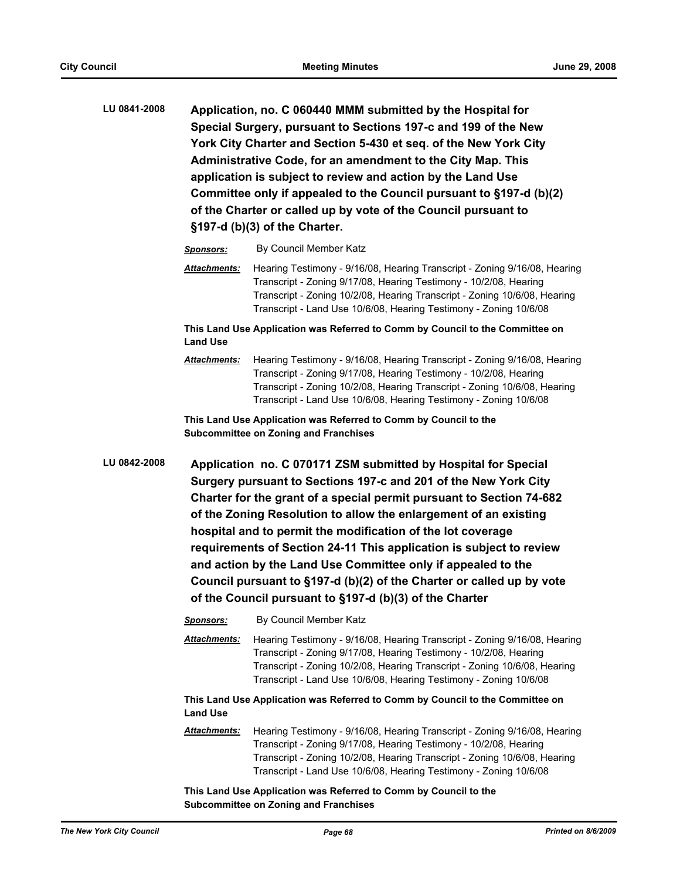**LU 0841-2008** **Application, no. C 060440 MMM submitted by the Hospital for Special Surgery, pursuant to Sections 197-c and 199 of the New York City Charter and Section 5-430 et seq. of the New York City Administrative Code, for an amendment to the City Map. This application is subject to review and action by the Land Use Committee only if appealed to the Council pursuant to §197-d (b)(2) of the Charter or called up by vote of the Council pursuant to §197-d (b)(3) of the Charter.**

***Sponsors:*** By Council Member Katz

***Attachments:*** Hearing Testimony - 9/16/08, Hearing Transcript - Zoning 9/16/08, Hearing Transcript - Zoning 9/17/08, Hearing Testimony - 10/2/08, Hearing Transcript - Zoning 10/2/08, Hearing Transcript - Zoning 10/6/08, Hearing Transcript - Land Use 10/6/08, Hearing Testimony - Zoning 10/6/08

**This Land Use Application was Referred to Comm by Council to the Committee on Land Use**

***Attachments:*** Hearing Testimony - 9/16/08, Hearing Transcript - Zoning 9/16/08, Hearing Transcript - Zoning 9/17/08, Hearing Testimony - 10/2/08, Hearing Transcript - Zoning 10/2/08, Hearing Transcript - Zoning 10/6/08, Hearing Transcript - Land Use 10/6/08, Hearing Testimony - Zoning 10/6/08

**This Land Use Application was Referred to Comm by Council to the Subcommittee on Zoning and Franchises**

**LU 0842-2008** **Application no. C 070171 ZSM submitted by Hospital for Special Surgery pursuant to Sections 197-c and 201 of the New York City Charter for the grant of a special permit pursuant to Section 74-682 of the Zoning Resolution to allow the enlargement of an existing hospital and to permit the modification of the lot coverage requirements of Section 24-11 This application is subject to review and action by the Land Use Committee only if appealed to the Council pursuant to §197-d (b)(2) of the Charter or called up by vote of the Council pursuant to §197-d (b)(3) of the Charter**

***Sponsors:*** By Council Member Katz

***Attachments:*** Hearing Testimony - 9/16/08, Hearing Transcript - Zoning 9/16/08, Hearing Transcript - Zoning 9/17/08, Hearing Testimony - 10/2/08, Hearing Transcript - Zoning 10/2/08, Hearing Transcript - Zoning 10/6/08, Hearing Transcript - Land Use 10/6/08, Hearing Testimony - Zoning 10/6/08

**This Land Use Application was Referred to Comm by Council to the Committee on Land Use**

***Attachments:*** Hearing Testimony - 9/16/08, Hearing Transcript - Zoning 9/16/08, Hearing Transcript - Zoning 9/17/08, Hearing Testimony - 10/2/08, Hearing Transcript - Zoning 10/2/08, Hearing Transcript - Zoning 10/6/08, Hearing Transcript - Land Use 10/6/08, Hearing Testimony - Zoning 10/6/08

**This Land Use Application was Referred to Comm by Council to the Subcommittee on Zoning and Franchises**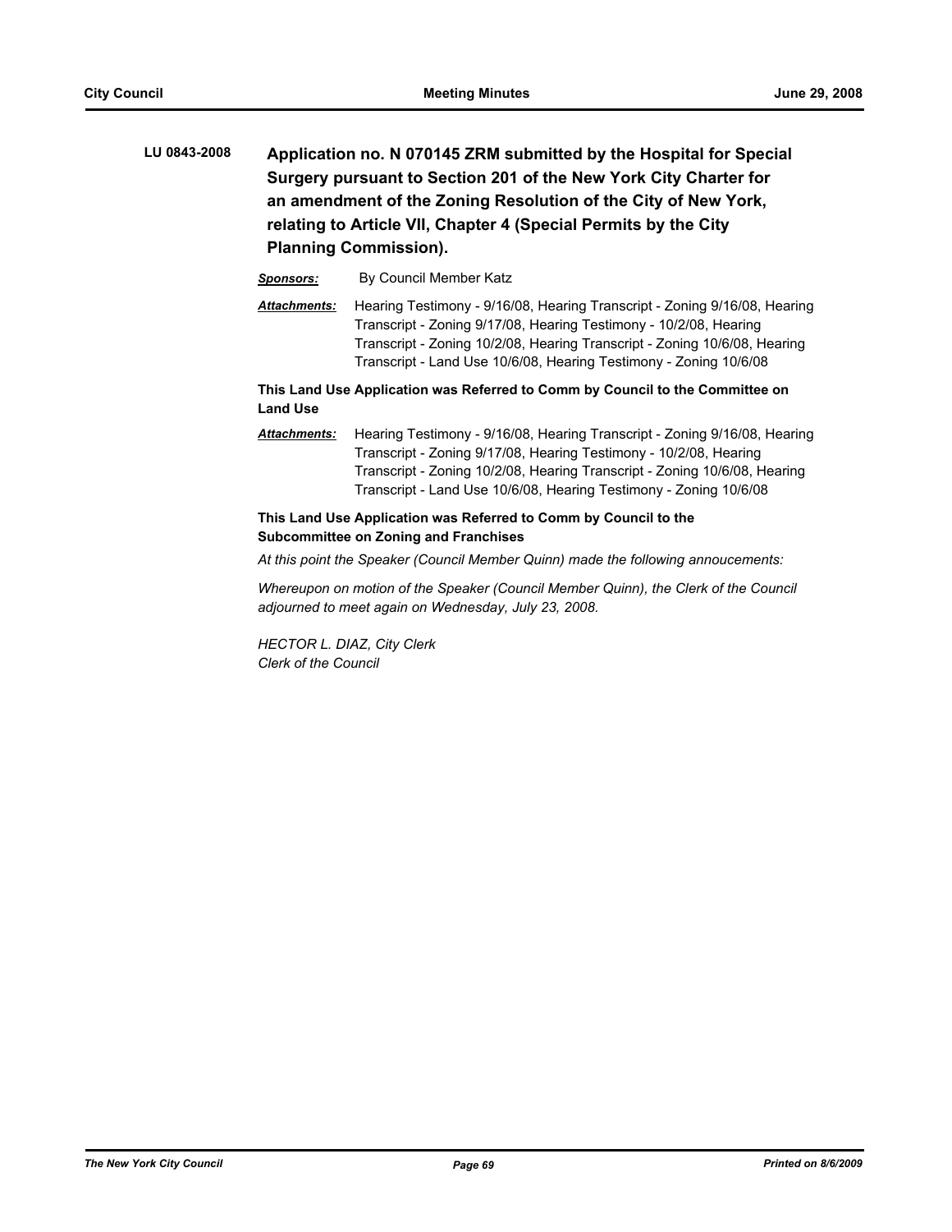**LU 0843-2008** **Application no. N 070145 ZRM submitted by the Hospital for Special Surgery pursuant to Section 201 of the New York City Charter for an amendment of the Zoning Resolution of the City of New York, relating to Article VII, Chapter 4 (Special Permits by the City Planning Commission).**

***Sponsors:*** By Council Member Katz

***Attachments:*** Hearing Testimony - 9/16/08, Hearing Transcript - Zoning 9/16/08, Hearing Transcript - Zoning 9/17/08, Hearing Testimony - 10/2/08, Hearing Transcript - Zoning 10/2/08, Hearing Transcript - Zoning 10/6/08, Hearing Transcript - Land Use 10/6/08, Hearing Testimony - Zoning 10/6/08

**This Land Use Application was Referred to Comm by Council to the Committee on Land Use**

***Attachments:*** Hearing Testimony - 9/16/08, Hearing Transcript - Zoning 9/16/08, Hearing Transcript - Zoning 9/17/08, Hearing Testimony - 10/2/08, Hearing Transcript - Zoning 10/2/08, Hearing Transcript - Zoning 10/6/08, Hearing Transcript - Land Use 10/6/08, Hearing Testimony - Zoning 10/6/08

**This Land Use Application was Referred to Comm by Council to the Subcommittee on Zoning and Franchises**

*At this point the Speaker (Council Member Quinn) made the following annoucements:*

*Whereupon on motion of the Speaker (Council Member Quinn), the Clerk of the Council adjourned to meet again on Wednesday, July 23, 2008.*

*HECTOR L. DIAZ, City Clerk*
*Clerk of the Council*